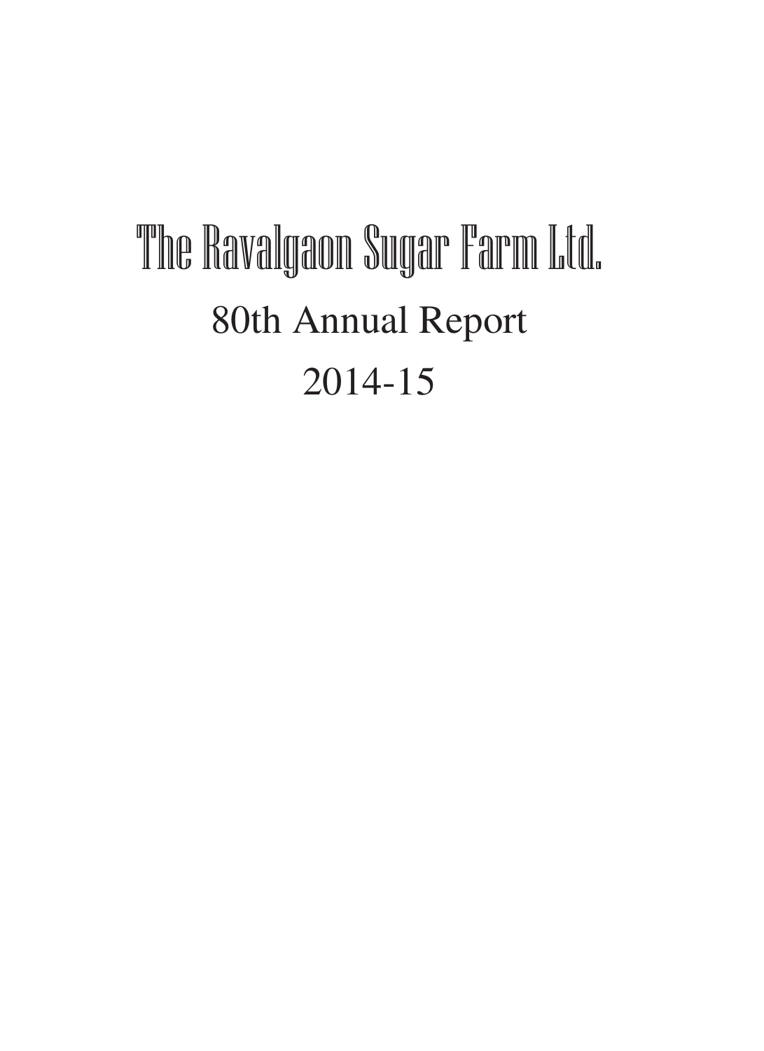# The Ravalgaon Sugar Farm Ltd.

## 80th Annual Report

## 2014-15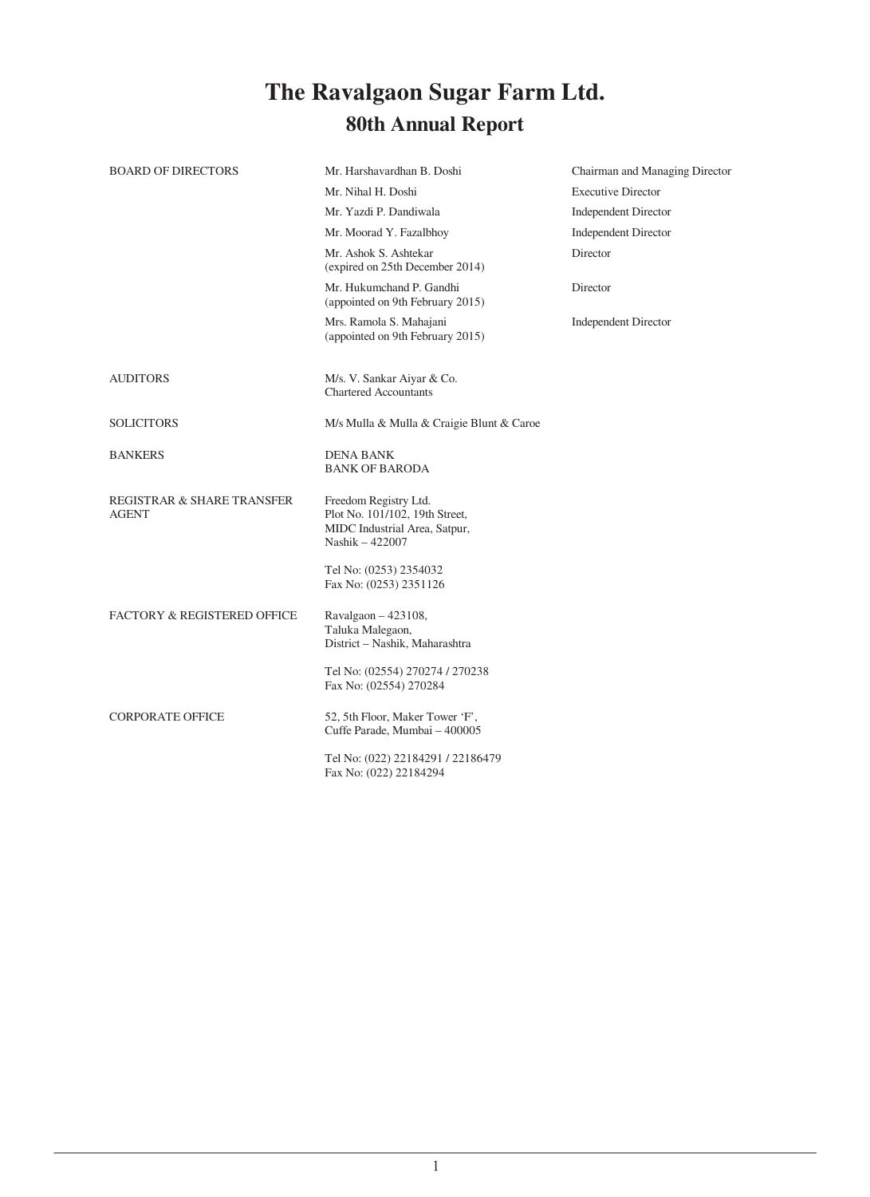# The Ravalgaon Sugar Farm Ltd.

## 80th Annual Report

| | | |
|---|---|---|
| BOARD OF DIRECTORS | Mr. Harshavardhan B. Doshi | Chairman and Managing Director |
| | Mr. Nihal H. Doshi | Executive Director |
| | Mr. Yazdi P. Dandiwala | Independent Director |
| | Mr. Moorad Y. Fazalbhoy | Independent Director |
| | Mr. Ashok S. Ashtekar (expired on 25th December 2014) | Director |
| | Mr. Hukumchand P. Gandhi (appointed on 9th February 2015) | Director |
| | Mrs. Ramola S. Mahajani (appointed on 9th February 2015) | Independent Director |

AUDITORS
M/s. V. Sankar Aiyar & Co.
Chartered Accountants

SOLICITORS
M/s Mulla & Mulla & Craigie Blunt & Caroe

BANKERS
DENA BANK
BANK OF BARODA

REGISTRAR & SHARE TRANSFER AGENT
Freedom Registry Ltd.
Plot No. 101/102, 19th Street,
MIDC Industrial Area, Satpur,
Nashik – 422007

Tel No: (0253) 2354032
Fax No: (0253) 2351126

FACTORY & REGISTERED OFFICE
Ravalgaon – 423108,
Taluka Malegaon,
District – Nashik, Maharashtra

Tel No: (02554) 270274 / 270238
Fax No: (02554) 270284

CORPORATE OFFICE
52, 5th Floor, Maker Tower 'F',
Cuffe Parade, Mumbai – 400005

Tel No: (022) 22184291 / 22186479
Fax No: (022) 22184294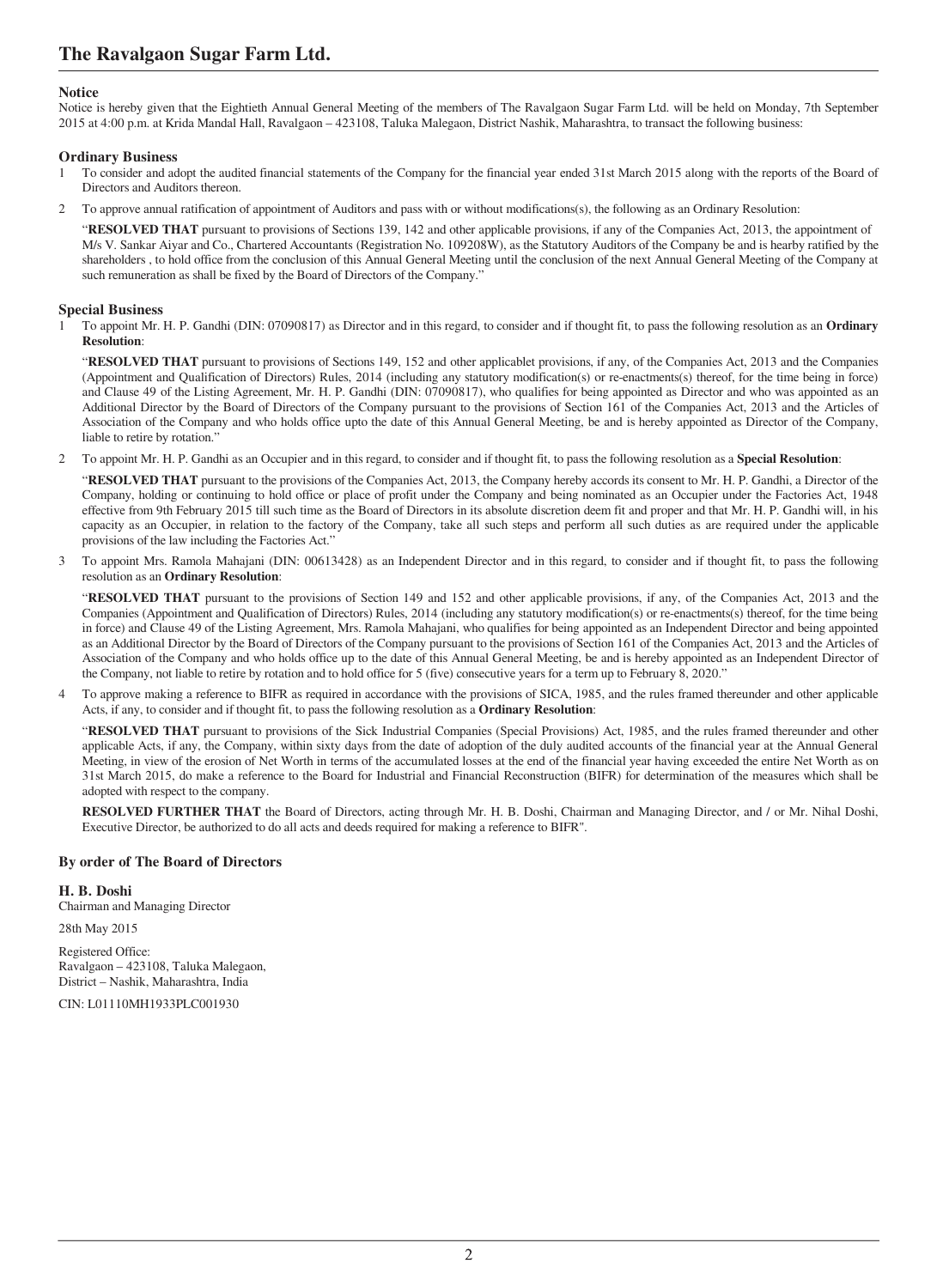## Notice

Notice is hereby given that the Eightieth Annual General Meeting of the members of The Ravalgaon Sugar Farm Ltd. will be held on Monday, 7th September 2015 at 4:00 p.m. at Krida Mandal Hall, Ravalgaon – 423108, Taluka Malegaon, District Nashik, Maharashtra, to transact the following business:

### Ordinary Business

1 To consider and adopt the audited financial statements of the Company for the financial year ended 31st March 2015 along with the reports of the Board of Directors and Auditors thereon.

2 To approve annual ratification of appointment of Auditors and pass with or without modifications(s), the following as an Ordinary Resolution:

"**RESOLVED THAT** pursuant to provisions of Sections 139, 142 and other applicable provisions, if any of the Companies Act, 2013, the appointment of M/s V. Sankar Aiyar and Co., Chartered Accountants (Registration No. 109208W), as the Statutory Auditors of the Company be and is hearby ratified by the shareholders , to hold office from the conclusion of this Annual General Meeting until the conclusion of the next Annual General Meeting of the Company at such remuneration as shall be fixed by the Board of Directors of the Company."

### Special Business

1 To appoint Mr. H. P. Gandhi (DIN: 07090817) as Director and in this regard, to consider and if thought fit, to pass the following resolution as an **Ordinary Resolution**:

"**RESOLVED THAT** pursuant to provisions of Sections 149, 152 and other applicablet provisions, if any, of the Companies Act, 2013 and the Companies (Appointment and Qualification of Directors) Rules, 2014 (including any statutory modification(s) or re-enactments(s) thereof, for the time being in force) and Clause 49 of the Listing Agreement, Mr. H. P. Gandhi (DIN: 07090817), who qualifies for being appointed as Director and who was appointed as an Additional Director by the Board of Directors of the Company pursuant to the provisions of Section 161 of the Companies Act, 2013 and the Articles of Association of the Company and who holds office upto the date of this Annual General Meeting, be and is hereby appointed as Director of the Company, liable to retire by rotation."

2 To appoint Mr. H. P. Gandhi as an Occupier and in this regard, to consider and if thought fit, to pass the following resolution as a **Special Resolution**:

"**RESOLVED THAT** pursuant to the provisions of the Companies Act, 2013, the Company hereby accords its consent to Mr. H. P. Gandhi, a Director of the Company, holding or continuing to hold office or place of profit under the Company and being nominated as an Occupier under the Factories Act, 1948 effective from 9th February 2015 till such time as the Board of Directors in its absolute discretion deem fit and proper and that Mr. H. P. Gandhi will, in his capacity as an Occupier, in relation to the factory of the Company, take all such steps and perform all such duties as are required under the applicable provisions of the law including the Factories Act."

3 To appoint Mrs. Ramola Mahajani (DIN: 00613428) as an Independent Director and in this regard, to consider and if thought fit, to pass the following resolution as an **Ordinary Resolution**:

"**RESOLVED THAT** pursuant to the provisions of Section 149 and 152 and other applicable provisions, if any, of the Companies Act, 2013 and the Companies (Appointment and Qualification of Directors) Rules, 2014 (including any statutory modification(s) or re-enactments(s) thereof, for the time being in force) and Clause 49 of the Listing Agreement, Mrs. Ramola Mahajani, who qualifies for being appointed as an Independent Director and being appointed as an Additional Director by the Board of Directors of the Company pursuant to the provisions of Section 161 of the Companies Act, 2013 and the Articles of Association of the Company and who holds office up to the date of this Annual General Meeting, be and is hereby appointed as an Independent Director of the Company, not liable to retire by rotation and to hold office for 5 (five) consecutive years for a term up to February 8, 2020."

4 To approve making a reference to BIFR as required in accordance with the provisions of SICA, 1985, and the rules framed thereunder and other applicable Acts, if any, to consider and if thought fit, to pass the following resolution as a **Ordinary Resolution**:

"**RESOLVED THAT** pursuant to provisions of the Sick Industrial Companies (Special Provisions) Act, 1985, and the rules framed thereunder and other applicable Acts, if any, the Company, within sixty days from the date of adoption of the duly audited accounts of the financial year at the Annual General Meeting, in view of the erosion of Net Worth in terms of the accumulated losses at the end of the financial year having exceeded the entire Net Worth as on 31st March 2015, do make a reference to the Board for Industrial and Financial Reconstruction (BIFR) for determination of the measures which shall be adopted with respect to the company.

**RESOLVED FURTHER THAT** the Board of Directors, acting through Mr. H. B. Doshi, Chairman and Managing Director, and / or Mr. Nihal Doshi, Executive Director, be authorized to do all acts and deeds required for making a reference to BIFR".

**By order of The Board of Directors**

**H. B. Doshi**
Chairman and Managing Director

28th May 2015

Registered Office:
Ravalgaon – 423108, Taluka Malegaon,
District – Nashik, Maharashtra, India

CIN: L01110MH1933PLC001930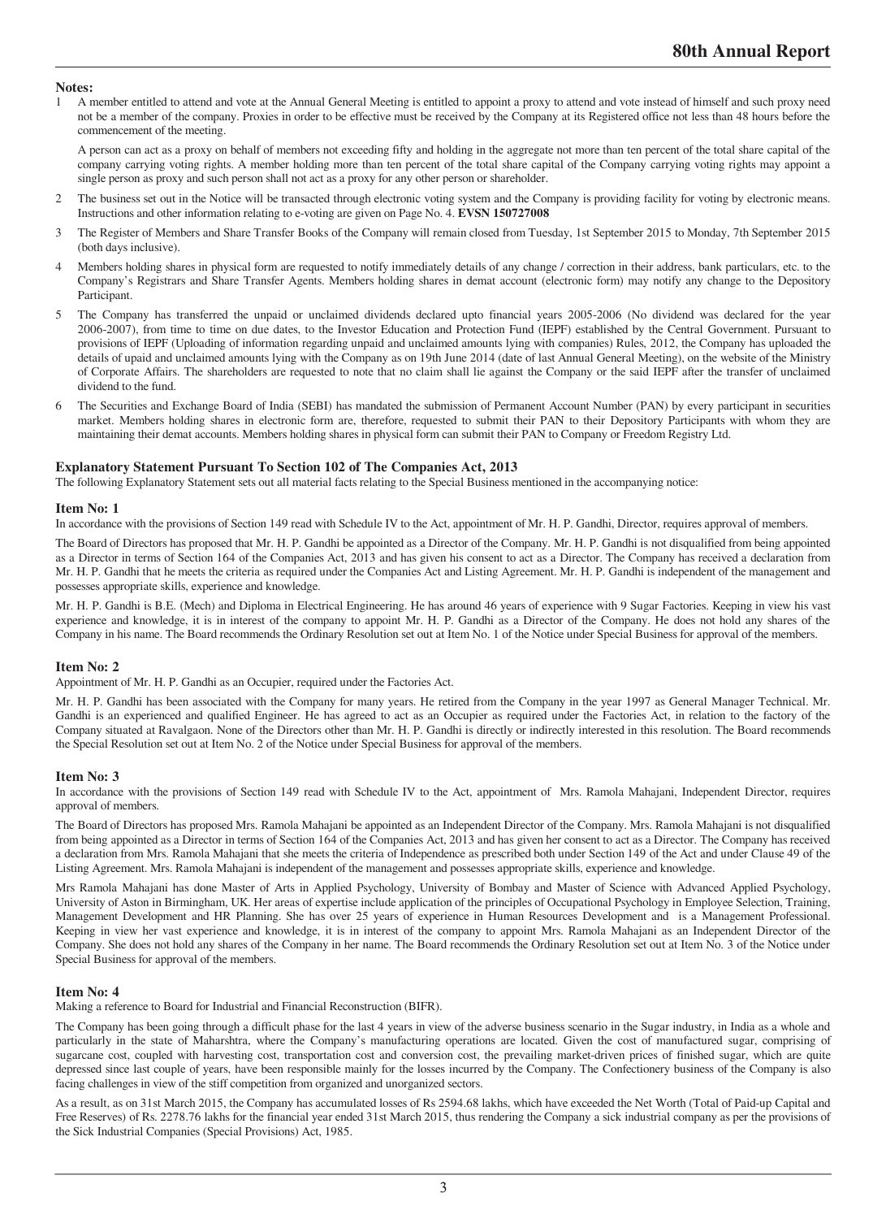**Notes:**

1 A member entitled to attend and vote at the Annual General Meeting is entitled to appoint a proxy to attend and vote instead of himself and such proxy need not be a member of the company. Proxies in order to be effective must be received by the Company at its Registered office not less than 48 hours before the commencement of the meeting.

   A person can act as a proxy on behalf of members not exceeding fifty and holding in the aggregate not more than ten percent of the total share capital of the company carrying voting rights. A member holding more than ten percent of the total share capital of the Company carrying voting rights may appoint a single person as proxy and such person shall not act as a proxy for any other person or shareholder.

2 The business set out in the Notice will be transacted through electronic voting system and the Company is providing facility for voting by electronic means. Instructions and other information relating to e-voting are given on Page No. 4. **EVSN 150727008**

3 The Register of Members and Share Transfer Books of the Company will remain closed from Tuesday, 1st September 2015 to Monday, 7th September 2015 (both days inclusive).

4 Members holding shares in physical form are requested to notify immediately details of any change / correction in their address, bank particulars, etc. to the Company's Registrars and Share Transfer Agents. Members holding shares in demat account (electronic form) may notify any change to the Depository Participant.

5 The Company has transferred the unpaid or unclaimed dividends declared upto financial years 2005-2006 (No dividend was declared for the year 2006-2007), from time to time on due dates, to the Investor Education and Protection Fund (IEPF) established by the Central Government. Pursuant to provisions of IEPF (Uploading of information regarding unpaid and unclaimed amounts lying with companies) Rules, 2012, the Company has uploaded the details of upaid and unclaimed amounts lying with the Company as on 19th June 2014 (date of last Annual General Meeting), on the website of the Ministry of Corporate Affairs. The shareholders are requested to note that no claim shall lie against the Company or the said IEPF after the transfer of unclaimed dividend to the fund.

6 The Securities and Exchange Board of India (SEBI) has mandated the submission of Permanent Account Number (PAN) by every participant in securities market. Members holding shares in electronic form are, therefore, requested to submit their PAN to their Depository Participants with whom they are maintaining their demat accounts. Members holding shares in physical form can submit their PAN to Company or Freedom Registry Ltd.

### Explanatory Statement Pursuant To Section 102 of The Companies Act, 2013

The following Explanatory Statement sets out all material facts relating to the Special Business mentioned in the accompanying notice:

#### Item No: 1

In accordance with the provisions of Section 149 read with Schedule IV to the Act, appointment of Mr. H. P. Gandhi, Director, requires approval of members.

The Board of Directors has proposed that Mr. H. P. Gandhi be appointed as a Director of the Company. Mr. H. P. Gandhi is not disqualified from being appointed as a Director in terms of Section 164 of the Companies Act, 2013 and has given his consent to act as a Director. The Company has received a declaration from Mr. H. P. Gandhi that he meets the criteria as required under the Companies Act and Listing Agreement. Mr. H. P. Gandhi is independent of the management and possesses appropriate skills, experience and knowledge.

Mr. H. P. Gandhi is B.E. (Mech) and Diploma in Electrical Engineering. He has around 46 years of experience with 9 Sugar Factories. Keeping in view his vast experience and knowledge, it is in interest of the company to appoint Mr. H. P. Gandhi as a Director of the Company. He does not hold any shares of the Company in his name. The Board recommends the Ordinary Resolution set out at Item No. 1 of the Notice under Special Business for approval of the members.

#### Item No: 2

Appointment of Mr. H. P. Gandhi as an Occupier, required under the Factories Act.

Mr. H. P. Gandhi has been associated with the Company for many years. He retired from the Company in the year 1997 as General Manager Technical. Mr. Gandhi is an experienced and qualified Engineer. He has agreed to act as an Occupier as required under the Factories Act, in relation to the factory of the Company situated at Ravalgaon. None of the Directors other than Mr. H. P. Gandhi is directly or indirectly interested in this resolution. The Board recommends the Special Resolution set out at Item No. 2 of the Notice under Special Business for approval of the members.

#### Item No: 3

In accordance with the provisions of Section 149 read with Schedule IV to the Act, appointment of Mrs. Ramola Mahajani, Independent Director, requires approval of members.

The Board of Directors has proposed Mrs. Ramola Mahajani be appointed as an Independent Director of the Company. Mrs. Ramola Mahajani is not disqualified from being appointed as a Director in terms of Section 164 of the Companies Act, 2013 and has given her consent to act as a Director. The Company has received a declaration from Mrs. Ramola Mahajani that she meets the criteria of Independence as prescribed both under Section 149 of the Act and under Clause 49 of the Listing Agreement. Mrs. Ramola Mahajani is independent of the management and possesses appropriate skills, experience and knowledge.

Mrs Ramola Mahajani has done Master of Arts in Applied Psychology, University of Bombay and Master of Science with Advanced Applied Psychology, University of Aston in Birmingham, UK. Her areas of expertise include application of the principles of Occupational Psychology in Employee Selection, Training, Management Development and HR Planning. She has over 25 years of experience in Human Resources Development and is a Management Professional. Keeping in view her vast experience and knowledge, it is in interest of the company to appoint Mrs. Ramola Mahajani as an Independent Director of the Company. She does not hold any shares of the Company in her name. The Board recommends the Ordinary Resolution set out at Item No. 3 of the Notice under Special Business for approval of the members.

#### Item No: 4

Making a reference to Board for Industrial and Financial Reconstruction (BIFR).

The Company has been going through a difficult phase for the last 4 years in view of the adverse business scenario in the Sugar industry, in India as a whole and particularly in the state of Maharshtra, where the Company's manufacturing operations are located. Given the cost of manufactured sugar, comprising of sugarcane cost, coupled with harvesting cost, transportation cost and conversion cost, the prevailing market-driven prices of finished sugar, which are quite depressed since last couple of years, have been responsible mainly for the losses incurred by the Company. The Confectionery business of the Company is also facing challenges in view of the stiff competition from organized and unorganized sectors.

As a result, as on 31st March 2015, the Company has accumulated losses of Rs 2594.68 lakhs, which have exceeded the Net Worth (Total of Paid-up Capital and Free Reserves) of Rs. 2278.76 lakhs for the financial year ended 31st March 2015, thus rendering the Company a sick industrial company as per the provisions of the Sick Industrial Companies (Special Provisions) Act, 1985.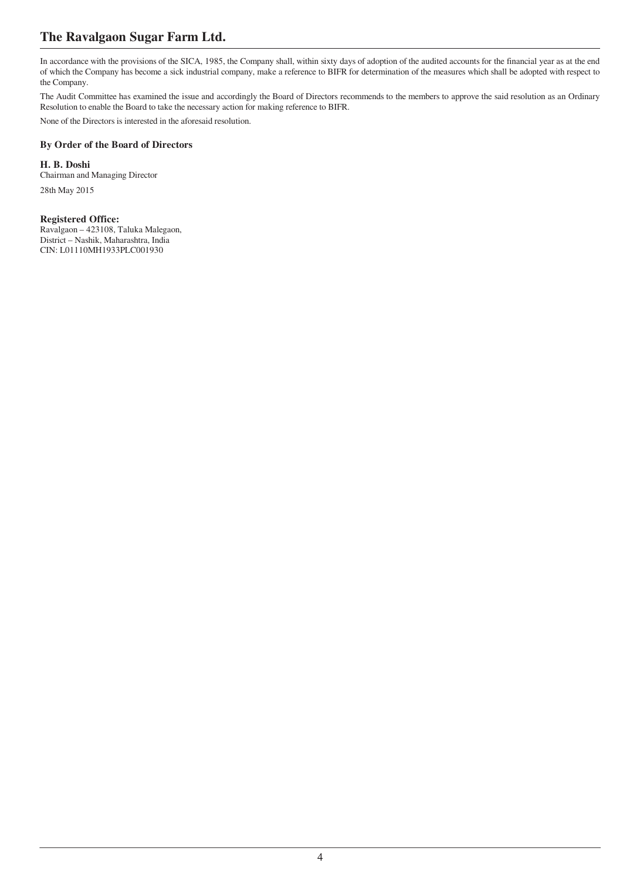In accordance with the provisions of the SICA, 1985, the Company shall, within sixty days of adoption of the audited accounts for the financial year as at the end of which the Company has become a sick industrial company, make a reference to BIFR for determination of the measures which shall be adopted with respect to the Company.

The Audit Committee has examined the issue and accordingly the Board of Directors recommends to the members to approve the said resolution as an Ordinary Resolution to enable the Board to take the necessary action for making reference to BIFR.

None of the Directors is interested in the aforesaid resolution.

**By Order of the Board of Directors**

**H. B. Doshi**
Chairman and Managing Director

28th May 2015

**Registered Office:**
Ravalgaon – 423108, Taluka Malegaon,
District – Nashik, Maharashtra, India
CIN: L01110MH1933PLC001930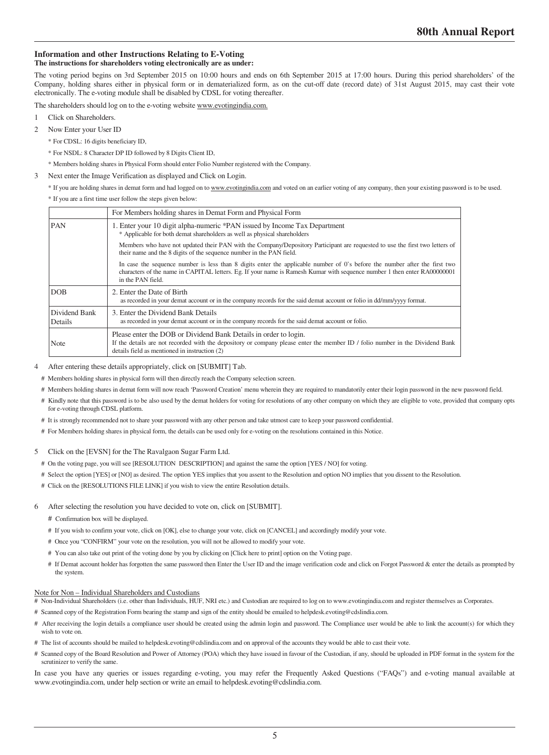### Information and other Instructions Relating to E-Voting

**The instructions for shareholders voting electronically are as under:**

The voting period begins on 3rd September 2015 on 10:00 hours and ends on 6th September 2015 at 17:00 hours. During this period shareholders' of the Company, holding shares either in physical form or in dematerialized form, as on the cut-off date (record date) of 31st August 2015, may cast their vote electronically. The e-voting module shall be disabled by CDSL for voting thereafter.

The shareholders should log on to the e-voting website www.evotingindia.com.

1 Click on Shareholders.

2 Now Enter your User ID

   * For CDSL: 16 digits beneficiary ID,

   * For NSDL: 8 Character DP ID followed by 8 Digits Client ID,

   * Members holding shares in Physical Form should enter Folio Number registered with the Company.

3 Next enter the Image Verification as displayed and Click on Login.

   * If you are holding shares in demat form and had logged on to www.evotingindia.com and voted on an earlier voting of any company, then your existing password is to be used.

   * If you are a first time user follow the steps given below:

| | For Members holding shares in Demat Form and Physical Form |
|---|---|
| PAN | 1. Enter your 10 digit alpha-numeric *PAN issued by Income Tax Department<br>* Applicable for both demat shareholders as well as physical shareholders<br>Members who have not updated their PAN with the Company/Depository Participant are requested to use the first two letters of their name and the 8 digits of the sequence number in the PAN field.<br>In case the sequence number is less than 8 digits enter the applicable number of 0's before the number after the first two characters of the name in CAPITAL letters. Eg. If your name is Ramesh Kumar with sequence number 1 then enter RA00000001 in the PAN field. |
| DOB | 2. Enter the Date of Birth<br>as recorded in your demat account or in the company records for the said demat account or folio in dd/mm/yyyy format. |
| Dividend Bank Details | 3. Enter the Dividend Bank Details<br>as recorded in your demat account or in the company records for the said demat account or folio. |
| Note | Please enter the DOB or Dividend Bank Details in order to login.<br>If the details are not recorded with the depository or company please enter the member ID / folio number in the Dividend Bank details field as mentioned in instruction (2) |

4 After entering these details appropriately, click on [SUBMIT] Tab.

   # Members holding shares in physical form will then directly reach the Company selection screen.

   # Members holding shares in demat form will now reach 'Password Creation' menu wherein they are required to mandatorily enter their login password in the new password field.

   # Kindly note that this password is to be also used by the demat holders for voting for resolutions of any other company on which they are eligible to vote, provided that company opts for e-voting through CDSL platform.

   # It is strongly recommended not to share your password with any other person and take utmost care to keep your password confidential.

   # For Members holding shares in physical form, the details can be used only for e-voting on the resolutions contained in this Notice.

5 Click on the [EVSN] for the The Ravalgaon Sugar Farm Ltd.

   # On the voting page, you will see [RESOLUTION DESCRIPTION] and against the same the option [YES / NO] for voting.

   # Select the option [YES] or [NO] as desired. The option YES implies that you assent to the Resolution and option NO implies that you dissent to the Resolution.

   # Click on the [RESOLUTIONS FILE LINK] if you wish to view the entire Resolution details.

6 After selecting the resolution you have decided to vote on, click on [SUBMIT].

   # Confirmation box will be displayed.

   # If you wish to confirm your vote, click on [OK], else to change your vote, click on [CANCEL] and accordingly modify your vote.

   # Once you "CONFIRM" your vote on the resolution, you will not be allowed to modify your vote.

   # You can also take out print of the voting done by you by clicking on [Click here to print] option on the Voting page.

   # If Demat account holder has forgotten the same password then Enter the User ID and the image verification code and click on Forgot Password & enter the details as prompted by the system.

Note for Non – Individual Shareholders and Custodians

# Non-Individual Shareholders (i.e. other than Individuals, HUF, NRI etc.) and Custodian are required to log on to www.evotingindia.com and register themselves as Corporates.

# Scanned copy of the Registration Form bearing the stamp and sign of the entity should be emailed to helpdesk.evoting@cdslindia.com.

# After receiving the login details a compliance user should be created using the admin login and password. The Compliance user would be able to link the account(s) for which they wish to vote on.

# The list of accounts should be mailed to helpdesk.evoting@cdslindia.com and on approval of the accounts they would be able to cast their vote.

# Scanned copy of the Board Resolution and Power of Attorney (POA) which they have issued in favour of the Custodian, if any, should be uploaded in PDF format in the system for the scrutinizer to verify the same.

In case you have any queries or issues regarding e-voting, you may refer the Frequently Asked Questions ("FAQs") and e-voting manual available at www.evotingindia.com, under help section or write an email to helpdesk.evoting@cdslindia.com.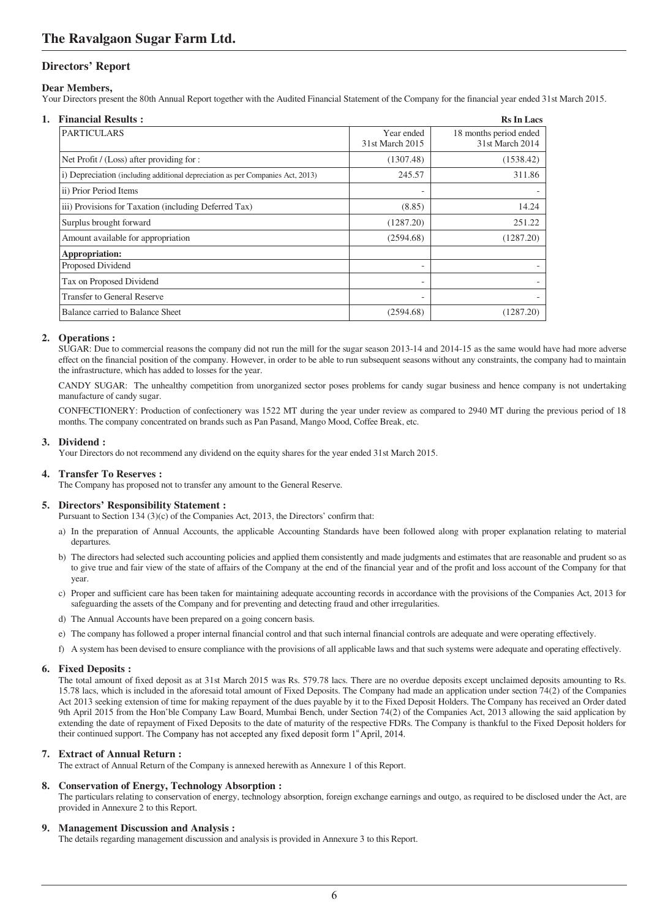## Directors' Report

**Dear Members,**

Your Directors present the 80th Annual Report together with the Audited Financial Statement of the Company for the financial year ended 31st March 2015.

### 1. Financial Results :

**Rs In Lacs**

| PARTICULARS | Year ended 31st March 2015 | 18 months period ended 31st March 2014 |
|---|---|---|
| Net Profit / (Loss) after providing for : | (1307.48) | (1538.42) |
| i) Depreciation (including additional depreciation as per Companies Act, 2013) | 245.57 | 311.86 |
| ii) Prior Period Items | - | - |
| iii) Provisions for Taxation (including Deferred Tax) | (8.85) | 14.24 |
| Surplus brought forward | (1287.20) | 251.22 |
| Amount available for appropriation | (2594.68) | (1287.20) |
| **Appropriation:** | | |
| Proposed Dividend | - | - |
| Tax on Proposed Dividend | - | - |
| Transfer to General Reserve | - | - |
| Balance carried to Balance Sheet | (2594.68) | (1287.20) |

### 2. Operations :

SUGAR: Due to commercial reasons the company did not run the mill for the sugar season 2013-14 and 2014-15 as the same would have had more adverse effect on the financial position of the company. However, in order to be able to run subsequent seasons without any constraints, the company had to maintain the infrastructure, which has added to losses for the year.

CANDY SUGAR: The unhealthy competition from unorganized sector poses problems for candy sugar business and hence company is not undertaking manufacture of candy sugar.

CONFECTIONERY: Production of confectionery was 1522 MT during the year under review as compared to 2940 MT during the previous period of 18 months. The company concentrated on brands such as Pan Pasand, Mango Mood, Coffee Break, etc.

### 3. Dividend :

Your Directors do not recommend any dividend on the equity shares for the year ended 31st March 2015.

### 4. Transfer To Reserves :

The Company has proposed not to transfer any amount to the General Reserve.

### 5. Directors' Responsibility Statement :

Pursuant to Section 134 (3)(c) of the Companies Act, 2013, the Directors' confirm that:

a) In the preparation of Annual Accounts, the applicable Accounting Standards have been followed along with proper explanation relating to material departures.

b) The directors had selected such accounting policies and applied them consistently and made judgments and estimates that are reasonable and prudent so as to give true and fair view of the state of affairs of the Company at the end of the financial year and of the profit and loss account of the Company for that year.

c) Proper and sufficient care has been taken for maintaining adequate accounting records in accordance with the provisions of the Companies Act, 2013 for safeguarding the assets of the Company and for preventing and detecting fraud and other irregularities.

d) The Annual Accounts have been prepared on a going concern basis.

e) The company has followed a proper internal financial control and that such internal financial controls are adequate and were operating effectively.

f) A system has been devised to ensure compliance with the provisions of all applicable laws and that such systems were adequate and operating effectively.

### 6. Fixed Deposits :

The total amount of fixed deposit as at 31st March 2015 was Rs. 579.78 lacs. There are no overdue deposits except unclaimed deposits amounting to Rs. 15.78 lacs, which is included in the aforesaid total amount of Fixed Deposits. The Company had made an application under section 74(2) of the Companies Act 2013 seeking extension of time for making repayment of the dues payable by it to the Fixed Deposit Holders. The Company has received an Order dated 9th April 2015 from the Hon'ble Company Law Board, Mumbai Bench, under Section 74(2) of the Companies Act, 2013 allowing the said application by extending the date of repayment of Fixed Deposits to the date of maturity of the respective FDRs. The Company is thankful to the Fixed Deposit holders for their continued support. The Company has not accepted any fixed deposit form 1st April, 2014.

### 7. Extract of Annual Return :

The extract of Annual Return of the Company is annexed herewith as Annexure 1 of this Report.

### 8. Conservation of Energy, Technology Absorption :

The particulars relating to conservation of energy, technology absorption, foreign exchange earnings and outgo, as required to be disclosed under the Act, are provided in Annexure 2 to this Report.

### 9. Management Discussion and Analysis :

The details regarding management discussion and analysis is provided in Annexure 3 to this Report.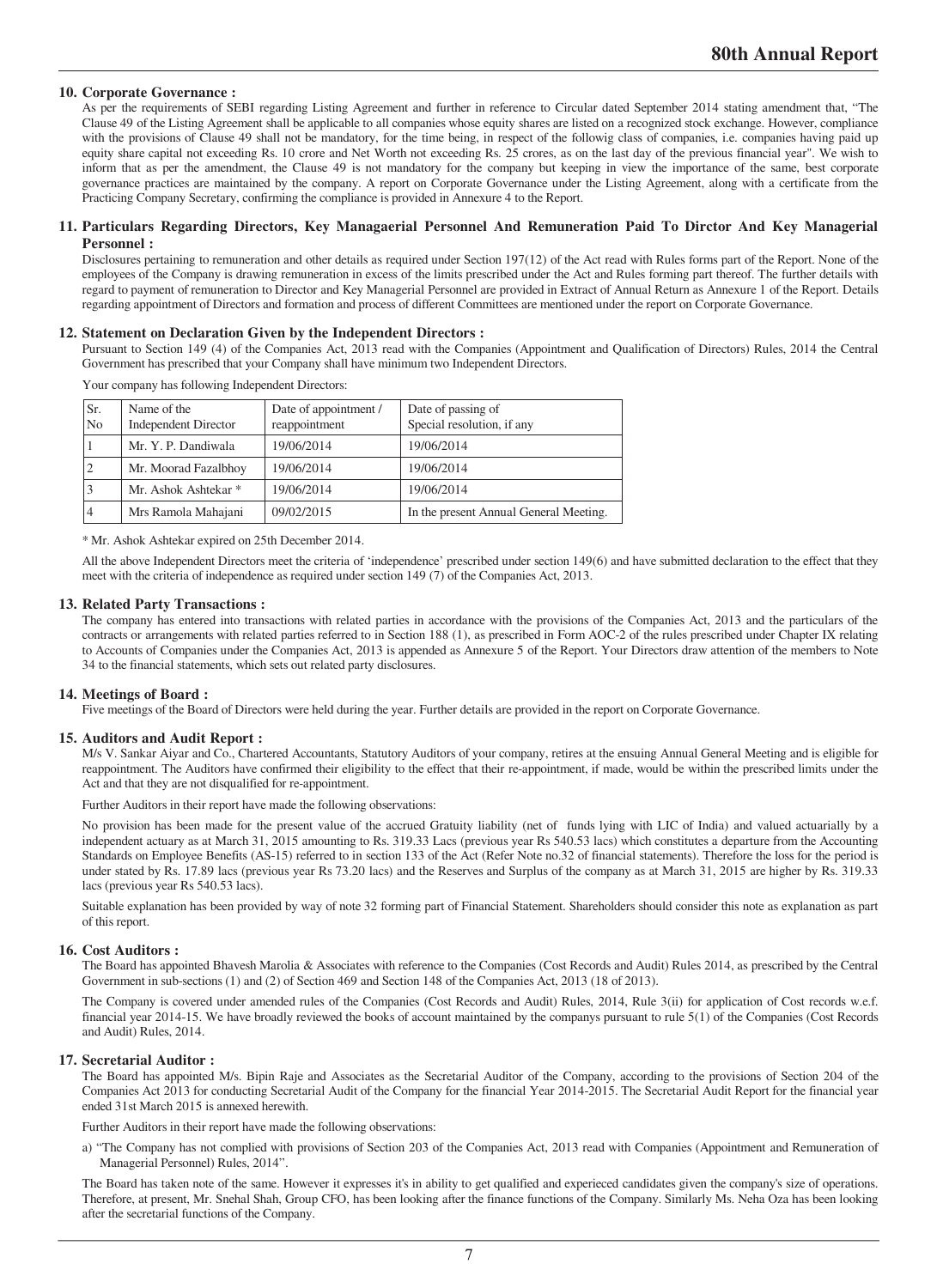### 10. Corporate Governance :

As per the requirements of SEBI regarding Listing Agreement and further in reference to Circular dated September 2014 stating amendment that, "The Clause 49 of the Listing Agreement shall be applicable to all companies whose equity shares are listed on a recognized stock exchange. However, compliance with the provisions of Clause 49 shall not be mandatory, for the time being, in respect of the followig class of companies, i.e. companies having paid up equity share capital not exceeding Rs. 10 crore and Net Worth not exceeding Rs. 25 crores, as on the last day of the previous financial year". We wish to inform that as per the amendment, the Clause 49 is not mandatory for the company but keeping in view the importance of the same, best corporate governance practices are maintained by the company. A report on Corporate Governance under the Listing Agreement, along with a certificate from the Practicing Company Secretary, confirming the compliance is provided in Annexure 4 to the Report.

### 11. Particulars Regarding Directors, Key Managaerial Personnel And Remuneration Paid To Dirctor And Key Managerial Personnel :

Disclosures pertaining to remuneration and other details as required under Section 197(12) of the Act read with Rules forms part of the Report. None of the employees of the Company is drawing remuneration in excess of the limits prescribed under the Act and Rules forming part thereof. The further details with regard to payment of remuneration to Director and Key Managerial Personnel are provided in Extract of Annual Return as Annexure 1 of the Report. Details regarding appointment of Directors and formation and process of different Committees are mentioned under the report on Corporate Governance.

### 12. Statement on Declaration Given by the Independent Directors :

Pursuant to Section 149 (4) of the Companies Act, 2013 read with the Companies (Appointment and Qualification of Directors) Rules, 2014 the Central Government has prescribed that your Company shall have minimum two Independent Directors.

Your company has following Independent Directors:

| Sr. No | Name of the Independent Director | Date of appointment / reappointment | Date of passing of Special resolution, if any |
|---|---|---|---|
| 1 | Mr. Y. P. Dandiwala | 19/06/2014 | 19/06/2014 |
| 2 | Mr. Moorad Fazalbhoy | 19/06/2014 | 19/06/2014 |
| 3 | Mr. Ashok Ashtekar * | 19/06/2014 | 19/06/2014 |
| 4 | Mrs Ramola Mahajani | 09/02/2015 | In the present Annual General Meeting. |

\* Mr. Ashok Ashtekar expired on 25th December 2014.

All the above Independent Directors meet the criteria of 'independence' prescribed under section 149(6) and have submitted declaration to the effect that they meet with the criteria of independence as required under section 149 (7) of the Companies Act, 2013.

### 13. Related Party Transactions :

The company has entered into transactions with related parties in accordance with the provisions of the Companies Act, 2013 and the particulars of the contracts or arrangements with related parties referred to in Section 188 (1), as prescribed in Form AOC-2 of the rules prescribed under Chapter IX relating to Accounts of Companies under the Companies Act, 2013 is appended as Annexure 5 of the Report. Your Directors draw attention of the members to Note 34 to the financial statements, which sets out related party disclosures.

### 14. Meetings of Board :

Five meetings of the Board of Directors were held during the year. Further details are provided in the report on Corporate Governance.

### 15. Auditors and Audit Report :

M/s V. Sankar Aiyar and Co., Chartered Accountants, Statutory Auditors of your company, retires at the ensuing Annual General Meeting and is eligible for reappointment. The Auditors have confirmed their eligibility to the effect that their re-appointment, if made, would be within the prescribed limits under the Act and that they are not disqualified for re-appointment.

Further Auditors in their report have made the following observations:

No provision has been made for the present value of the accrued Gratuity liability (net of funds lying with LIC of India) and valued actuarially by a independent actuary as at March 31, 2015 amounting to Rs. 319.33 Lacs (previous year Rs 540.53 lacs) which constitutes a departure from the Accounting Standards on Employee Benefits (AS-15) referred to in section 133 of the Act (Refer Note no.32 of financial statements). Therefore the loss for the period is under stated by Rs. 17.89 lacs (previous year Rs 73.20 lacs) and the Reserves and Surplus of the company as at March 31, 2015 are higher by Rs. 319.33 lacs (previous year Rs 540.53 lacs).

Suitable explanation has been provided by way of note 32 forming part of Financial Statement. Shareholders should consider this note as explanation as part of this report.

### 16. Cost Auditors :

The Board has appointed Bhavesh Marolia & Associates with reference to the Companies (Cost Records and Audit) Rules 2014, as prescribed by the Central Government in sub-sections (1) and (2) of Section 469 and Section 148 of the Companies Act, 2013 (18 of 2013).

The Company is covered under amended rules of the Companies (Cost Records and Audit) Rules, 2014, Rule 3(ii) for application of Cost records w.e.f. financial year 2014-15. We have broadly reviewed the books of account maintained by the companys pursuant to rule 5(1) of the Companies (Cost Records and Audit) Rules, 2014.

### 17. Secretarial Auditor :

The Board has appointed M/s. Bipin Raje and Associates as the Secretarial Auditor of the Company, according to the provisions of Section 204 of the Companies Act 2013 for conducting Secretarial Audit of the Company for the financial Year 2014-2015. The Secretarial Audit Report for the financial year ended 31st March 2015 is annexed herewith.

Further Auditors in their report have made the following observations:

a) "The Company has not complied with provisions of Section 203 of the Companies Act, 2013 read with Companies (Appointment and Remuneration of Managerial Personnel) Rules, 2014".

The Board has taken note of the same. However it expresses it's in ability to get qualified and experieced candidates given the company's size of operations. Therefore, at present, Mr. Snehal Shah, Group CFO, has been looking after the finance functions of the Company. Similarly Ms. Neha Oza has been looking after the secretarial functions of the Company.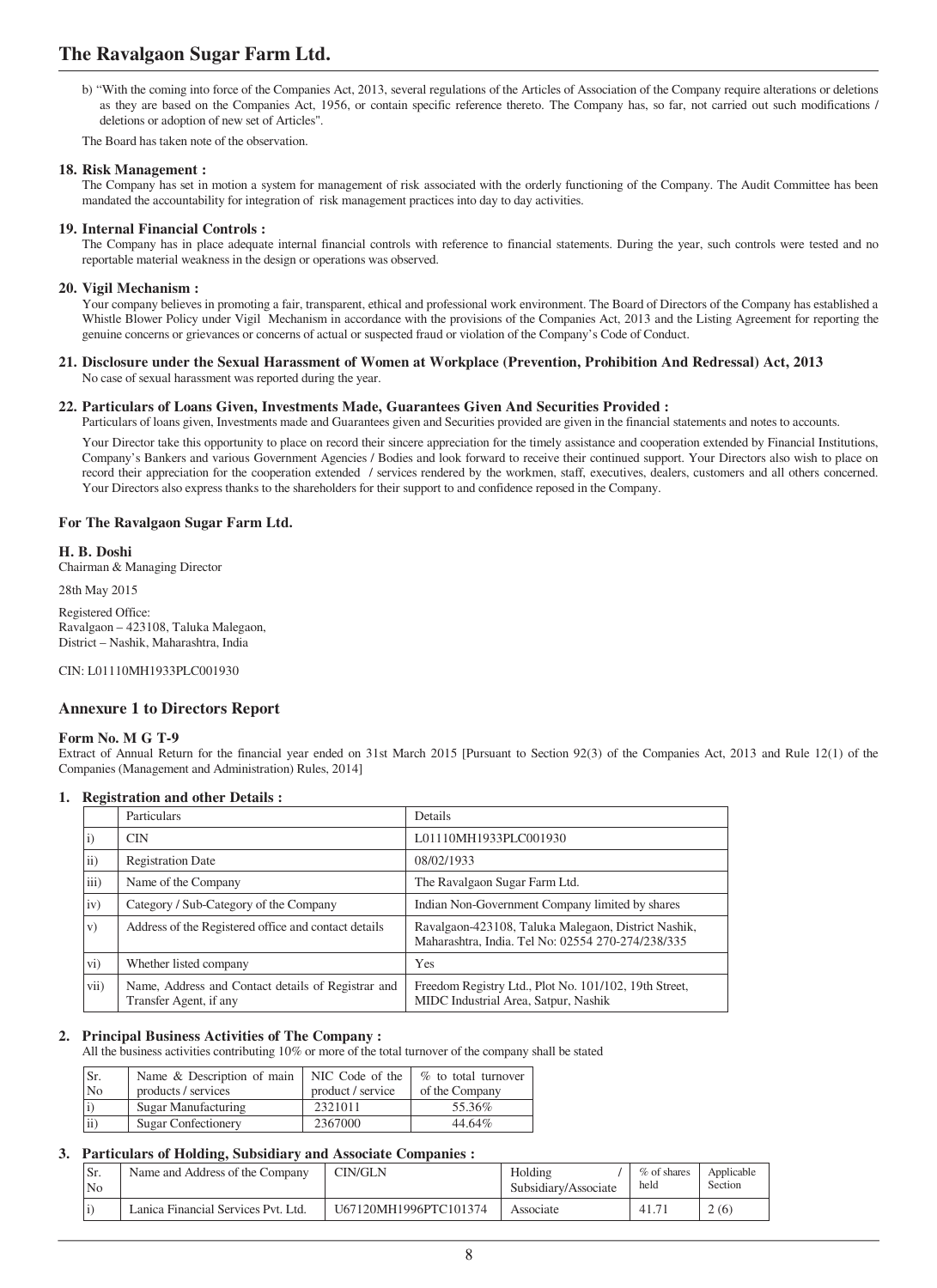b) "With the coming into force of the Companies Act, 2013, several regulations of the Articles of Association of the Company require alterations or deletions as they are based on the Companies Act, 1956, or contain specific reference thereto. The Company has, so far, not carried out such modifications / deletions or adoption of new set of Articles".

The Board has taken note of the observation.

**18. Risk Management :**

The Company has set in motion a system for management of risk associated with the orderly functioning of the Company. The Audit Committee has been mandated the accountability for integration of risk management practices into day to day activities.

**19. Internal Financial Controls :**

The Company has in place adequate internal financial controls with reference to financial statements. During the year, such controls were tested and no reportable material weakness in the design or operations was observed.

**20. Vigil Mechanism :**

Your company believes in promoting a fair, transparent, ethical and professional work environment. The Board of Directors of the Company has established a Whistle Blower Policy under Vigil Mechanism in accordance with the provisions of the Companies Act, 2013 and the Listing Agreement for reporting the genuine concerns or grievances or concerns of actual or suspected fraud or violation of the Company's Code of Conduct.

**21. Disclosure under the Sexual Harassment of Women at Workplace (Prevention, Prohibition And Redressal) Act, 2013**

No case of sexual harassment was reported during the year.

**22. Particulars of Loans Given, Investments Made, Guarantees Given And Securities Provided :**

Particulars of loans given, Investments made and Guarantees given and Securities provided are given in the financial statements and notes to accounts.

Your Director take this opportunity to place on record their sincere appreciation for the timely assistance and cooperation extended by Financial Institutions, Company's Bankers and various Government Agencies / Bodies and look forward to receive their continued support. Your Directors also wish to place on record their appreciation for the cooperation extended / services rendered by the workmen, staff, executives, dealers, customers and all others concerned. Your Directors also express thanks to the shareholders for their support to and confidence reposed in the Company.

**For The Ravalgaon Sugar Farm Ltd.**

**H. B. Doshi**
Chairman & Managing Director

28th May 2015

Registered Office:
Ravalgaon – 423108, Taluka Malegaon,
District – Nashik, Maharashtra, India

CIN: L01110MH1933PLC001930

## Annexure 1 to Directors Report

**Form No. M G T-9**

Extract of Annual Return for the financial year ended on 31st March 2015 [Pursuant to Section 92(3) of the Companies Act, 2013 and Rule 12(1) of the Companies (Management and Administration) Rules, 2014]

**1. Registration and other Details :**

| | Particulars | Details |
|---|---|---|
| i) | CIN | L01110MH1933PLC001930 |
| ii) | Registration Date | 08/02/1933 |
| iii) | Name of the Company | The Ravalgaon Sugar Farm Ltd. |
| iv) | Category / Sub-Category of the Company | Indian Non-Government Company limited by shares |
| v) | Address of the Registered office and contact details | Ravalgaon-423108, Taluka Malegaon, District Nashik, Maharashtra, India. Tel No: 02554 270-274/238/335 |
| vi) | Whether listed company | Yes |
| vii) | Name, Address and Contact details of Registrar and Transfer Agent, if any | Freedom Registry Ltd., Plot No. 101/102, 19th Street, MIDC Industrial Area, Satpur, Nashik |

**2. Principal Business Activities of The Company :**

All the business activities contributing 10% or more of the total turnover of the company shall be stated

| Sr. No | Name & Description of main products / services | NIC Code of the product / service | % to total turnover of the Company |
|---|---|---|---|
| i) | Sugar Manufacturing | 2321011 | 55.36% |
| ii) | Sugar Confectionery | 2367000 | 44.64% |

**3. Particulars of Holding, Subsidiary and Associate Companies :**

| Sr. No | Name and Address of the Company | CIN/GLN | Holding / Subsidiary/Associate | % of shares held | Applicable Section |
|---|---|---|---|---|---|
| i) | Lanica Financial Services Pvt. Ltd. | U67120MH1996PTC101374 | Associate | 41.71 | 2 (6) |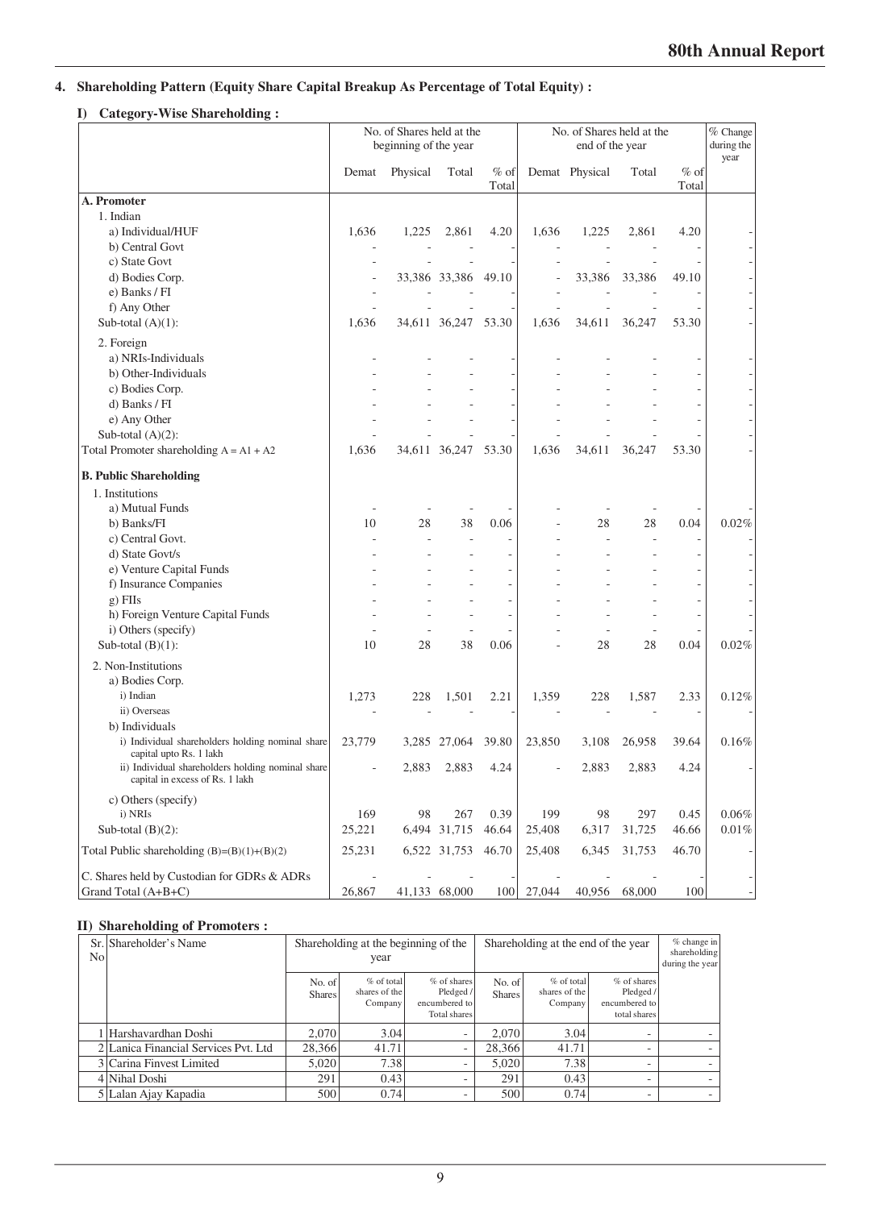## 4. Shareholding Pattern (Equity Share Capital Breakup As Percentage of Total Equity) :

### I) Category-Wise Shareholding :

| | No. of Shares held at the beginning of the year | | | | No. of Shares held at the end of the year | | | | % Change during the year |
|---|---|---|---|---|---|---|---|---|---|
| | Demat | Physical | Total | % of Total | Demat | Physical | Total | % of Total | |
| **A. Promoter** | | | | | | | | | |
| 1. Indian | | | | | | | | | |
| a) Individual/HUF | 1,636 | 1,225 | 2,861 | 4.20 | 1,636 | 1,225 | 2,861 | 4.20 | - |
| b) Central Govt | - | - | - | - | - | - | - | - | - |
| c) State Govt | - | - | - | - | - | - | - | - | - |
| d) Bodies Corp. | - | 33,386 | 33,386 | 49.10 | - | 33,386 | 33,386 | 49.10 | - |
| e) Banks / FI | - | - | - | - | - | - | - | - | - |
| f) Any Other | - | - | - | - | - | - | - | - | - |
| Sub-total (A)(1): | 1,636 | 34,611 | 36,247 | 53.30 | 1,636 | 34,611 | 36,247 | 53.30 | - |
| 2. Foreign | | | | | | | | | |
| a) NRIs-Individuals | - | - | - | - | - | - | - | - | - |
| b) Other-Individuals | - | - | - | - | - | - | - | - | - |
| c) Bodies Corp. | - | - | - | - | - | - | - | - | - |
| d) Banks / FI | - | - | - | - | - | - | - | - | - |
| e) Any Other | - | - | - | - | - | - | - | - | - |
| Sub-total (A)(2): | - | - | - | - | - | - | - | - | - |
| Total Promoter shareholding A = A1 + A2 | 1,636 | 34,611 | 36,247 | 53.30 | 1,636 | 34,611 | 36,247 | 53.30 | - |
| **B. Public Shareholding** | | | | | | | | | |
| 1. Institutions | | | | | | | | | |
| a) Mutual Funds | - | - | - | - | - | - | - | - | - |
| b) Banks/FI | 10 | 28 | 38 | 0.06 | - | 28 | 28 | 0.04 | 0.02% |
| c) Central Govt. | - | - | - | - | - | - | - | - | - |
| d) State Govt/s | - | - | - | - | - | - | - | - | - |
| e) Venture Capital Funds | - | - | - | - | - | - | - | - | - |
| f) Insurance Companies | - | - | - | - | - | - | - | - | - |
| g) FIIs | - | - | - | - | - | - | - | - | - |
| h) Foreign Venture Capital Funds | - | - | - | - | - | - | - | - | - |
| i) Others (specify) | - | - | - | - | - | - | - | - | - |
| Sub-total (B)(1): | 10 | 28 | 38 | 0.06 | - | 28 | 28 | 0.04 | 0.02% |
| 2. Non-Institutions | | | | | | | | | |
| a) Bodies Corp. | | | | | | | | | |
| i) Indian | 1,273 | 228 | 1,501 | 2.21 | 1,359 | 228 | 1,587 | 2.33 | 0.12% |
| ii) Overseas | - | - | - | - | - | - | - | - | - |
| b) Individuals | | | | | | | | | |
| i) Individual shareholders holding nominal share capital upto Rs. 1 lakh | 23,779 | 3,285 | 27,064 | 39.80 | 23,850 | 3,108 | 26,958 | 39.64 | 0.16% |
| ii) Individual shareholders holding nominal share capital in excess of Rs. 1 lakh | - | 2,883 | 2,883 | 4.24 | - | 2,883 | 2,883 | 4.24 | - |
| c) Others (specify) | | | | | | | | | |
| i) NRIs | 169 | 98 | 267 | 0.39 | 199 | 98 | 297 | 0.45 | 0.06% |
| Sub-total (B)(2): | 25,221 | 6,494 | 31,715 | 46.64 | 25,408 | 6,317 | 31,725 | 46.66 | 0.01% |
| Total Public shareholding (B)=(B)(1)+(B)(2) | 25,231 | 6,522 | 31,753 | 46.70 | 25,408 | 6,345 | 31,753 | 46.70 | - |
| C. Shares held by Custodian for GDRs & ADRs | - | - | - | - | - | - | - | - | - |
| Grand Total (A+B+C) | 26,867 | 41,133 | 68,000 | 100 | 27,044 | 40,956 | 68,000 | 100 | - |

### II) Shareholding of Promoters :

| Sr. No | Shareholder's Name | Shareholding at the beginning of the year | | | Shareholding at the end of the year | | | % change in shareholding during the year |
|---|---|---|---|---|---|---|---|---|
| | | No. of Shares | % of total shares of the Company | % of shares Pledged / encumbered to Total shares | No. of Shares | % of total shares of the Company | % of shares Pledged / encumbered to total shares | |
| 1 | Harshavardhan Doshi | 2,070 | 3.04 | - | 2,070 | 3.04 | - | - |
| 2 | Lanica Financial Services Pvt. Ltd | 28,366 | 41.71 | - | 28,366 | 41.71 | - | - |
| 3 | Carina Finvest Limited | 5,020 | 7.38 | - | 5,020 | 7.38 | - | - |
| 4 | Nihal Doshi | 291 | 0.43 | - | 291 | 0.43 | - | - |
| 5 | Lalan Ajay Kapadia | 500 | 0.74 | - | 500 | 0.74 | - | - |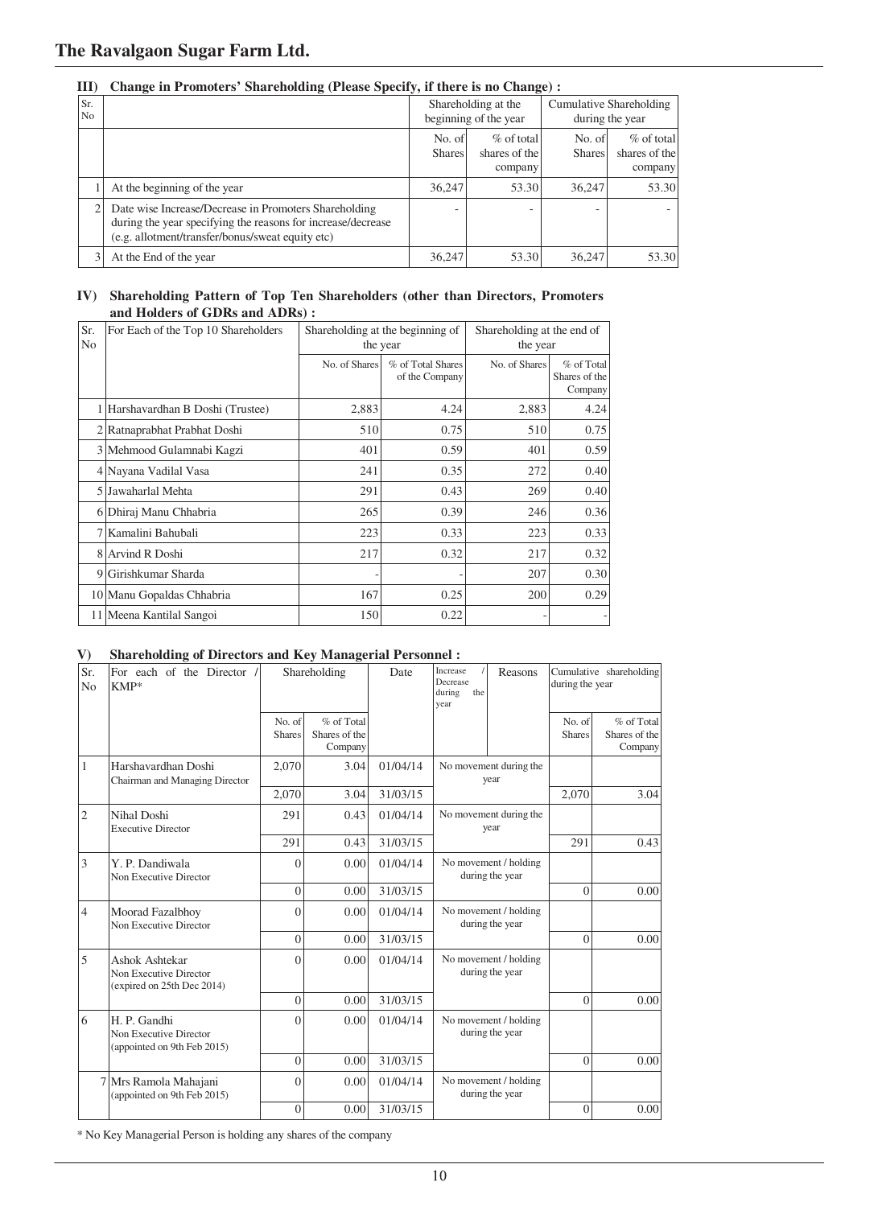### III) Change in Promoters' Shareholding (Please Specify, if there is no Change) :

| Sr. No | | Shareholding at the beginning of the year | | Cumulative Shareholding during the year | |
|---|---|---|---|---|---|
| | | No. of Shares | % of total shares of the company | No. of Shares | % of total shares of the company |
| 1 | At the beginning of the year | 36,247 | 53.30 | 36,247 | 53.30 |
| 2 | Date wise Increase/Decrease in Promoters Shareholding during the year specifying the reasons for increase/decrease (e.g. allotment/transfer/bonus/sweat equity etc) | - | - | - | - |
| 3 | At the End of the year | 36,247 | 53.30 | 36,247 | 53.30 |

### IV) Shareholding Pattern of Top Ten Shareholders (other than Directors, Promoters and Holders of GDRs and ADRs) :

| Sr. No | For Each of the Top 10 Shareholders | Shareholding at the beginning of the year | | Shareholding at the end of the year | |
|---|---|---|---|---|---|
| | | No. of Shares | % of Total Shares of the Company | No. of Shares | % of Total Shares of the Company |
| 1 | Harshavardhan B Doshi (Trustee) | 2,883 | 4.24 | 2,883 | 4.24 |
| 2 | Ratnaprabhat Prabhat Doshi | 510 | 0.75 | 510 | 0.75 |
| 3 | Mehmood Gulamnabi Kagzi | 401 | 0.59 | 401 | 0.59 |
| 4 | Nayana Vadilal Vasa | 241 | 0.35 | 272 | 0.40 |
| 5 | Jawaharlal Mehta | 291 | 0.43 | 269 | 0.40 |
| 6 | Dhiraj Manu Chhabria | 265 | 0.39 | 246 | 0.36 |
| 7 | Kamalini Bahubali | 223 | 0.33 | 223 | 0.33 |
| 8 | Arvind R Doshi | 217 | 0.32 | 217 | 0.32 |
| 9 | Girishkumar Sharda | - | - | 207 | 0.30 |
| 10 | Manu Gopaldas Chhabria | 167 | 0.25 | 200 | 0.29 |
| 11 | Meena Kantilal Sangoi | 150 | 0.22 | - | - |

### V) Shareholding of Directors and Key Managerial Personnel :

| Sr. No | For each of the Director / KMP* | Shareholding | | Date | Increase / Decrease during the year | Reasons | Cumulative shareholding during the year | |
|---|---|---|---|---|---|---|---|---|
| | | No. of Shares | % of Total Shares of the Company | | | | No. of Shares | % of Total Shares of the Company |
| 1 | Harshavardhan Doshi<br>Chairman and Managing Director | 2,070 | 3.04 | 01/04/14 | No movement during the year | | | |
| | | 2,070 | 3.04 | 31/03/15 | | | 2,070 | 3.04 |
| 2 | Nihal Doshi<br>Executive Director | 291 | 0.43 | 01/04/14 | No movement during the year | | | |
| | | 291 | 0.43 | 31/03/15 | | | 291 | 0.43 |
| 3 | Y. P. Dandiwala<br>Non Executive Director | 0 | 0.00 | 01/04/14 | No movement / holding during the year | | | |
| | | 0 | 0.00 | 31/03/15 | | | 0 | 0.00 |
| 4 | Moorad Fazalbhoy<br>Non Executive Director | 0 | 0.00 | 01/04/14 | No movement / holding during the year | | | |
| | | 0 | 0.00 | 31/03/15 | | | 0 | 0.00 |
| 5 | Ashok Ashtekar<br>Non Executive Director<br>(expired on 25th Dec 2014) | 0 | 0.00 | 01/04/14 | No movement / holding during the year | | | |
| | | 0 | 0.00 | 31/03/15 | | | 0 | 0.00 |
| 6 | H. P. Gandhi<br>Non Executive Director<br>(appointed on 9th Feb 2015) | 0 | 0.00 | 01/04/14 | No movement / holding during the year | | | |
| | | 0 | 0.00 | 31/03/15 | | | 0 | 0.00 |
| 7 | Mrs Ramola Mahajani<br>(appointed on 9th Feb 2015) | 0 | 0.00 | 01/04/14 | No movement / holding during the year | | | |
| | | 0 | 0.00 | 31/03/15 | | | 0 | 0.00 |

* No Key Managerial Person is holding any shares of the company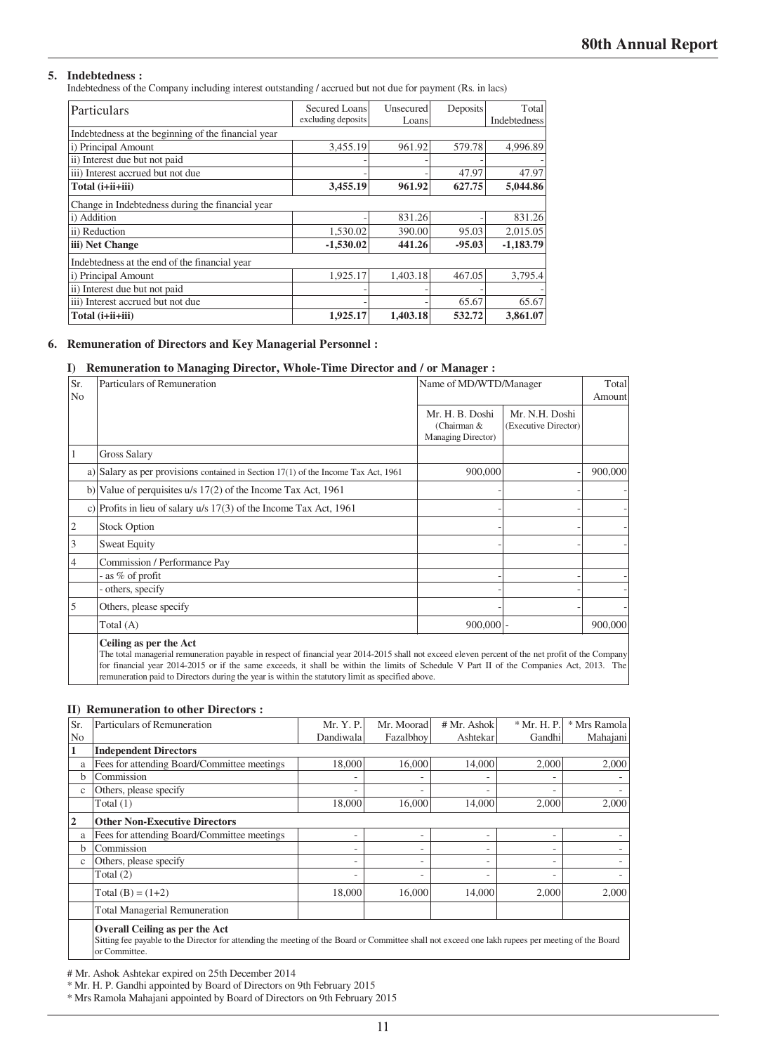### 5. Indebtedness :

Indebtedness of the Company including interest outstanding / accrued but not due for payment (Rs. in lacs)

| Particulars | Secured Loans excluding deposits | Unsecured Loans | Deposits | Total Indebtedness |
|---|---|---|---|---|
| Indebtedness at the beginning of the financial year | | | | |
| i) Principal Amount | 3,455.19 | 961.92 | 579.78 | 4,996.89 |
| ii) Interest due but not paid | - | - | - | - |
| iii) Interest accrued but not due | - | - | 47.97 | 47.97 |
| **Total (i+ii+iii)** | **3,455.19** | **961.92** | **627.75** | **5,044.86** |
| Change in Indebtedness during the financial year | | | | |
| i) Addition | - | 831.26 | - | 831.26 |
| ii) Reduction | 1,530.02 | 390.00 | 95.03 | 2,015.05 |
| **iii) Net Change** | **-1,530.02** | **441.26** | **-95.03** | **-1,183.79** |
| Indebtedness at the end of the financial year | | | | |
| i) Principal Amount | 1,925.17 | 1,403.18 | 467.05 | 3,795.4 |
| ii) Interest due but not paid | - | - | - | - |
| iii) Interest accrued but not due | - | - | 65.67 | 65.67 |
| **Total (i+ii+iii)** | **1,925.17** | **1,403.18** | **532.72** | **3,861.07** |

### 6. Remuneration of Directors and Key Managerial Personnel :

#### I) Remuneration to Managing Director, Whole-Time Director and / or Manager :

| Sr. No | Particulars of Remuneration | Name of MD/WTD/Manager | | Total Amount |
|---|---|---|---|---|
| | | Mr. H. B. Doshi (Chairman & Managing Director) | Mr. N.H. Doshi (Executive Director) | |
| 1 | Gross Salary | | | |
| | a) Salary as per provisions contained in Section 17(1) of the Income Tax Act, 1961 | 900,000 | - | 900,000 |
| | b) Value of perquisites u/s 17(2) of the Income Tax Act, 1961 | - | - | - |
| | c) Profits in lieu of salary u/s 17(3) of the Income Tax Act, 1961 | - | - | - |
| 2 | Stock Option | - | - | - |
| 3 | Sweat Equity | - | - | - |
| 4 | Commission / Performance Pay | | | |
| | - as % of profit | - | - | - |
| | - others, specify | - | - | - |
| 5 | Others, please specify | - | - | - |
| | Total (A) | 900,000 | - | 900,000 |
| | **Ceiling as per the Act** The total managerial remuneration payable in respect of financial year 2014-2015 shall not exceed eleven percent of the net profit of the Company for financial year 2014-2015 or if the same exceeds, it shall be within the limits of Schedule V Part II of the Companies Act, 2013. The remuneration paid to Directors during the year is within the statutory limit as specified above. | | | |

#### II) Remuneration to other Directors :

| Sr. No | Particulars of Remuneration | Mr. Y. P. Dandiwala | Mr. Moorad Fazalbhoy | # Mr. Ashok Ashtekar | * Mr. H. P. Gandhi | * Mrs Ramola Mahajani |
|---|---|---|---|---|---|---|
| **1** | **Independent Directors** | | | | | |
| a | Fees for attending Board/Committee meetings | 18,000 | 16,000 | 14,000 | 2,000 | 2,000 |
| b | Commission | - | - | - | - | - |
| c | Others, please specify | - | - | - | - | - |
| | Total (1) | 18,000 | 16,000 | 14,000 | 2,000 | 2,000 |
| **2** | **Other Non-Executive Directors** | | | | | |
| a | Fees for attending Board/Committee meetings | - | - | - | - | - |
| b | Commission | - | - | - | - | - |
| c | Others, please specify | - | - | - | - | - |
| | Total (2) | - | - | - | - | - |
| | Total (B) = (1+2) | 18,000 | 16,000 | 14,000 | 2,000 | 2,000 |
| | Total Managerial Remuneration | | | | | |
| | **Overall Ceiling as per the Act** Sitting fee payable to the Director for attending the meeting of the Board or Committee shall not exceed one lakh rupees per meeting of the Board or Committee. | | | | | |

# Mr. Ashok Ashtekar expired on 25th December 2014

* Mr. H. P. Gandhi appointed by Board of Directors on 9th February 2015

* Mrs Ramola Mahajani appointed by Board of Directors on 9th February 2015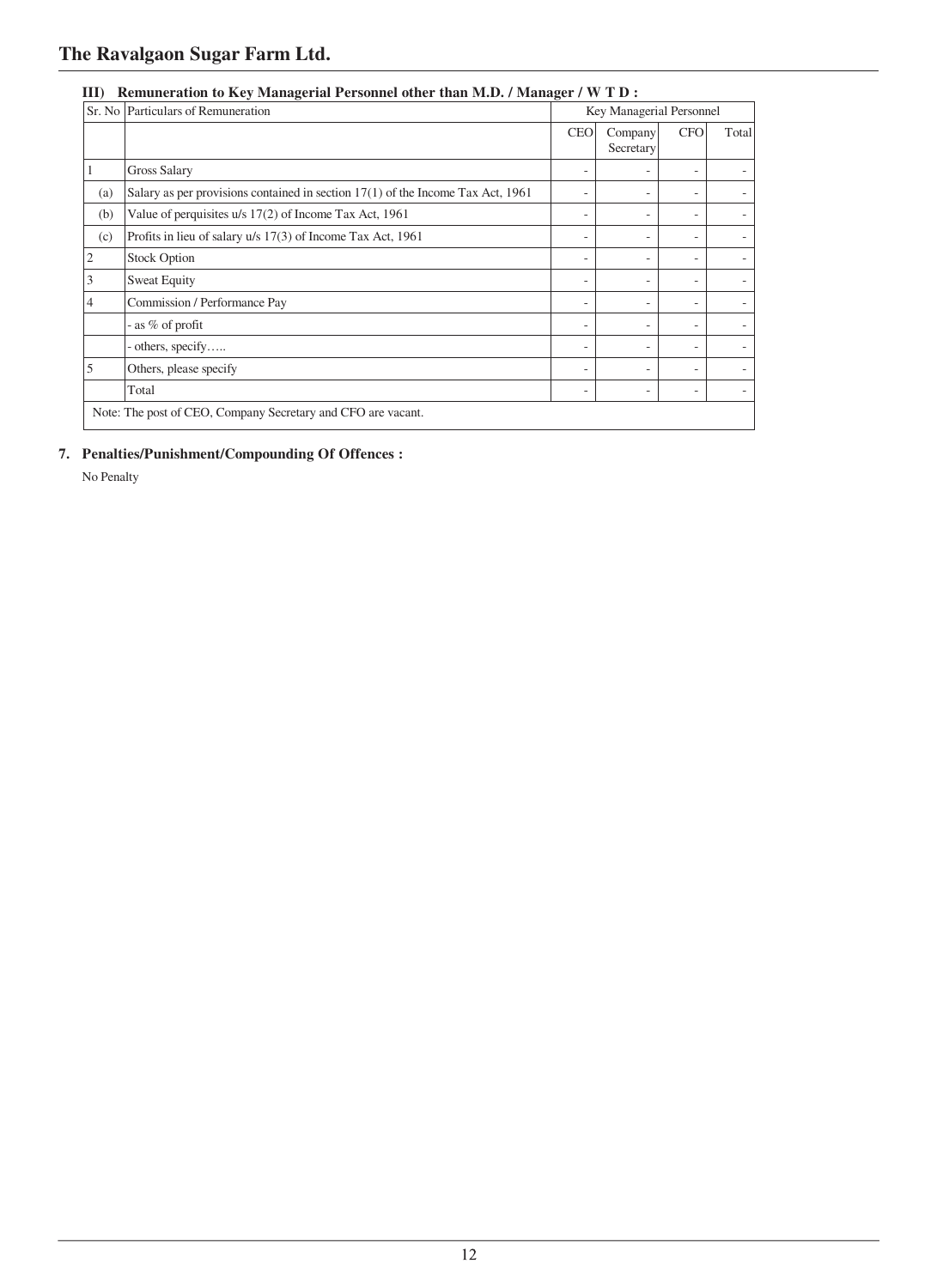### III) Remuneration to Key Managerial Personnel other than M.D. / Manager / W T D :

| Sr. No | Particulars of Remuneration | Key Managerial Personnel | | | |
|---|---|---|---|---|---|
| | | CEO | Company Secretary | CFO | Total |
| 1 | Gross Salary | - | - | - | - |
| (a) | Salary as per provisions contained in section 17(1) of the Income Tax Act, 1961 | - | - | - | - |
| (b) | Value of perquisites u/s 17(2) of Income Tax Act, 1961 | - | - | - | - |
| (c) | Profits in lieu of salary u/s 17(3) of Income Tax Act, 1961 | - | - | - | - |
| 2 | Stock Option | - | - | - | - |
| 3 | Sweat Equity | - | - | - | - |
| 4 | Commission / Performance Pay | - | - | - | - |
| | - as % of profit | - | - | - | - |
| | - others, specify….. | - | - | - | - |
| 5 | Others, please specify | - | - | - | - |
| | Total | - | - | - | - |

Note: The post of CEO, Company Secretary and CFO are vacant.

### 7. Penalties/Punishment/Compounding Of Offences :

No Penalty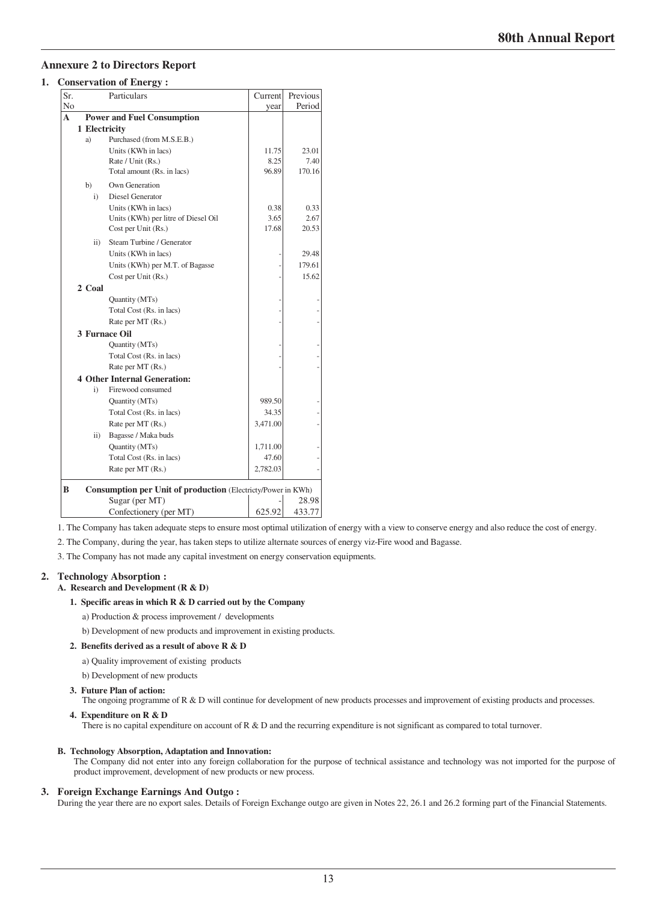## Annexure 2 to Directors Report

### 1. Conservation of Energy :

| Sr. No | | | Particulars | Current year | Previous Period |
|---|---|---|---|---|---|
| **A** | | | **Power and Fuel Consumption** | | |
| | **1 Electricity** | | | | |
| | a) | | Purchased (from M.S.E.B.) | | |
| | | | Units (KWh in lacs) | 11.75 | 23.01 |
| | | | Rate / Unit (Rs.) | 8.25 | 7.40 |
| | | | Total amount (Rs. in lacs) | 96.89 | 170.16 |
| | b) | | Own Generation | | |
| | | i) | Diesel Generator | | |
| | | | Units (KWh in lacs) | 0.38 | 0.33 |
| | | | Units (KWh) per litre of Diesel Oil | 3.65 | 2.67 |
| | | | Cost per Unit (Rs.) | 17.68 | 20.53 |
| | | ii) | Steam Turbine / Generator | | |
| | | | Units (KWh in lacs) | - | 29.48 |
| | | | Units (KWh) per M.T. of Bagasse | - | 179.61 |
| | | | Cost per Unit (Rs.) | - | 15.62 |
| | **2 Coal** | | | | |
| | | | Quantity (MTs) | - | - |
| | | | Total Cost (Rs. in lacs) | - | - |
| | | | Rate per MT (Rs.) | - | - |
| | **3 Furnace Oil** | | | | |
| | | | Quantity (MTs) | - | - |
| | | | Total Cost (Rs. in lacs) | - | - |
| | | | Rate per MT (Rs.) | - | - |
| | **4 Other Internal Generation:** | | | | |
| | | i) | Firewood consumed | | |
| | | | Quantity (MTs) | 989.50 | - |
| | | | Total Cost (Rs. in lacs) | 34.35 | - |
| | | | Rate per MT (Rs.) | 3,471.00 | - |
| | | ii) | Bagasse / Maka buds | | |
| | | | Quantity (MTs) | 1,711.00 | - |
| | | | Total Cost (Rs. in lacs) | 47.60 | - |
| | | | Rate per MT (Rs.) | 2,782.03 | - |
| **B** | | | **Consumption per Unit of production** (Electricty/Power in KWh) | | |
| | | | Sugar (per MT) | - | 28.98 |
| | | | Confectionery (per MT) | 625.92 | 433.77 |

1. The Company has taken adequate steps to ensure most optimal utilization of energy with a view to conserve energy and also reduce the cost of energy.

2. The Company, during the year, has taken steps to utilize alternate sources of energy viz-Fire wood and Bagasse.

3. The Company has not made any capital investment on energy conservation equipments.

### 2. Technology Absorption :

**A. Research and Development (R & D)**

**1. Specific areas in which R & D carried out by the Company**

a) Production & process improvement / developments

b) Development of new products and improvement in existing products.

**2. Benefits derived as a result of above R & D**

a) Quality improvement of existing products

b) Development of new products

**3. Future Plan of action:**

The ongoing programme of R & D will continue for development of new products processes and improvement of existing products and processes.

**4. Expenditure on R & D**

There is no capital expenditure on account of R & D and the recurring expenditure is not significant as compared to total turnover.

**B. Technology Absorption, Adaptation and Innovation:**

The Company did not enter into any foreign collaboration for the purpose of technical assistance and technology was not imported for the purpose of product improvement, development of new products or new process.

### 3. Foreign Exchange Earnings And Outgo :

During the year there are no export sales. Details of Foreign Exchange outgo are given in Notes 22, 26.1 and 26.2 forming part of the Financial Statements.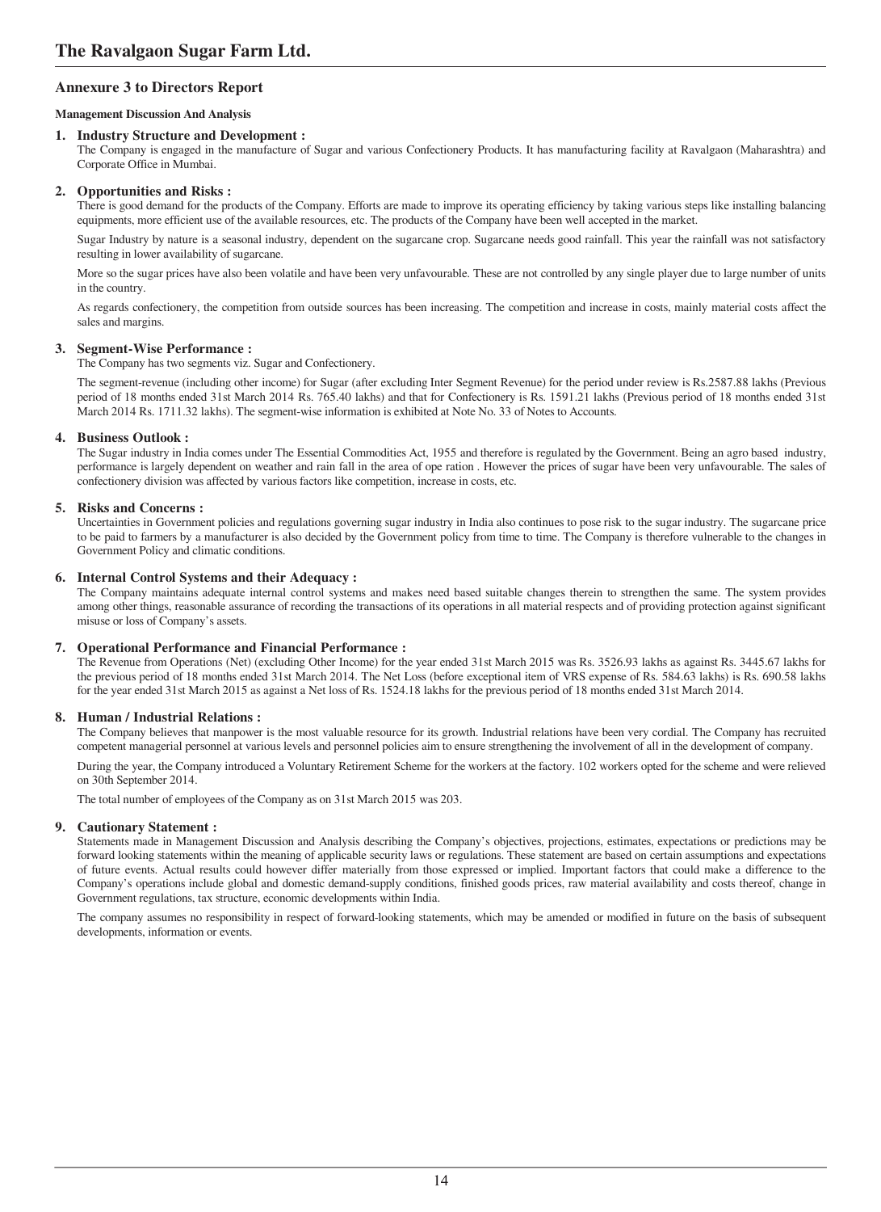## Annexure 3 to Directors Report

**Management Discussion And Analysis**

### 1. Industry Structure and Development :

The Company is engaged in the manufacture of Sugar and various Confectionery Products. It has manufacturing facility at Ravalgaon (Maharashtra) and Corporate Office in Mumbai.

### 2. Opportunities and Risks :

There is good demand for the products of the Company. Efforts are made to improve its operating efficiency by taking various steps like installing balancing equipments, more efficient use of the available resources, etc. The products of the Company have been well accepted in the market.

Sugar Industry by nature is a seasonal industry, dependent on the sugarcane crop. Sugarcane needs good rainfall. This year the rainfall was not satisfactory resulting in lower availability of sugarcane.

More so the sugar prices have also been volatile and have been very unfavourable. These are not controlled by any single player due to large number of units in the country.

As regards confectionery, the competition from outside sources has been increasing. The competition and increase in costs, mainly material costs affect the sales and margins.

### 3. Segment-Wise Performance :

The Company has two segments viz. Sugar and Confectionery.

The segment-revenue (including other income) for Sugar (after excluding Inter Segment Revenue) for the period under review is Rs.2587.88 lakhs (Previous period of 18 months ended 31st March 2014 Rs. 765.40 lakhs) and that for Confectionery is Rs. 1591.21 lakhs (Previous period of 18 months ended 31st March 2014 Rs. 1711.32 lakhs). The segment-wise information is exhibited at Note No. 33 of Notes to Accounts.

### 4. Business Outlook :

The Sugar industry in India comes under The Essential Commodities Act, 1955 and therefore is regulated by the Government. Being an agro based industry, performance is largely dependent on weather and rain fall in the area of ope ration . However the prices of sugar have been very unfavourable. The sales of confectionery division was affected by various factors like competition, increase in costs, etc.

### 5. Risks and Concerns :

Uncertainties in Government policies and regulations governing sugar industry in India also continues to pose risk to the sugar industry. The sugarcane price to be paid to farmers by a manufacturer is also decided by the Government policy from time to time. The Company is therefore vulnerable to the changes in Government Policy and climatic conditions.

### 6. Internal Control Systems and their Adequacy :

The Company maintains adequate internal control systems and makes need based suitable changes therein to strengthen the same. The system provides among other things, reasonable assurance of recording the transactions of its operations in all material respects and of providing protection against significant misuse or loss of Company's assets.

### 7. Operational Performance and Financial Performance :

The Revenue from Operations (Net) (excluding Other Income) for the year ended 31st March 2015 was Rs. 3526.93 lakhs as against Rs. 3445.67 lakhs for the previous period of 18 months ended 31st March 2014. The Net Loss (before exceptional item of VRS expense of Rs. 584.63 lakhs) is Rs. 690.58 lakhs for the year ended 31st March 2015 as against a Net loss of Rs. 1524.18 lakhs for the previous period of 18 months ended 31st March 2014.

### 8. Human / Industrial Relations :

The Company believes that manpower is the most valuable resource for its growth. Industrial relations have been very cordial. The Company has recruited competent managerial personnel at various levels and personnel policies aim to ensure strengthening the involvement of all in the development of company.

During the year, the Company introduced a Voluntary Retirement Scheme for the workers at the factory. 102 workers opted for the scheme and were relieved on 30th September 2014.

The total number of employees of the Company as on 31st March 2015 was 203.

### 9. Cautionary Statement :

Statements made in Management Discussion and Analysis describing the Company's objectives, projections, estimates, expectations or predictions may be forward looking statements within the meaning of applicable security laws or regulations. These statement are based on certain assumptions and expectations of future events. Actual results could however differ materially from those expressed or implied. Important factors that could make a difference to the Company's operations include global and domestic demand-supply conditions, finished goods prices, raw material availability and costs thereof, change in Government regulations, tax structure, economic developments within India.

The company assumes no responsibility in respect of forward-looking statements, which may be amended or modified in future on the basis of subsequent developments, information or events.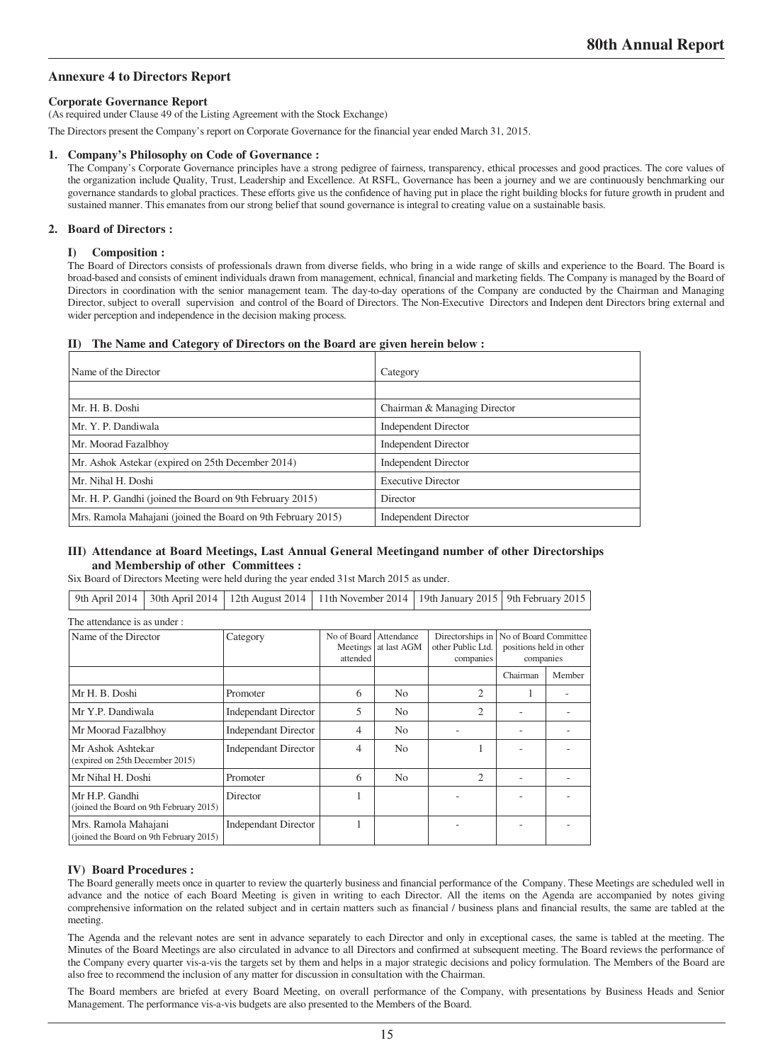## Annexure 4 to Directors Report

**Corporate Governance Report**

(As required under Clause 49 of the Listing Agreement with the Stock Exchange)

The Directors present the Company's report on Corporate Governance for the financial year ended March 31, 2015.

### 1. Company's Philosophy on Code of Governance :

The Company's Corporate Governance principles have a strong pedigree of fairness, transparency, ethical processes and good practices. The core values of the organization include Quality, Trust, Leadership and Excellence. At RSFL, Governance has been a journey and we are continuously benchmarking our governance standards to global practices. These efforts give us the confidence of having put in place the right building blocks for future growth in prudent and sustained manner. This emanates from our strong belief that sound governance is integral to creating value on a sustainable basis.

### 2. Board of Directors :

#### I) Composition :

The Board of Directors consists of professionals drawn from diverse fields, who bring in a wide range of skills and experience to the Board. The Board is broad-based and consists of eminent individuals drawn from management, echnical, financial and marketing fields. The Company is managed by the Board of Directors in coordination with the senior management team. The day-to-day operations of the Company are conducted by the Chairman and Managing Director, subject to overall supervision and control of the Board of Directors. The Non-Executive Directors and Indepen dent Directors bring external and wider perception and independence in the decision making process.

#### II) The Name and Category of Directors on the Board are given herein below :

| Name of the Director | Category |
|---|---|
| | |
| Mr. H. B. Doshi | Chairman & Managing Director |
| Mr. Y. P. Dandiwala | Independent Director |
| Mr. Moorad Fazalbhoy | Independent Director |
| Mr. Ashok Astekar (expired on 25th December 2014) | Independent Director |
| Mr. Nihal H. Doshi | Executive Director |
| Mr. H. P. Gandhi (joined the Board on 9th February 2015) | Director |
| Mrs. Ramola Mahajani (joined the Board on 9th February 2015) | Independent Director |

#### III) Attendance at Board Meetings, Last Annual General Meetingand number of other Directorships and Membership of other Committees :

Six Board of Directors Meeting were held during the year ended 31st March 2015 as under.

| 9th April 2014 | 30th April 2014 | 12th August 2014 | 11th November 2014 | 19th January 2015 | 9th February 2015 |
|---|---|---|---|---|---|

The attendance is as under :

| Name of the Director | Category | No of Board Meetings attended | Attendance at last AGM | Directorships in other Public Ltd. companies | No of Board Committee positions held in other companies | |
|---|---|---|---|---|---|---|
| | | | | | Chairman | Member |
| Mr H. B. Doshi | Promoter | 6 | No | 2 | 1 | - |
| Mr Y.P. Dandiwala | Independant Director | 5 | No | 2 | - | - |
| Mr Moorad Fazalbhoy | Independant Director | 4 | No | - | - | - |
| Mr Ashok Ashtekar (expired on 25th December 2015) | Independant Director | 4 | No | 1 | - | - |
| Mr Nihal H. Doshi | Promoter | 6 | No | 2 | - | - |
| Mr H.P. Gandhi (joined the Board on 9th February 2015) | Director | 1 | | - | - | - |
| Mrs. Ramola Mahajani (joined the Board on 9th February 2015) | Independant Director | 1 | | - | - | - |

#### IV) Board Procedures :

The Board generally meets once in quarter to review the quarterly business and financial performance of the Company. These Meetings are scheduled well in advance and the notice of each Board Meeting is given in writing to each Director. All the items on the Agenda are accompanied by notes giving comprehensive information on the related subject and in certain matters such as financial / business plans and financial results, the same are tabled at the meeting.

The Agenda and the relevant notes are sent in advance separately to each Director and only in exceptional cases, the same is tabled at the meeting. The Minutes of the Board Meetings are also circulated in advance to all Directors and confirmed at subsequent meeting. The Board reviews the performance of the Company every quarter vis-a-vis the targets set by them and helps in a major strategic decisions and policy formulation. The Members of the Board are also free to recommend the inclusion of any matter for discussion in consultation with the Chairman.

The Board members are briefed at every Board Meeting, on overall performance of the Company, with presentations by Business Heads and Senior Management. The performance vis-a-vis budgets are also presented to the Members of the Board.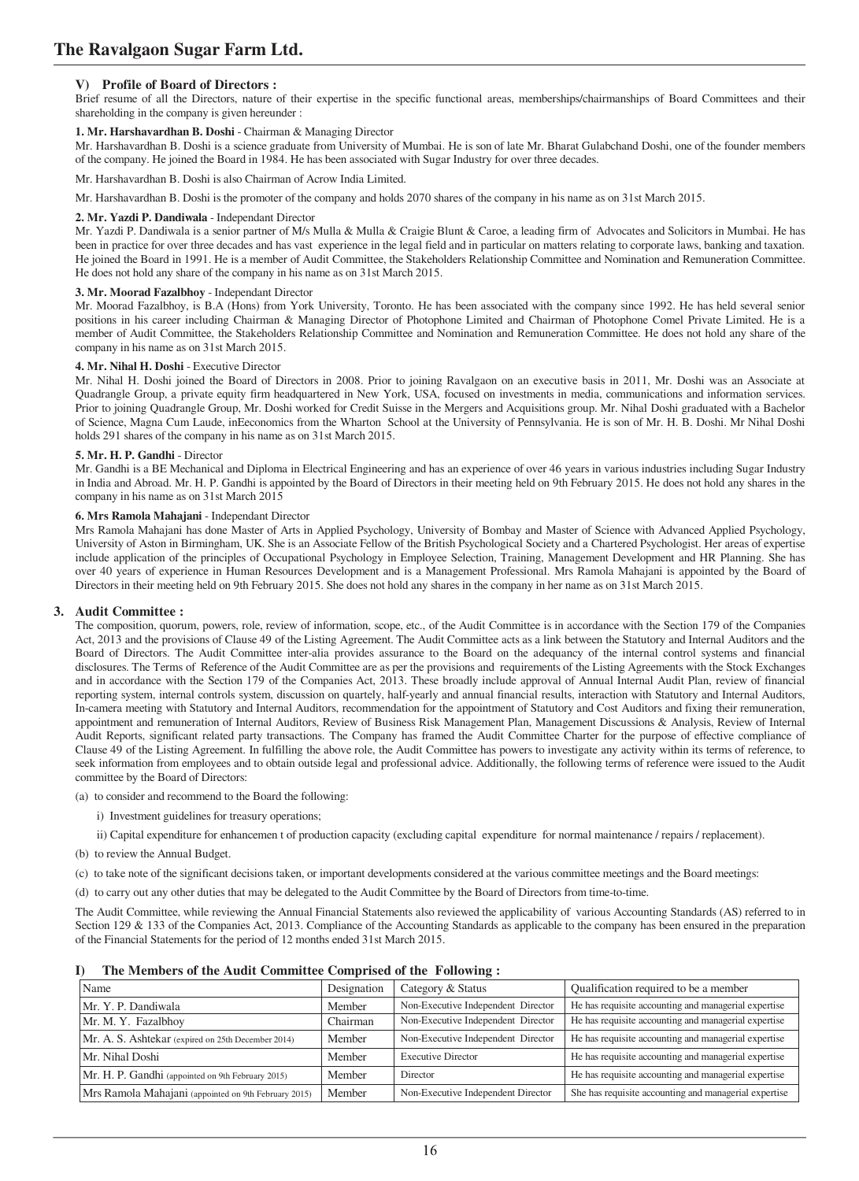### V) Profile of Board of Directors :

Brief resume of all the Directors, nature of their expertise in the specific functional areas, memberships/chairmanships of Board Committees and their shareholding in the company is given hereunder :

**1. Mr. Harshavardhan B. Doshi** - Chairman & Managing Director

Mr. Harshavardhan B. Doshi is a science graduate from University of Mumbai. He is son of late Mr. Bharat Gulabchand Doshi, one of the founder members of the company. He joined the Board in 1984. He has been associated with Sugar Industry for over three decades.

Mr. Harshavardhan B. Doshi is also Chairman of Acrow India Limited.

Mr. Harshavardhan B. Doshi is the promoter of the company and holds 2070 shares of the company in his name as on 31st March 2015.

**2. Mr. Yazdi P. Dandiwala** - Independant Director

Mr. Yazdi P. Dandiwala is a senior partner of M/s Mulla & Mulla & Craigie Blunt & Caroe, a leading firm of Advocates and Solicitors in Mumbai. He has been in practice for over three decades and has vast experience in the legal field and in particular on matters relating to corporate laws, banking and taxation. He joined the Board in 1991. He is a member of Audit Committee, the Stakeholders Relationship Committee and Nomination and Remuneration Committee. He does not hold any share of the company in his name as on 31st March 2015.

**3. Mr. Moorad Fazalbhoy** - Independant Director

Mr. Moorad Fazalbhoy, is B.A (Hons) from York University, Toronto. He has been associated with the company since 1992. He has held several senior positions in his career including Chairman & Managing Director of Photophone Limited and Chairman of Photophone Comel Private Limited. He is a member of Audit Committee, the Stakeholders Relationship Committee and Nomination and Remuneration Committee. He does not hold any share of the company in his name as on 31st March 2015.

**4. Mr. Nihal H. Doshi** - Executive Director

Mr. Nihal H. Doshi joined the Board of Directors in 2008. Prior to joining Ravalgaon on an executive basis in 2011, Mr. Doshi was an Associate at Quadrangle Group, a private equity firm headquartered in New York, USA, focused on investments in media, communications and information services. Prior to joining Quadrangle Group, Mr. Doshi worked for Credit Suisse in the Mergers and Acquisitions group. Mr. Nihal Doshi graduated with a Bachelor of Science, Magna Cum Laude, inEeconomics from the Wharton School at the University of Pennsylvania. He is son of Mr. H. B. Doshi. Mr Nihal Doshi holds 291 shares of the company in his name as on 31st March 2015.

**5. Mr. H. P. Gandhi** - Director

Mr. Gandhi is a BE Mechanical and Diploma in Electrical Engineering and has an experience of over 46 years in various industries including Sugar Industry in India and Abroad. Mr. H. P. Gandhi is appointed by the Board of Directors in their meeting held on 9th February 2015. He does not hold any shares in the company in his name as on 31st March 2015

**6. Mrs Ramola Mahajani** - Independant Director

Mrs Ramola Mahajani has done Master of Arts in Applied Psychology, University of Bombay and Master of Science with Advanced Applied Psychology, University of Aston in Birmingham, UK. She is an Associate Fellow of the British Psychological Society and a Chartered Psychologist. Her areas of expertise include application of the principles of Occupational Psychology in Employee Selection, Training, Management Development and HR Planning. She has over 40 years of experience in Human Resources Development and is a Management Professional. Mrs Ramola Mahajani is appointed by the Board of Directors in their meeting held on 9th February 2015. She does not hold any shares in the company in her name as on 31st March 2015.

## 3. Audit Committee :

The composition, quorum, powers, role, review of information, scope, etc., of the Audit Committee is in accordance with the Section 179 of the Companies Act, 2013 and the provisions of Clause 49 of the Listing Agreement. The Audit Committee acts as a link between the Statutory and Internal Auditors and the Board of Directors. The Audit Committee inter-alia provides assurance to the Board on the adequancy of the internal control systems and financial disclosures. The Terms of Reference of the Audit Committee are as per the provisions and requirements of the Listing Agreements with the Stock Exchanges and in accordance with the Section 179 of the Companies Act, 2013. These broadly include approval of Annual Internal Audit Plan, review of financial reporting system, internal controls system, discussion on quartely, half-yearly and annual financial results, interaction with Statutory and Internal Auditors, In-camera meeting with Statutory and Internal Auditors, recommendation for the appointment of Statutory and Cost Auditors and fixing their remuneration, appointment and remuneration of Internal Auditors, Review of Business Risk Management Plan, Management Discussions & Analysis, Review of Internal Audit Reports, significant related party transactions. The Company has framed the Audit Committee Charter for the purpose of effective compliance of Clause 49 of the Listing Agreement. In fulfilling the above role, the Audit Committee has powers to investigate any activity within its terms of reference, to seek information from employees and to obtain outside legal and professional advice. Additionally, the following terms of reference were issued to the Audit committee by the Board of Directors:

(a) to consider and recommend to the Board the following:

i) Investment guidelines for treasury operations;

ii) Capital expenditure for enhancemen t of production capacity (excluding capital expenditure for normal maintenance / repairs / replacement).

(b) to review the Annual Budget.

(c) to take note of the significant decisions taken, or important developments considered at the various committee meetings and the Board meetings:

(d) to carry out any other duties that may be delegated to the Audit Committee by the Board of Directors from time-to-time.

The Audit Committee, while reviewing the Annual Financial Statements also reviewed the applicability of various Accounting Standards (AS) referred to in Section 129 & 133 of the Companies Act, 2013. Compliance of the Accounting Standards as applicable to the company has been ensured in the preparation of the Financial Statements for the period of 12 months ended 31st March 2015.

### I) The Members of the Audit Committee Comprised of the Following :

| Name | Designation | Category & Status | Qualification required to be a member |
|---|---|---|---|
| Mr. Y. P. Dandiwala | Member | Non-Executive Independent Director | He has requisite accounting and managerial expertise |
| Mr. M. Y. Fazalbhoy | Chairman | Non-Executive Independent Director | He has requisite accounting and managerial expertise |
| Mr. A. S. Ashtekar (expired on 25th December 2014) | Member | Non-Executive Independent Director | He has requisite accounting and managerial expertise |
| Mr. Nihal Doshi | Member | Executive Director | He has requisite accounting and managerial expertise |
| Mr. H. P. Gandhi (appointed on 9th February 2015) | Member | Director | He has requisite accounting and managerial expertise |
| Mrs Ramola Mahajani (appointed on 9th February 2015) | Member | Non-Executive Independent Director | She has requisite accounting and managerial expertise |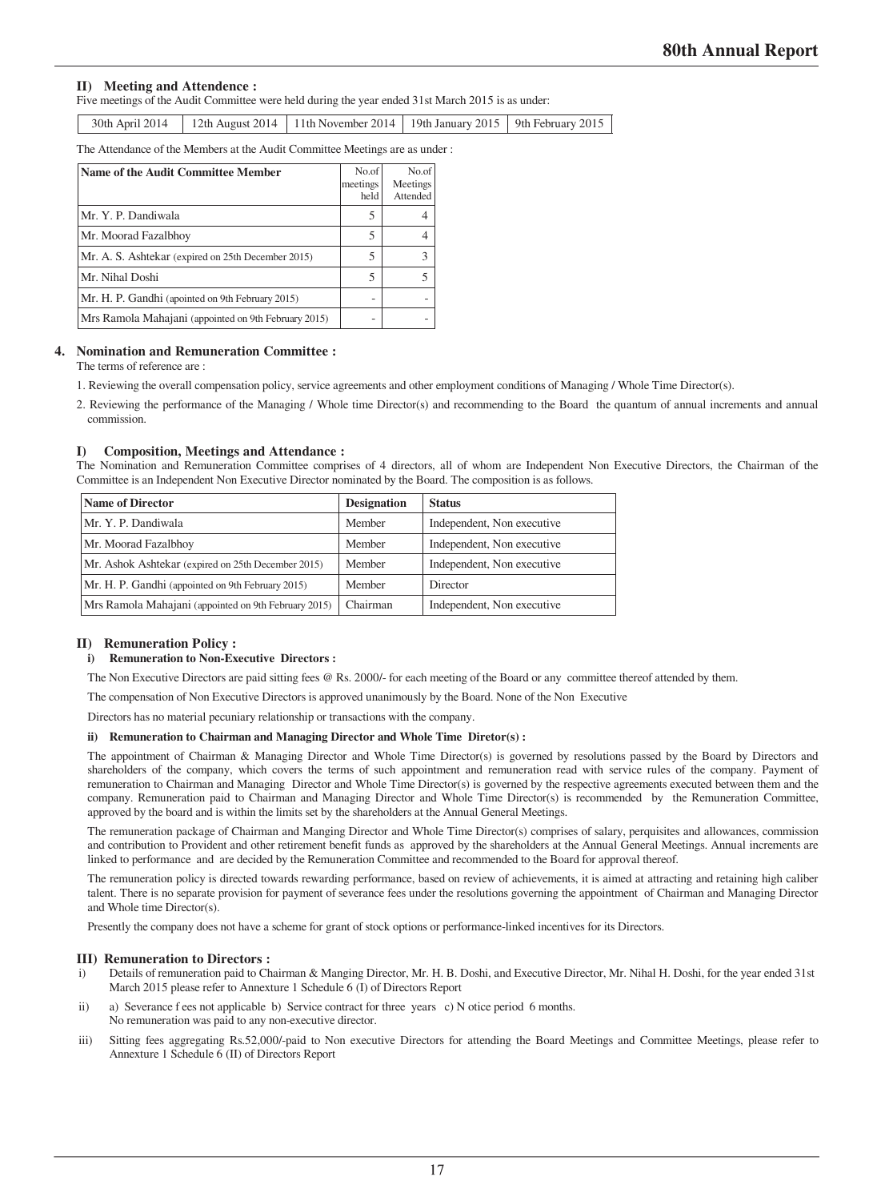### II) Meeting and Attendence :

Five meetings of the Audit Committee were held during the year ended 31st March 2015 is as under:

| 30th April 2014 | 12th August 2014 | 11th November 2014 | 19th January 2015 | 9th February 2015 |
|---|---|---|---|---|

The Attendance of the Members at the Audit Committee Meetings are as under :

| Name of the Audit Committee Member | No.of meetings held | No.of Meetings Attended |
|---|---|---|
| Mr. Y. P. Dandiwala | 5 | 4 |
| Mr. Moorad Fazalbhoy | 5 | 4 |
| Mr. A. S. Ashtekar (expired on 25th December 2015) | 5 | 3 |
| Mr. Nihal Doshi | 5 | 5 |
| Mr. H. P. Gandhi (apointed on 9th February 2015) | - | - |
| Mrs Ramola Mahajani (appointed on 9th February 2015) | - | - |

## 4. Nomination and Remuneration Committee :

The terms of reference are :

1. Reviewing the overall compensation policy, service agreements and other employment conditions of Managing / Whole Time Director(s).
2. Reviewing the performance of the Managing / Whole time Director(s) and recommending to the Board the quantum of annual increments and annual commission.

### I) Composition, Meetings and Attendance :

The Nomination and Remuneration Committee comprises of 4 directors, all of whom are Independent Non Executive Directors, the Chairman of the Committee is an Independent Non Executive Director nominated by the Board. The composition is as follows.

| Name of Director | Designation | Status |
|---|---|---|
| Mr. Y. P. Dandiwala | Member | Independent, Non executive |
| Mr. Moorad Fazalbhoy | Member | Independent, Non executive |
| Mr. Ashok Ashtekar (expired on 25th December 2015) | Member | Independent, Non executive |
| Mr. H. P. Gandhi (appointed on 9th February 2015) | Member | Director |
| Mrs Ramola Mahajani (appointed on 9th February 2015) | Chairman | Independent, Non executive |

### II) Remuneration Policy :

#### i) Remuneration to Non-Executive Directors :

The Non Executive Directors are paid sitting fees @ Rs. 2000/- for each meeting of the Board or any committee thereof attended by them.

The compensation of Non Executive Directors is approved unanimously by the Board. None of the Non Executive

Directors has no material pecuniary relationship or transactions with the company.

#### ii) Remuneration to Chairman and Managing Director and Whole Time Diretor(s) :

The appointment of Chairman & Managing Director and Whole Time Director(s) is governed by resolutions passed by the Board by Directors and shareholders of the company, which covers the terms of such appointment and remuneration read with service rules of the company. Payment of remuneration to Chairman and Managing Director and Whole Time Director(s) is governed by the respective agreements executed between them and the company. Remuneration paid to Chairman and Managing Director and Whole Time Director(s) is recommended by the Remuneration Committee, approved by the board and is within the limits set by the shareholders at the Annual General Meetings.

The remuneration package of Chairman and Manging Director and Whole Time Director(s) comprises of salary, perquisites and allowances, commission and contribution to Provident and other retirement benefit funds as approved by the shareholders at the Annual General Meetings. Annual increments are linked to performance and are decided by the Remuneration Committee and recommended to the Board for approval thereof.

The remuneration policy is directed towards rewarding performance, based on review of achievements, it is aimed at attracting and retaining high caliber talent. There is no separate provision for payment of severance fees under the resolutions governing the appointment of Chairman and Managing Director and Whole time Director(s).

Presently the company does not have a scheme for grant of stock options or performance-linked incentives for its Directors.

### III) Remuneration to Directors :

i) Details of remuneration paid to Chairman & Manging Director, Mr. H. B. Doshi, and Executive Director, Mr. Nihal H. Doshi, for the year ended 31st March 2015 please refer to Annexture 1 Schedule 6 (I) of Directors Report

ii) a) Severance f ees not applicable b) Service contract for three years c) N otice period 6 months.
No remuneration was paid to any non-executive director.

iii) Sitting fees aggregating Rs.52,000/-paid to Non executive Directors for attending the Board Meetings and Committee Meetings, please refer to Annexture 1 Schedule 6 (II) of Directors Report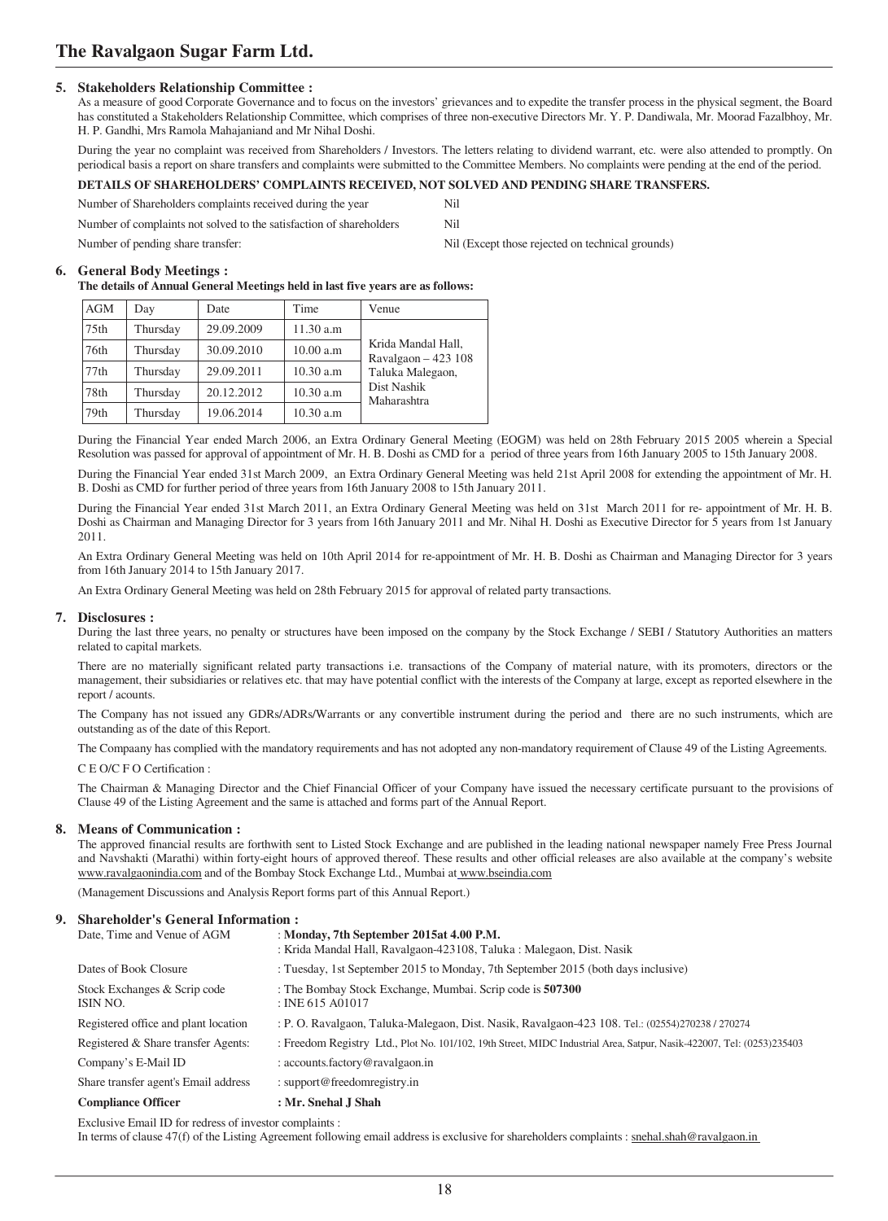## 5. Stakeholders Relationship Committee :

As a measure of good Corporate Governance and to focus on the investors' grievances and to expedite the transfer process in the physical segment, the Board has constituted a Stakeholders Relationship Committee, which comprises of three non-executive Directors Mr. Y. P. Dandiwala, Mr. Moorad Fazalbhoy, Mr. H. P. Gandhi, Mrs Ramola Mahajaniand and Mr Nihal Doshi.

During the year no complaint was received from Shareholders / Investors. The letters relating to dividend warrant, etc. were also attended to promptly. On periodical basis a report on share transfers and complaints were submitted to the Committee Members. No complaints were pending at the end of the period.

**DETAILS OF SHAREHOLDERS' COMPLAINTS RECEIVED, NOT SOLVED AND PENDING SHARE TRANSFERS.**

| | |
|---|---|
| Number of Shareholders complaints received during the year | Nil |
| Number of complaints not solved to the satisfaction of shareholders | Nil |
| Number of pending share transfer: | Nil (Except those rejected on technical grounds) |

## 6. General Body Meetings :

**The details of Annual General Meetings held in last five years are as follows:**

| AGM | Day | Date | Time | Venue |
|---|---|---|---|---|
| 75th | Thursday | 29.09.2009 | 11.30 a.m | Krida Mandal Hall, Ravalgaon – 423 108 Taluka Malegaon, Dist Nashik Maharashtra |
| 76th | Thursday | 30.09.2010 | 10.00 a.m | |
| 77th | Thursday | 29.09.2011 | 10.30 a.m | |
| 78th | Thursday | 20.12.2012 | 10.30 a.m | |
| 79th | Thursday | 19.06.2014 | 10.30 a.m | |

During the Financial Year ended March 2006, an Extra Ordinary General Meeting (EOGM) was held on 28th February 2015 2005 wherein a Special Resolution was passed for approval of appointment of Mr. H. B. Doshi as CMD for a period of three years from 16th January 2005 to 15th January 2008.

During the Financial Year ended 31st March 2009, an Extra Ordinary General Meeting was held 21st April 2008 for extending the appointment of Mr. H. B. Doshi as CMD for further period of three years from 16th January 2008 to 15th January 2011.

During the Financial Year ended 31st March 2011, an Extra Ordinary General Meeting was held on 31st March 2011 for re- appointment of Mr. H. B. Doshi as Chairman and Managing Director for 3 years from 16th January 2011 and Mr. Nihal H. Doshi as Executive Director for 5 years from 1st January 2011.

An Extra Ordinary General Meeting was held on 10th April 2014 for re-appointment of Mr. H. B. Doshi as Chairman and Managing Director for 3 years from 16th January 2014 to 15th January 2017.

An Extra Ordinary General Meeting was held on 28th February 2015 for approval of related party transactions.

## 7. Disclosures :

During the last three years, no penalty or structures have been imposed on the company by the Stock Exchange / SEBI / Statutory Authorities an matters related to capital markets.

There are no materially significant related party transactions i.e. transactions of the Company of material nature, with its promoters, directors or the management, their subsidiaries or relatives etc. that may have potential conflict with the interests of the Company at large, except as reported elsewhere in the report / acounts.

The Company has not issued any GDRs/ADRs/Warrants or any convertible instrument during the period and there are no such instruments, which are outstanding as of the date of this Report.

The Compaany has complied with the mandatory requirements and has not adopted any non-mandatory requirement of Clause 49 of the Listing Agreements.

C E O/C F O Certification :

The Chairman & Managing Director and the Chief Financial Officer of your Company have issued the necessary certificate pursuant to the provisions of Clause 49 of the Listing Agreement and the same is attached and forms part of the Annual Report.

## 8. Means of Communication :

The approved financial results are forthwith sent to Listed Stock Exchange and are published in the leading national newspaper namely Free Press Journal and Navshakti (Marathi) within forty-eight hours of approved thereof. These results and other official releases are also available at the company's website www.ravalgaonindia.com and of the Bombay Stock Exchange Ltd., Mumbai at www.bseindia.com

(Management Discussions and Analysis Report forms part of this Annual Report.)

## 9. Shareholder's General Information :

| | |
|---|---|
| Date, Time and Venue of AGM | : **Monday, 7th September 2015at 4.00 P.M.**<br>: Krida Mandal Hall, Ravalgaon-423108, Taluka : Malegaon, Dist. Nasik |
| Dates of Book Closure | : Tuesday, 1st September 2015 to Monday, 7th September 2015 (both days inclusive) |
| Stock Exchanges & Scrip code<br>ISIN NO. | : The Bombay Stock Exchange, Mumbai. Scrip code is **507300**<br>: INE 615 A01017 |
| Registered office and plant location | : P. O. Ravalgaon, Taluka-Malegaon, Dist. Nasik, Ravalgaon-423 108. Tel.: (02554)270238 / 270274 |
| Registered & Share transfer Agents: | : Freedom Registry Ltd., Plot No. 101/102, 19th Street, MIDC Industrial Area, Satpur, Nasik-422007, Tel: (0253)235403 |
| Company's E-Mail ID | : accounts.factory@ravalgaon.in |
| Share transfer agent's Email address | : support@freedomregistry.in |
| **Compliance Officer** | **: Mr. Snehal J Shah** |

Exclusive Email ID for redress of investor complaints :

In terms of clause 47(f) of the Listing Agreement following email address is exclusive for shareholders complaints : snehal.shah@ravalgaon.in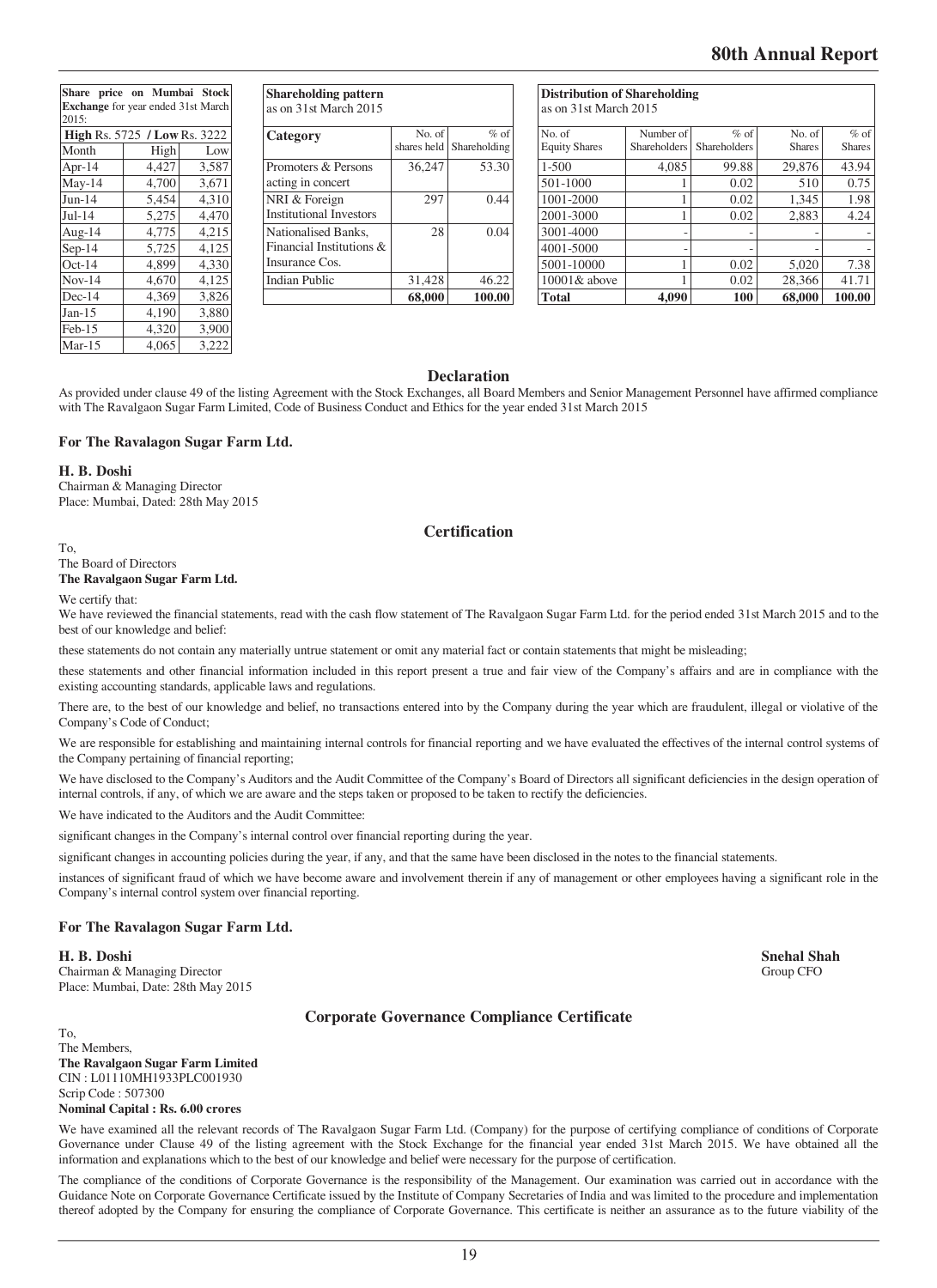| Share price on Mumbai Stock Exchange for year ended 31st March 2015: | | |
|---|---|---|
| **High** Rs. 5725 / **Low** Rs. 3222 | | |
| Month | High | Low |
| Apr-14 | 4,427 | 3,587 |
| May-14 | 4,700 | 3,671 |
| Jun-14 | 5,454 | 4,310 |
| Jul-14 | 5,275 | 4,470 |
| Aug-14 | 4,775 | 4,215 |
| Sep-14 | 5,725 | 4,125 |
| Oct-14 | 4,899 | 4,330 |
| Nov-14 | 4,670 | 4,125 |
| Dec-14 | 4,369 | 3,826 |
| Jan-15 | 4,190 | 3,880 |
| Feb-15 | 4,320 | 3,900 |
| Mar-15 | 4,065 | 3,222 |

**Shareholding pattern** as on 31st March 2015

| Category | No. of shares held | % of Shareholding |
|---|---|---|
| Promoters & Persons acting in concert | 36,247 | 53.30 |
| NRI & Foreign Institutional Investors | 297 | 0.44 |
| Nationalised Banks, Financial Institutions & Insurance Cos. | 28 | 0.04 |
| Indian Public | 31,428 | 46.22 |
| | **68,000** | **100.00** |

**Distribution of Shareholding** as on 31st March 2015

| No. of Equity Shares | Number of Shareholders | % of Shareholders | No. of Shares | % of Shares |
|---|---|---|---|---|
| 1-500 | 4,085 | 99.88 | 29,876 | 43.94 |
| 501-1000 | 1 | 0.02 | 510 | 0.75 |
| 1001-2000 | 1 | 0.02 | 1,345 | 1.98 |
| 2001-3000 | 1 | 0.02 | 2,883 | 4.24 |
| 3001-4000 | - | - | - | - |
| 4001-5000 | - | - | - | - |
| 5001-10000 | 1 | 0.02 | 5,020 | 7.38 |
| 10001& above | 1 | 0.02 | 28,366 | 41.71 |
| **Total** | **4,090** | **100** | **68,000** | **100.00** |

## Declaration

As provided under clause 49 of the listing Agreement with the Stock Exchanges, all Board Members and Senior Management Personnel have affirmed compliance with The Ravalgaon Sugar Farm Limited, Code of Business Conduct and Ethics for the year ended 31st March 2015

**For The Ravalagon Sugar Farm Ltd.**

**H. B. Doshi**
Chairman & Managing Director
Place: Mumbai, Dated: 28th May 2015

## Certification

To,
The Board of Directors
**The Ravalgaon Sugar Farm Ltd.**

We certify that:

We have reviewed the financial statements, read with the cash flow statement of The Ravalgaon Sugar Farm Ltd. for the period ended 31st March 2015 and to the best of our knowledge and belief:

these statements do not contain any materially untrue statement or omit any material fact or contain statements that might be misleading;

these statements and other financial information included in this report present a true and fair view of the Company's affairs and are in compliance with the existing accounting standards, applicable laws and regulations.

There are, to the best of our knowledge and belief, no transactions entered into by the Company during the year which are fraudulent, illegal or violative of the Company's Code of Conduct;

We are responsible for establishing and maintaining internal controls for financial reporting and we have evaluated the effectives of the internal control systems of the Company pertaining of financial reporting;

We have disclosed to the Company's Auditors and the Audit Committee of the Company's Board of Directors all significant deficiencies in the design operation of internal controls, if any, of which we are aware and the steps taken or proposed to be taken to rectify the deficiencies.

We have indicated to the Auditors and the Audit Committee:

significant changes in the Company's internal control over financial reporting during the year.

significant changes in accounting policies during the year, if any, and that the same have been disclosed in the notes to the financial statements.

instances of significant fraud of which we have become aware and involvement therein if any of management or other employees having a significant role in the Company's internal control system over financial reporting.

**For The Ravalagon Sugar Farm Ltd.**

**H. B. Doshi**
Chairman & Managing Director
Place: Mumbai, Date: 28th May 2015

**Snehal Shah**
Group CFO

## Corporate Governance Compliance Certificate

To,
The Members,
**The Ravalgaon Sugar Farm Limited**
CIN : L01110MH1933PLC001930
Scrip Code : 507300
**Nominal Capital : Rs. 6.00 crores**

We have examined all the relevant records of The Ravalgaon Sugar Farm Ltd. (Company) for the purpose of certifying compliance of conditions of Corporate Governance under Clause 49 of the listing agreement with the Stock Exchange for the financial year ended 31st March 2015. We have obtained all the information and explanations which to the best of our knowledge and belief were necessary for the purpose of certification.

The compliance of the conditions of Corporate Governance is the responsibility of the Management. Our examination was carried out in accordance with the Guidance Note on Corporate Governance Certificate issued by the Institute of Company Secretaries of India and was limited to the procedure and implementation thereof adopted by the Company for ensuring the compliance of Corporate Governance. This certificate is neither an assurance as to the future viability of the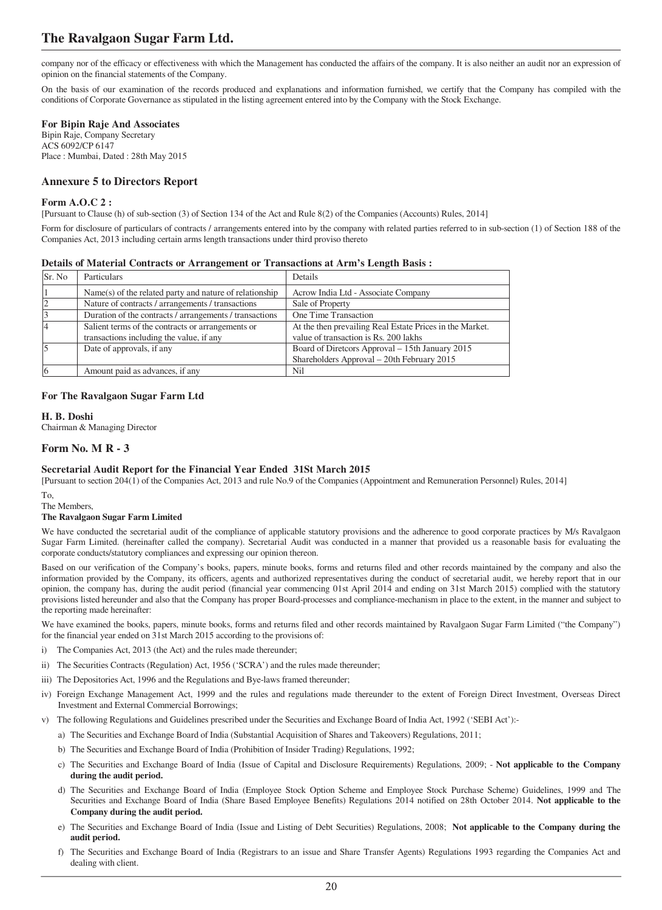company nor of the efficacy or effectiveness with which the Management has conducted the affairs of the company. It is also neither an audit nor an expression of opinion on the financial statements of the Company.

On the basis of our examination of the records produced and explanations and information furnished, we certify that the Company has compiled with the conditions of Corporate Governance as stipulated in the listing agreement entered into by the Company with the Stock Exchange.

**For Bipin Raje And Associates**
Bipin Raje, Company Secretary
ACS 6092/CP 6147
Place : Mumbai, Dated : 28th May 2015

## Annexure 5 to Directors Report

**Form A.O.C 2 :**

[Pursuant to Clause (h) of sub-section (3) of Section 134 of the Act and Rule 8(2) of the Companies (Accounts) Rules, 2014]

Form for disclosure of particulars of contracts / arrangements entered into by the company with related parties referred to in sub-section (1) of Section 188 of the Companies Act, 2013 including certain arms length transactions under third proviso thereto

**Details of Material Contracts or Arrangement or Transactions at Arm's Length Basis :**

| Sr. No | Particulars | Details |
|---|---|---|
| 1 | Name(s) of the related party and nature of relationship | Acrow India Ltd - Associate Company |
| 2 | Nature of contracts / arrangements / transactions | Sale of Property |
| 3 | Duration of the contracts / arrangements / transactions | One Time Transaction |
| 4 | Salient terms of the contracts or arrangements or transactions including the value, if any | At the then prevailing Real Estate Prices in the Market. value of transaction is Rs. 200 lakhs |
| 5 | Date of approvals, if any | Board of Diretcors Approval – 15th January 2015 Shareholders Approval – 20th February 2015 |
| 6 | Amount paid as advances, if any | Nil |

**For The Ravalgaon Sugar Farm Ltd**

**H. B. Doshi**
Chairman & Managing Director

## Form No. M R - 3

**Secretarial Audit Report for the Financial Year Ended 31St March 2015**

[Pursuant to section 204(1) of the Companies Act, 2013 and rule No.9 of the Companies (Appointment and Remuneration Personnel) Rules, 2014]

To,
The Members,
**The Ravalgaon Sugar Farm Limited**

We have conducted the secretarial audit of the compliance of applicable statutory provisions and the adherence to good corporate practices by M/s Ravalgaon Sugar Farm Limited. (hereinafter called the company). Secretarial Audit was conducted in a manner that provided us a reasonable basis for evaluating the corporate conducts/statutory compliances and expressing our opinion thereon.

Based on our verification of the Company's books, papers, minute books, forms and returns filed and other records maintained by the company and also the information provided by the Company, its officers, agents and authorized representatives during the conduct of secretarial audit, we hereby report that in our opinion, the company has, during the audit period (financial year commencing 01st April 2014 and ending on 31st March 2015) complied with the statutory provisions listed hereunder and also that the Company has proper Board-processes and compliance-mechanism in place to the extent, in the manner and subject to the reporting made hereinafter:

We have examined the books, papers, minute books, forms and returns filed and other records maintained by Ravalgaon Sugar Farm Limited ("the Company") for the financial year ended on 31st March 2015 according to the provisions of:

i) The Companies Act, 2013 (the Act) and the rules made thereunder;

ii) The Securities Contracts (Regulation) Act, 1956 ('SCRA') and the rules made thereunder;

iii) The Depositories Act, 1996 and the Regulations and Bye-laws framed thereunder;

iv) Foreign Exchange Management Act, 1999 and the rules and regulations made thereunder to the extent of Foreign Direct Investment, Overseas Direct Investment and External Commercial Borrowings;

v) The following Regulations and Guidelines prescribed under the Securities and Exchange Board of India Act, 1992 ('SEBI Act'):-

   a) The Securities and Exchange Board of India (Substantial Acquisition of Shares and Takeovers) Regulations, 2011;

   b) The Securities and Exchange Board of India (Prohibition of Insider Trading) Regulations, 1992;

   c) The Securities and Exchange Board of India (Issue of Capital and Disclosure Requirements) Regulations, 2009; - **Not applicable to the Company during the audit period.**

   d) The Securities and Exchange Board of India (Employee Stock Option Scheme and Employee Stock Purchase Scheme) Guidelines, 1999 and The Securities and Exchange Board of India (Share Based Employee Benefits) Regulations 2014 notified on 28th October 2014. **Not applicable to the Company during the audit period.**

   e) The Securities and Exchange Board of India (Issue and Listing of Debt Securities) Regulations, 2008; **Not applicable to the Company during the audit period.**

   f) The Securities and Exchange Board of India (Registrars to an issue and Share Transfer Agents) Regulations 1993 regarding the Companies Act and dealing with client.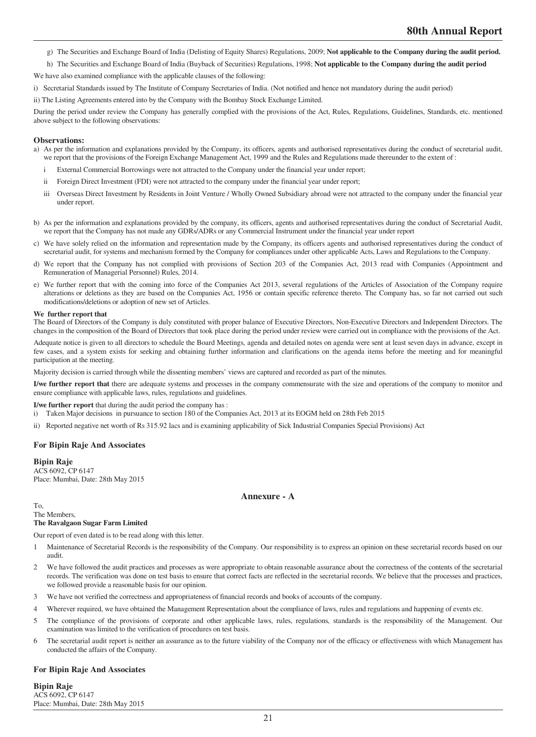g) The Securities and Exchange Board of India (Delisting of Equity Shares) Regulations, 2009; **Not applicable to the Company during the audit period.**

h) The Securities and Exchange Board of India (Buyback of Securities) Regulations, 1998; **Not applicable to the Company during the audit period**

We have also examined compliance with the applicable clauses of the following:

i) Secretarial Standards issued by The Institute of Company Secretaries of India. (Not notified and hence not mandatory during the audit period)

ii) The Listing Agreements entered into by the Company with the Bombay Stock Exchange Limited.

During the period under review the Company has generally complied with the provisions of the Act, Rules, Regulations, Guidelines, Standards, etc. mentioned above subject to the following observations:

### Observations:

a) As per the information and explanations provided by the Company, its officers, agents and authorised representatives during the conduct of secretarial audit, we report that the provisions of the Foreign Exchange Management Act, 1999 and the Rules and Regulations made thereunder to the extent of :

   i External Commercial Borrowings were not attracted to the Company under the financial year under report;

   ii Foreign Direct Investment (FDI) were not attracted to the company under the financial year under report;

   iii Overseas Direct Investment by Residents in Joint Venture / Wholly Owned Subsidiary abroad were not attracted to the company under the financial year under report.

b) As per the information and explanations provided by the company, its officers, agents and authorised representatives during the conduct of Secretarial Audit, we report that the Company has not made any GDRs/ADRs or any Commercial Instrument under the financial year under report

c) We have solely relied on the information and representation made by the Company, its officers agents and authorised representatives during the conduct of secretarial audit, for systems and mechanism formed by the Company for compliances under other applicable Acts, Laws and Regulations to the Company.

d) We report that the Company has not complied with provisions of Section 203 of the Companies Act, 2013 read with Companies (Appointment and Remuneration of Managerial Personnel) Rules, 2014.

e) We further report that with the coming into force of the Companies Act 2013, several regulations of the Articles of Association of the Company require alterations or deletions as they are based on the Companies Act, 1956 or contain specific reference thereto. The Company has, so far not carried out such modifications/deletions or adoption of new set of Articles.

**We further report that**

The Board of Directors of the Company is duly constituted with proper balance of Executive Directors, Non-Executive Directors and Independent Directors. The changes in the composition of the Board of Directors that took place during the period under review were carried out in compliance with the provisions of the Act.

Adequate notice is given to all directors to schedule the Board Meetings, agenda and detailed notes on agenda were sent at least seven days in advance, except in few cases, and a system exists for seeking and obtaining further information and clarifications on the agenda items before the meeting and for meaningful participation at the meeting.

Majority decision is carried through while the dissenting members' views are captured and recorded as part of the minutes.

**I/we further report that** there are adequate systems and processes in the company commensurate with the size and operations of the company to monitor and ensure compliance with applicable laws, rules, regulations and guidelines.

**I/we further report** that during the audit period the company has :

i) Taken Major decisions in pursuance to section 180 of the Companies Act, 2013 at its EOGM held on 28th Feb 2015

ii) Reported negative net worth of Rs 315.92 lacs and is examining applicability of Sick Industrial Companies Special Provisions) Act

**For Bipin Raje And Associates**

**Bipin Raje**
ACS 6092, CP 6147
Place: Mumbai, Date: 28th May 2015

## Annexure - A

To,
The Members,
**The Ravalgaon Sugar Farm Limited**

Our report of even dated is to be read along with this letter.

1 Maintenance of Secretarial Records is the responsibility of the Company. Our responsibility is to express an opinion on these secretarial records based on our audit.

2 We have followed the audit practices and processes as were appropriate to obtain reasonable assurance about the correctness of the contents of the secretarial records. The verification was done on test basis to ensure that correct facts are reflected in the secretarial records. We believe that the processes and practices, we followed provide a reasonable basis for our opinion.

3 We have not verified the correctness and appropriateness of financial records and books of accounts of the company.

4 Wherever required, we have obtained the Management Representation about the compliance of laws, rules and regulations and happening of events etc.

5 The compliance of the provisions of corporate and other applicable laws, rules, regulations, standards is the responsibility of the Management. Our examination was limited to the verification of procedures on test basis.

6 The secretarial audit report is neither an assurance as to the future viability of the Company nor of the efficacy or effectiveness with which Management has conducted the affairs of the Company.

**For Bipin Raje And Associates**

**Bipin Raje**
ACS 6092, CP 6147
Place: Mumbai, Date: 28th May 2015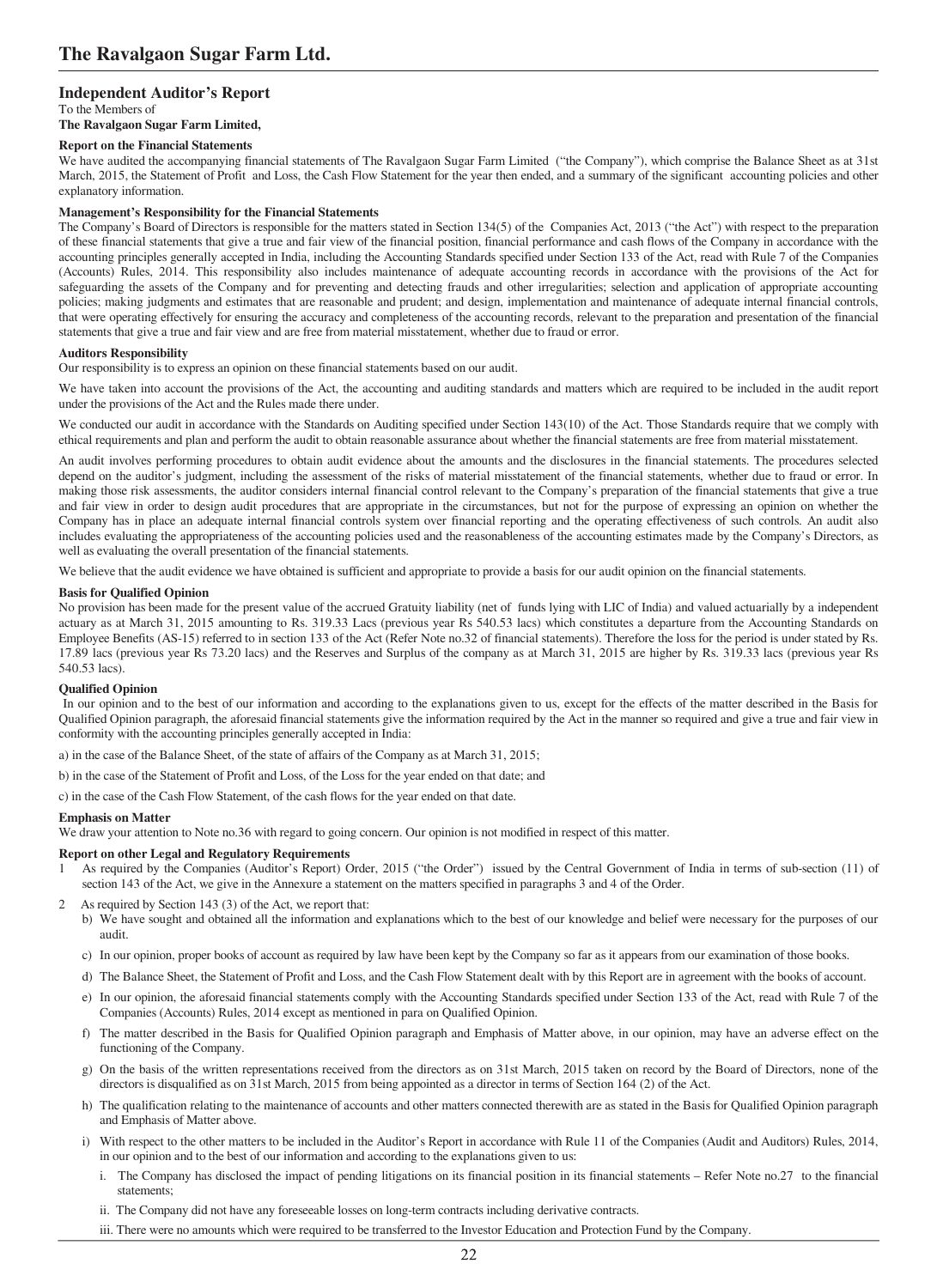# Independent Auditor's Report

To the Members of

**The Ravalgaon Sugar Farm Limited,**

### Report on the Financial Statements

We have audited the accompanying financial statements of The Ravalgaon Sugar Farm Limited ("the Company"), which comprise the Balance Sheet as at 31st March, 2015, the Statement of Profit and Loss, the Cash Flow Statement for the year then ended, and a summary of the significant accounting policies and other explanatory information.

### Management's Responsibility for the Financial Statements

The Company's Board of Directors is responsible for the matters stated in Section 134(5) of the Companies Act, 2013 ("the Act") with respect to the preparation of these financial statements that give a true and fair view of the financial position, financial performance and cash flows of the Company in accordance with the accounting principles generally accepted in India, including the Accounting Standards specified under Section 133 of the Act, read with Rule 7 of the Companies (Accounts) Rules, 2014. This responsibility also includes maintenance of adequate accounting records in accordance with the provisions of the Act for safeguarding the assets of the Company and for preventing and detecting frauds and other irregularities; selection and application of appropriate accounting policies; making judgments and estimates that are reasonable and prudent; and design, implementation and maintenance of adequate internal financial controls, that were operating effectively for ensuring the accuracy and completeness of the accounting records, relevant to the preparation and presentation of the financial statements that give a true and fair view and are free from material misstatement, whether due to fraud or error.

### Auditors Responsibility

Our responsibility is to express an opinion on these financial statements based on our audit.

We have taken into account the provisions of the Act, the accounting and auditing standards and matters which are required to be included in the audit report under the provisions of the Act and the Rules made there under.

We conducted our audit in accordance with the Standards on Auditing specified under Section 143(10) of the Act. Those Standards require that we comply with ethical requirements and plan and perform the audit to obtain reasonable assurance about whether the financial statements are free from material misstatement.

An audit involves performing procedures to obtain audit evidence about the amounts and the disclosures in the financial statements. The procedures selected depend on the auditor's judgment, including the assessment of the risks of material misstatement of the financial statements, whether due to fraud or error. In making those risk assessments, the auditor considers internal financial control relevant to the Company's preparation of the financial statements that give a true and fair view in order to design audit procedures that are appropriate in the circumstances, but not for the purpose of expressing an opinion on whether the Company has in place an adequate internal financial controls system over financial reporting and the operating effectiveness of such controls. An audit also includes evaluating the appropriateness of the accounting policies used and the reasonableness of the accounting estimates made by the Company's Directors, as well as evaluating the overall presentation of the financial statements.

We believe that the audit evidence we have obtained is sufficient and appropriate to provide a basis for our audit opinion on the financial statements.

### Basis for Qualified Opinion

No provision has been made for the present value of the accrued Gratuity liability (net of funds lying with LIC of India) and valued actuarially by a independent actuary as at March 31, 2015 amounting to Rs. 319.33 Lacs (previous year Rs 540.53 lacs) which constitutes a departure from the Accounting Standards on Employee Benefits (AS-15) referred to in section 133 of the Act (Refer Note no.32 of financial statements). Therefore the loss for the period is under stated by Rs. 17.89 lacs (previous year Rs 73.20 lacs) and the Reserves and Surplus of the company as at March 31, 2015 are higher by Rs. 319.33 lacs (previous year Rs 540.53 lacs).

### Qualified Opinion

In our opinion and to the best of our information and according to the explanations given to us, except for the effects of the matter described in the Basis for Qualified Opinion paragraph, the aforesaid financial statements give the information required by the Act in the manner so required and give a true and fair view in conformity with the accounting principles generally accepted in India:

a) in the case of the Balance Sheet, of the state of affairs of the Company as at March 31, 2015;

b) in the case of the Statement of Profit and Loss, of the Loss for the year ended on that date; and

c) in the case of the Cash Flow Statement, of the cash flows for the year ended on that date.

### Emphasis on Matter

We draw your attention to Note no.36 with regard to going concern. Our opinion is not modified in respect of this matter.

### Report on other Legal and Regulatory Requirements

1 As required by the Companies (Auditor's Report) Order, 2015 ("the Order") issued by the Central Government of India in terms of sub-section (11) of section 143 of the Act, we give in the Annexure a statement on the matters specified in paragraphs 3 and 4 of the Order.

2 As required by Section 143 (3) of the Act, we report that:

b) We have sought and obtained all the information and explanations which to the best of our knowledge and belief were necessary for the purposes of our audit.

c) In our opinion, proper books of account as required by law have been kept by the Company so far as it appears from our examination of those books.

d) The Balance Sheet, the Statement of Profit and Loss, and the Cash Flow Statement dealt with by this Report are in agreement with the books of account.

e) In our opinion, the aforesaid financial statements comply with the Accounting Standards specified under Section 133 of the Act, read with Rule 7 of the Companies (Accounts) Rules, 2014 except as mentioned in para on Qualified Opinion.

f) The matter described in the Basis for Qualified Opinion paragraph and Emphasis of Matter above, in our opinion, may have an adverse effect on the functioning of the Company.

g) On the basis of the written representations received from the directors as on 31st March, 2015 taken on record by the Board of Directors, none of the directors is disqualified as on 31st March, 2015 from being appointed as a director in terms of Section 164 (2) of the Act.

h) The qualification relating to the maintenance of accounts and other matters connected therewith are as stated in the Basis for Qualified Opinion paragraph and Emphasis of Matter above.

i) With respect to the other matters to be included in the Auditor's Report in accordance with Rule 11 of the Companies (Audit and Auditors) Rules, 2014, in our opinion and to the best of our information and according to the explanations given to us:

   i. The Company has disclosed the impact of pending litigations on its financial position in its financial statements – Refer Note no.27 to the financial statements;

   ii. The Company did not have any foreseeable losses on long-term contracts including derivative contracts.

   iii. There were no amounts which were required to be transferred to the Investor Education and Protection Fund by the Company.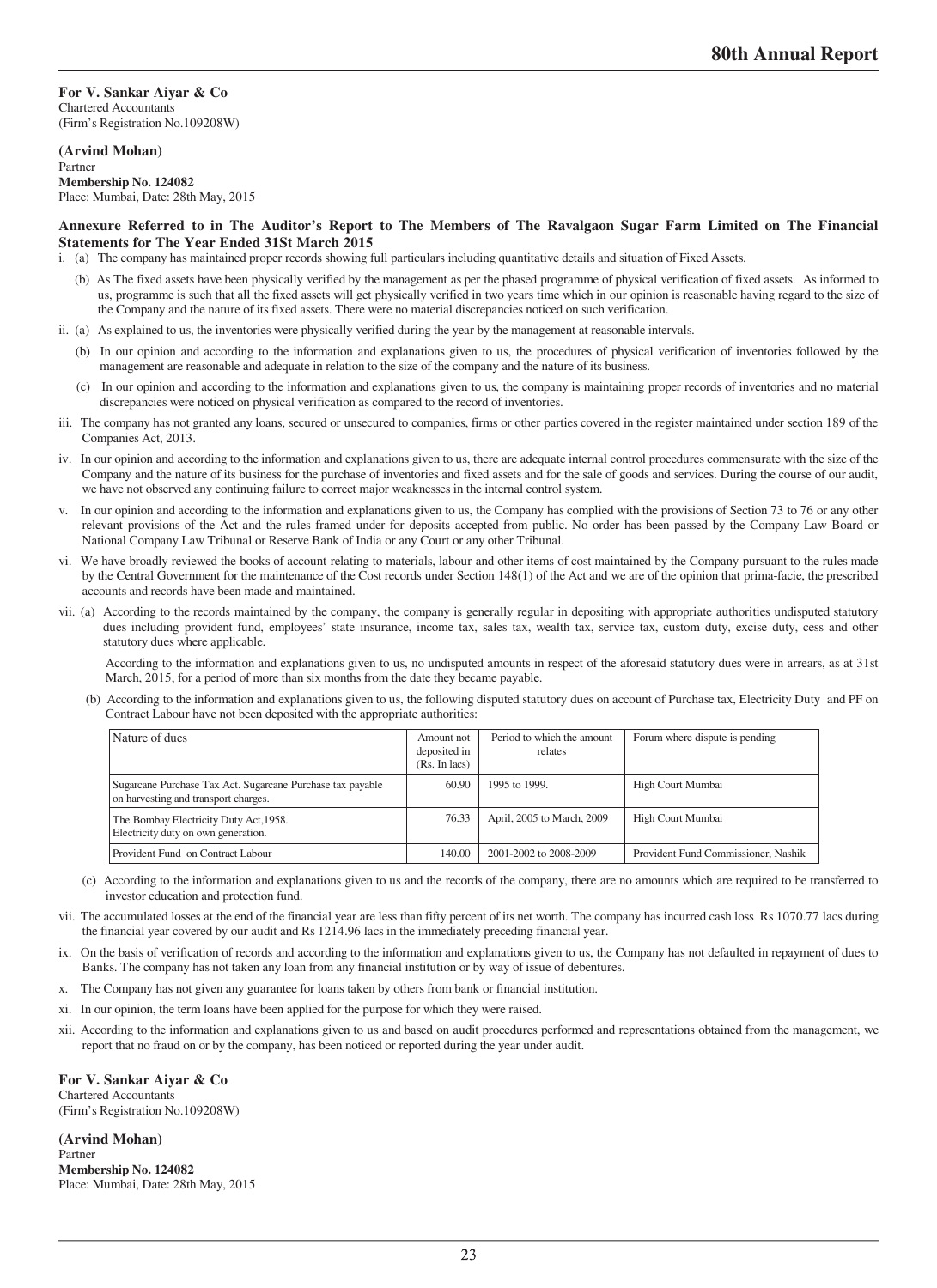**For V. Sankar Aiyar & Co**
Chartered Accountants
(Firm's Registration No.109208W)

**(Arvind Mohan)**
Partner
**Membership No. 124082**
Place: Mumbai, Date: 28th May, 2015

## Annexure Referred to in The Auditor's Report to The Members of The Ravalgaon Sugar Farm Limited on The Financial Statements for The Year Ended 31St March 2015

i. (a) The company has maintained proper records showing full particulars including quantitative details and situation of Fixed Assets.

(b) As The fixed assets have been physically verified by the management as per the phased programme of physical verification of fixed assets. As informed to us, programme is such that all the fixed assets will get physically verified in two years time which in our opinion is reasonable having regard to the size of the Company and the nature of its fixed assets. There were no material discrepancies noticed on such verification.

ii. (a) As explained to us, the inventories were physically verified during the year by the management at reasonable intervals.

(b) In our opinion and according to the information and explanations given to us, the procedures of physical verification of inventories followed by the management are reasonable and adequate in relation to the size of the company and the nature of its business.

(c) In our opinion and according to the information and explanations given to us, the company is maintaining proper records of inventories and no material discrepancies were noticed on physical verification as compared to the record of inventories.

iii. The company has not granted any loans, secured or unsecured to companies, firms or other parties covered in the register maintained under section 189 of the Companies Act, 2013.

iv. In our opinion and according to the information and explanations given to us, there are adequate internal control procedures commensurate with the size of the Company and the nature of its business for the purchase of inventories and fixed assets and for the sale of goods and services. During the course of our audit, we have not observed any continuing failure to correct major weaknesses in the internal control system.

v. In our opinion and according to the information and explanations given to us, the Company has complied with the provisions of Section 73 to 76 or any other relevant provisions of the Act and the rules framed under for deposits accepted from public. No order has been passed by the Company Law Board or National Company Law Tribunal or Reserve Bank of India or any Court or any other Tribunal.

vi. We have broadly reviewed the books of account relating to materials, labour and other items of cost maintained by the Company pursuant to the rules made by the Central Government for the maintenance of the Cost records under Section 148(1) of the Act and we are of the opinion that prima-facie, the prescribed accounts and records have been made and maintained.

vii. (a) According to the records maintained by the company, the company is generally regular in depositing with appropriate authorities undisputed statutory dues including provident fund, employees' state insurance, income tax, sales tax, wealth tax, service tax, custom duty, excise duty, cess and other statutory dues where applicable.

According to the information and explanations given to us, no undisputed amounts in respect of the aforesaid statutory dues were in arrears, as at 31st March, 2015, for a period of more than six months from the date they became payable.

(b) According to the information and explanations given to us, the following disputed statutory dues on account of Purchase tax, Electricity Duty and PF on Contract Labour have not been deposited with the appropriate authorities:

| Nature of dues | Amount not deposited in (Rs. In lacs) | Period to which the amount relates | Forum where dispute is pending |
|---|---|---|---|
| Sugarcane Purchase Tax Act. Sugarcane Purchase tax payable on harvesting and transport charges. | 60.90 | 1995 to 1999. | High Court Mumbai |
| The Bombay Electricity Duty Act,1958. Electricity duty on own generation. | 76.33 | April, 2005 to March, 2009 | High Court Mumbai |
| Provident Fund on Contract Labour | 140.00 | 2001-2002 to 2008-2009 | Provident Fund Commissioner, Nashik |

(c) According to the information and explanations given to us and the records of the company, there are no amounts which are required to be transferred to investor education and protection fund.

vii. The accumulated losses at the end of the financial year are less than fifty percent of its net worth. The company has incurred cash loss Rs 1070.77 lacs during the financial year covered by our audit and Rs 1214.96 lacs in the immediately preceding financial year.

ix. On the basis of verification of records and according to the information and explanations given to us, the Company has not defaulted in repayment of dues to Banks. The company has not taken any loan from any financial institution or by way of issue of debentures.

x. The Company has not given any guarantee for loans taken by others from bank or financial institution.

xi. In our opinion, the term loans have been applied for the purpose for which they were raised.

xii. According to the information and explanations given to us and based on audit procedures performed and representations obtained from the management, we report that no fraud on or by the company, has been noticed or reported during the year under audit.

**For V. Sankar Aiyar & Co**
Chartered Accountants
(Firm's Registration No.109208W)

**(Arvind Mohan)**
Partner
**Membership No. 124082**
Place: Mumbai, Date: 28th May, 2015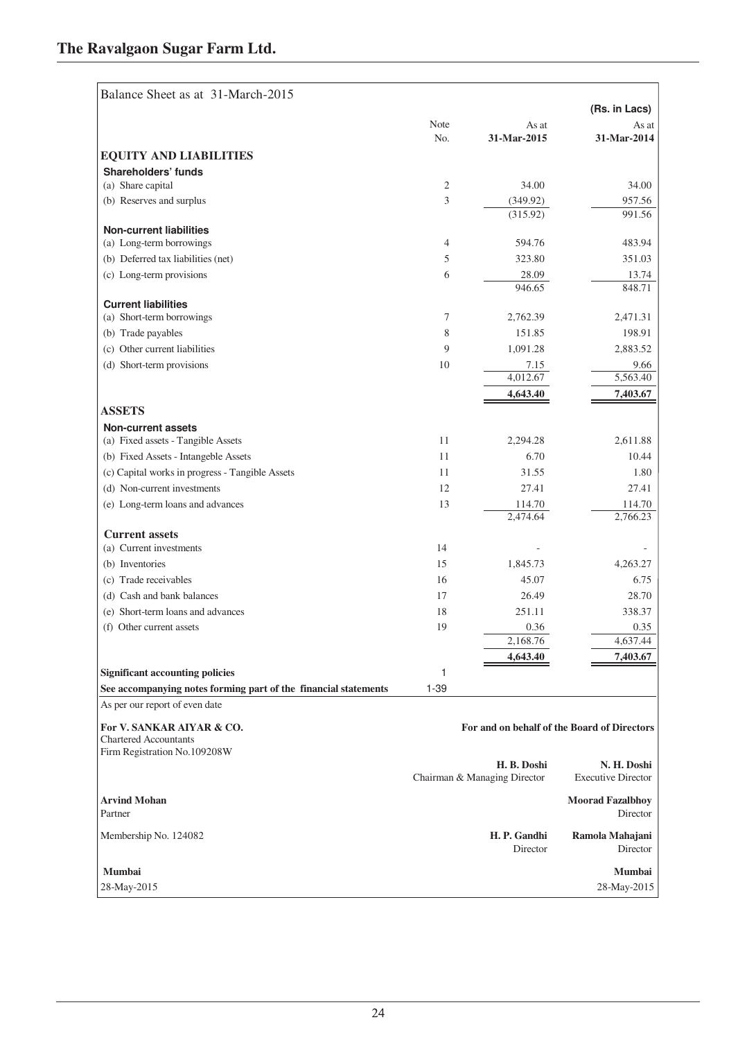## Balance Sheet as at 31-March-2015

(Rs. in Lacs)

| | Note No. | As at 31-Mar-2015 | As at 31-Mar-2014 |
|---|---|---|---|
| **EQUITY AND LIABILITIES** | | | |
| **Shareholders' funds** | | | |
| (a) Share capital | 2 | 34.00 | 34.00 |
| (b) Reserves and surplus | 3 | (349.92) | 957.56 |
| | | (315.92) | 991.56 |
| **Non-current liabilities** | | | |
| (a) Long-term borrowings | 4 | 594.76 | 483.94 |
| (b) Deferred tax liabilities (net) | 5 | 323.80 | 351.03 |
| (c) Long-term provisions | 6 | 28.09 | 13.74 |
| | | 946.65 | 848.71 |
| **Current liabilities** | | | |
| (a) Short-term borrowings | 7 | 2,762.39 | 2,471.31 |
| (b) Trade payables | 8 | 151.85 | 198.91 |
| (c) Other current liabilities | 9 | 1,091.28 | 2,883.52 |
| (d) Short-term provisions | 10 | 7.15 | 9.66 |
| | | 4,012.67 | 5,563.40 |
| | | **4,643.40** | **7,403.67** |
| **ASSETS** | | | |
| **Non-current assets** | | | |
| (a) Fixed assets - Tangible Assets | 11 | 2,294.28 | 2,611.88 |
| (b) Fixed Assets - Intangeble Assets | 11 | 6.70 | 10.44 |
| (c) Capital works in progress - Tangible Assets | 11 | 31.55 | 1.80 |
| (d) Non-current investments | 12 | 27.41 | 27.41 |
| (e) Long-term loans and advances | 13 | 114.70 | 114.70 |
| | | 2,474.64 | 2,766.23 |
| **Current assets** | | | |
| (a) Current investments | 14 | - | - |
| (b) Inventories | 15 | 1,845.73 | 4,263.27 |
| (c) Trade receivables | 16 | 45.07 | 6.75 |
| (d) Cash and bank balances | 17 | 26.49 | 28.70 |
| (e) Short-term loans and advances | 18 | 251.11 | 338.37 |
| (f) Other current assets | 19 | 0.36 | 0.35 |
| | | 2,168.76 | 4,637.44 |
| | | **4,643.40** | **7,403.67** |
| **Significant accounting policies** | 1 | | |
| **See accompanying notes forming part of the financial statements** | 1-39 | | |

As per our report of even date

**For V. SANKAR AIYAR & CO.**
Chartered Accountants
Firm Registration No.109208W

**Arvind Mohan**
Partner

Membership No. 124082

**Mumbai**
28-May-2015

**For and on behalf of the Board of Directors**

**H. B. Doshi**
Chairman & Managing Director

**N. H. Doshi**
Executive Director

**Moorad Fazalbhoy**
Director

**H. P. Gandhi**
Director

**Ramola Mahajani**
Director

**Mumbai**
28-May-2015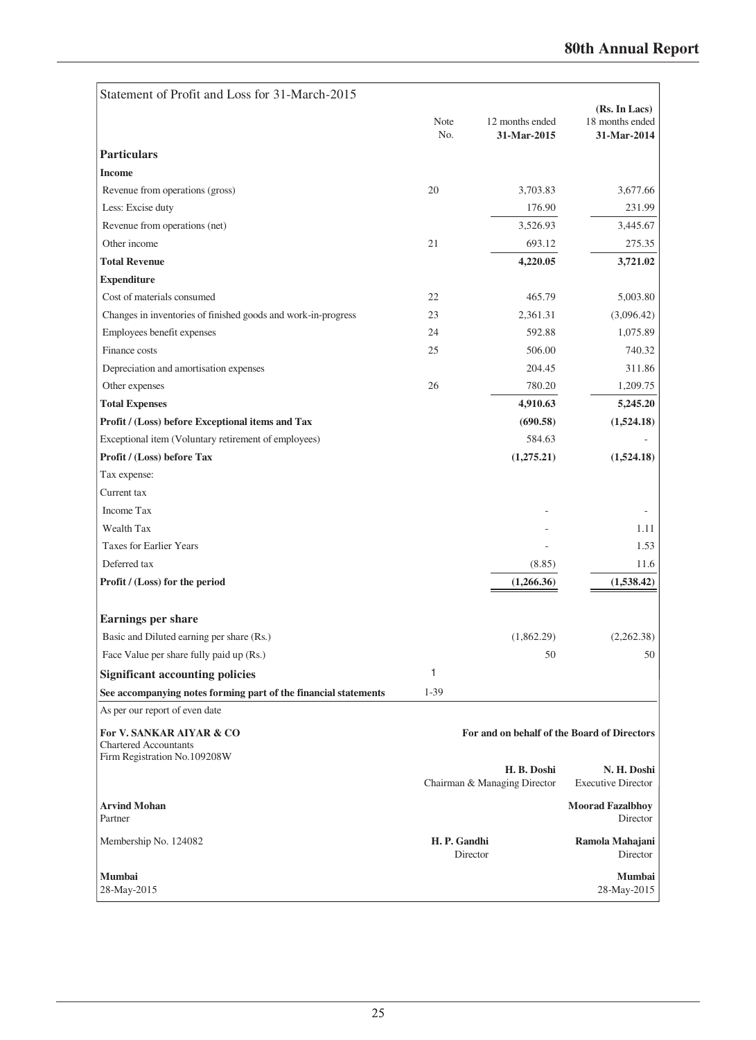## Statement of Profit and Loss for 31-March-2015

(Rs. In Lacs)

| Particulars | Note No. | 12 months ended 31-Mar-2015 | 18 months ended 31-Mar-2014 |
|---|---|---|---|
| **Income** | | | |
| Revenue from operations (gross) | 20 | 3,703.83 | 3,677.66 |
| Less: Excise duty | | 176.90 | 231.99 |
| Revenue from operations (net) | | 3,526.93 | 3,445.67 |
| Other income | 21 | 693.12 | 275.35 |
| **Total Revenue** | | **4,220.05** | **3,721.02** |
| **Expenditure** | | | |
| Cost of materials consumed | 22 | 465.79 | 5,003.80 |
| Changes in inventories of finished goods and work-in-progress | 23 | 2,361.31 | (3,096.42) |
| Employees benefit expenses | 24 | 592.88 | 1,075.89 |
| Finance costs | 25 | 506.00 | 740.32 |
| Depreciation and amortisation expenses | | 204.45 | 311.86 |
| Other expenses | 26 | 780.20 | 1,209.75 |
| **Total Expenses** | | **4,910.63** | **5,245.20** |
| **Profit / (Loss) before Exceptional items and Tax** | | **(690.58)** | **(1,524.18)** |
| Exceptional item (Voluntary retirement of employees) | | 584.63 | - |
| **Profit / (Loss) before Tax** | | **(1,275.21)** | **(1,524.18)** |
| Tax expense: | | | |
| Current tax | | | |
| Income Tax | | - | - |
| Wealth Tax | | - | 1.11 |
| Taxes for Earlier Years | | - | 1.53 |
| Deferred tax | | (8.85) | 11.6 |
| **Profit / (Loss) for the period** | | **(1,266.36)** | **(1,538.42)** |
| **Earnings per share** | | | |
| Basic and Diluted earning per share (Rs.) | | (1,862.29) | (2,262.38) |
| Face Value per share fully paid up (Rs.) | | 50 | 50 |
| **Significant accounting policies** | 1 | | |
| **See accompanying notes forming part of the financial statements** | 1-39 | | |

As per our report of even date

**For V. SANKAR AIYAR & CO**
Chartered Accountants
Firm Registration No.109208W

**Arvind Mohan**
Partner

Membership No. 124082

**Mumbai**
28-May-2015

**For and on behalf of the Board of Directors**

**H. B. Doshi**
Chairman & Managing Director

**N. H. Doshi**
Executive Director

**Moorad Fazalbhoy**
Director

**H. P. Gandhi**
Director

**Ramola Mahajani**
Director

**Mumbai**
28-May-2015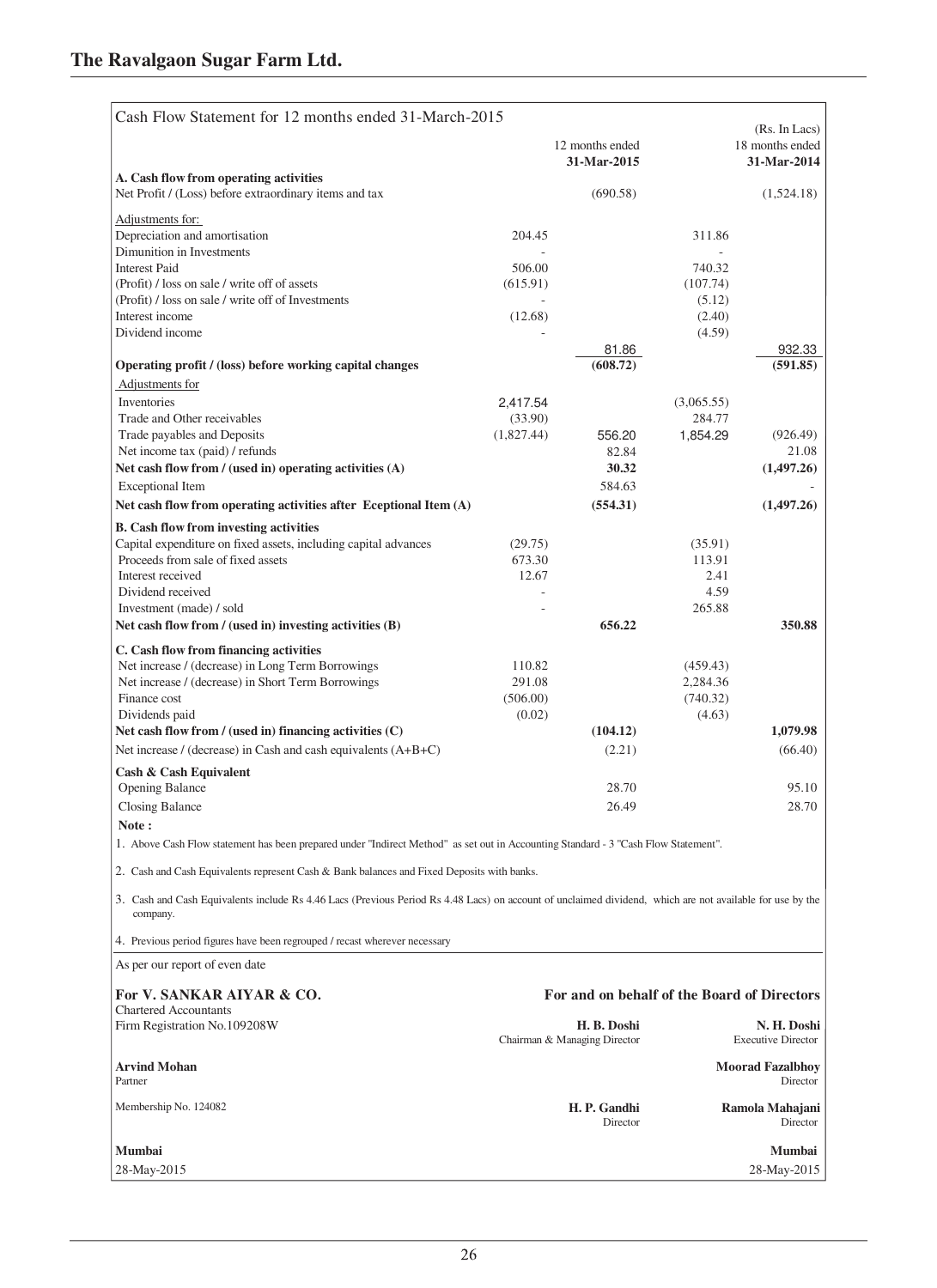## The Ravalgaon Sugar Farm Ltd.

Cash Flow Statement for 12 months ended 31-March-2015

(Rs. In Lacs)

| | | 12 months ended 31-Mar-2015 | | 18 months ended 31-Mar-2014 |
|---|---|---|---|---|
| **A. Cash flow from operating activities** | | | | |
| Net Profit / (Loss) before extraordinary items and tax | | (690.58) | | (1,524.18) |
| Adjustments for: | | | | |
| Depreciation and amortisation | 204.45 | | 311.86 | |
| Dimunition in Investments | - | | - | |
| Interest Paid | 506.00 | | 740.32 | |
| (Profit) / loss on sale / write off of assets | (615.91) | | (107.74) | |
| (Profit) / loss on sale / write off of Investments | - | | (5.12) | |
| Interest income | (12.68) | | (2.40) | |
| Dividend income | - | | (4.59) | |
| | | 81.86 | | 932.33 |
| **Operating profit / (loss) before working capital changes** | | **(608.72)** | | **(591.85)** |
| Adjustments for | | | | |
| Inventories | 2,417.54 | | (3,065.55) | |
| Trade and Other receivables | (33.90) | | 284.77 | |
| Trade payables and Deposits | (1,827.44) | 556.20 | 1,854.29 | (926.49) |
| Net income tax (paid) / refunds | | 82.84 | | 21.08 |
| **Net cash flow from / (used in) operating activities (A)** | | **30.32** | | **(1,497.26)** |
| Exceptional Item | | 584.63 | | - |
| **Net cash flow from operating activities after Eceptional Item (A)** | | **(554.31)** | | **(1,497.26)** |
| **B. Cash flow from investing activities** | | | | |
| Capital expenditure on fixed assets, including capital advances | (29.75) | | (35.91) | |
| Proceeds from sale of fixed assets | 673.30 | | 113.91 | |
| Interest received | 12.67 | | 2.41 | |
| Dividend received | - | | 4.59 | |
| Investment (made) / sold | - | | 265.88 | |
| **Net cash flow from / (used in) investing activities (B)** | | **656.22** | | **350.88** |
| **C. Cash flow from financing activities** | | | | |
| Net increase / (decrease) in Long Term Borrowings | 110.82 | | (459.43) | |
| Net increase / (decrease) in Short Term Borrowings | 291.08 | | 2,284.36 | |
| Finance cost | (506.00) | | (740.32) | |
| Dividends paid | (0.02) | | (4.63) | |
| **Net cash flow from / (used in) financing activities (C)** | | **(104.12)** | | **1,079.98** |
| Net increase / (decrease) in Cash and cash equivalents (A+B+C) | | (2.21) | | (66.40) |
| **Cash & Cash Equivalent** | | | | |
| Opening Balance | | 28.70 | | 95.10 |
| Closing Balance | | 26.49 | | 28.70 |

**Note :**

1. Above Cash Flow statement has been prepared under "Indirect Method" as set out in Accounting Standard - 3 "Cash Flow Statement".
2. Cash and Cash Equivalents represent Cash & Bank balances and Fixed Deposits with banks.
3. Cash and Cash Equivalents include Rs 4.46 Lacs (Previous Period Rs 4.48 Lacs) on account of unclaimed dividend, which are not available for use by the company.
4. Previous period figures have been regrouped / recast wherever necessary

As per our report of even date

**For V. SANKAR AIYAR & CO.**
Chartered Accountants
Firm Registration No.109208W

**Arvind Mohan**
Partner
Membership No. 124082

**Mumbai**
28-May-2015

**For and on behalf of the Board of Directors**

**H. B. Doshi**
Chairman & Managing Director

**N. H. Doshi**
Executive Director

**Moorad Fazalbhoy**
Director

**H. P. Gandhi**
Director

**Ramola Mahajani**
Director

**Mumbai**
28-May-2015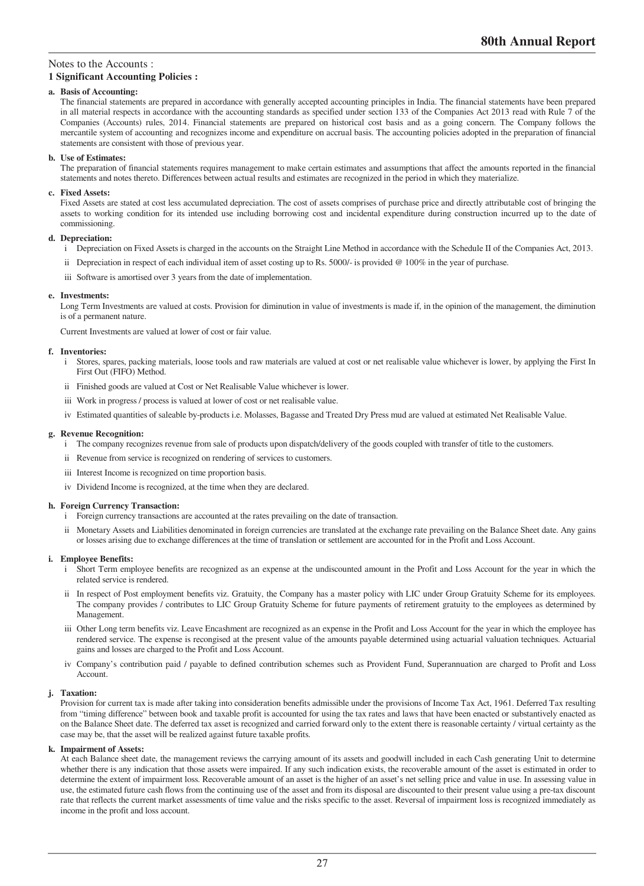Notes to the Accounts :

## 1 Significant Accounting Policies :

**a. Basis of Accounting:**

The financial statements are prepared in accordance with generally accepted accounting principles in India. The financial statements have been prepared in all material respects in accordance with the accounting standards as specified under section 133 of the Companies Act 2013 read with Rule 7 of the Companies (Accounts) rules, 2014. Financial statements are prepared on historical cost basis and as a going concern. The Company follows the mercantile system of accounting and recognizes income and expenditure on accrual basis. The accounting policies adopted in the preparation of financial statements are consistent with those of previous year.

**b. Use of Estimates:**

The preparation of financial statements requires management to make certain estimates and assumptions that affect the amounts reported in the financial statements and notes thereto. Differences between actual results and estimates are recognized in the period in which they materialize.

**c. Fixed Assets:**

Fixed Assets are stated at cost less accumulated depreciation. The cost of assets comprises of purchase price and directly attributable cost of bringing the assets to working condition for its intended use including borrowing cost and incidental expenditure during construction incurred up to the date of commissioning.

**d. Depreciation:**

i Depreciation on Fixed Assets is charged in the accounts on the Straight Line Method in accordance with the Schedule II of the Companies Act, 2013.

ii Depreciation in respect of each individual item of asset costing up to Rs. 5000/- is provided @ 100% in the year of purchase.

iii Software is amortised over 3 years from the date of implementation.

**e. Investments:**

Long Term Investments are valued at costs. Provision for diminution in value of investments is made if, in the opinion of the management, the diminution is of a permanent nature.

Current Investments are valued at lower of cost or fair value.

**f. Inventories:**

i Stores, spares, packing materials, loose tools and raw materials are valued at cost or net realisable value whichever is lower, by applying the First In First Out (FIFO) Method.

ii Finished goods are valued at Cost or Net Realisable Value whichever is lower.

iii Work in progress / process is valued at lower of cost or net realisable value.

iv Estimated quantities of saleable by-products i.e. Molasses, Bagasse and Treated Dry Press mud are valued at estimated Net Realisable Value.

**g. Revenue Recognition:**

i The company recognizes revenue from sale of products upon dispatch/delivery of the goods coupled with transfer of title to the customers.

ii Revenue from service is recognized on rendering of services to customers.

iii Interest Income is recognized on time proportion basis.

iv Dividend Income is recognized, at the time when they are declared.

**h. Foreign Currency Transaction:**

i Foreign currency transactions are accounted at the rates prevailing on the date of transaction.

ii Monetary Assets and Liabilities denominated in foreign currencies are translated at the exchange rate prevailing on the Balance Sheet date. Any gains or losses arising due to exchange differences at the time of translation or settlement are accounted for in the Profit and Loss Account.

**i. Employee Benefits:**

i Short Term employee benefits are recognized as an expense at the undiscounted amount in the Profit and Loss Account for the year in which the related service is rendered.

ii In respect of Post employment benefits viz. Gratuity, the Company has a master policy with LIC under Group Gratuity Scheme for its employees. The company provides / contributes to LIC Group Gratuity Scheme for future payments of retirement gratuity to the employees as determined by Management.

iii Other Long term benefits viz. Leave Encashment are recognized as an expense in the Profit and Loss Account for the year in which the employee has rendered service. The expense is recongised at the present value of the amounts payable determined using actuarial valuation techniques. Actuarial gains and losses are charged to the Profit and Loss Account.

iv Company's contribution paid / payable to defined contribution schemes such as Provident Fund, Superannuation are charged to Profit and Loss Account.

**j. Taxation:**

Provision for current tax is made after taking into consideration benefits admissible under the provisions of Income Tax Act, 1961. Deferred Tax resulting from "timing difference" between book and taxable profit is accounted for using the tax rates and laws that have been enacted or substantively enacted as on the Balance Sheet date. The deferred tax asset is recognized and carried forward only to the extent there is reasonable certainty / virtual certainty as the case may be, that the asset will be realized against future taxable profits.

**k. Impairment of Assets:**

At each Balance sheet date, the management reviews the carrying amount of its assets and goodwill included in each Cash generating Unit to determine whether there is any indication that those assets were impaired. If any such indication exists, the recoverable amount of the asset is estimated in order to determine the extent of impairment loss. Recoverable amount of an asset is the higher of an asset's net selling price and value in use. In assessing value in use, the estimated future cash flows from the continuing use of the asset and from its disposal are discounted to their present value using a pre-tax discount rate that reflects the current market assessments of time value and the risks specific to the asset. Reversal of impairment loss is recognized immediately as income in the profit and loss account.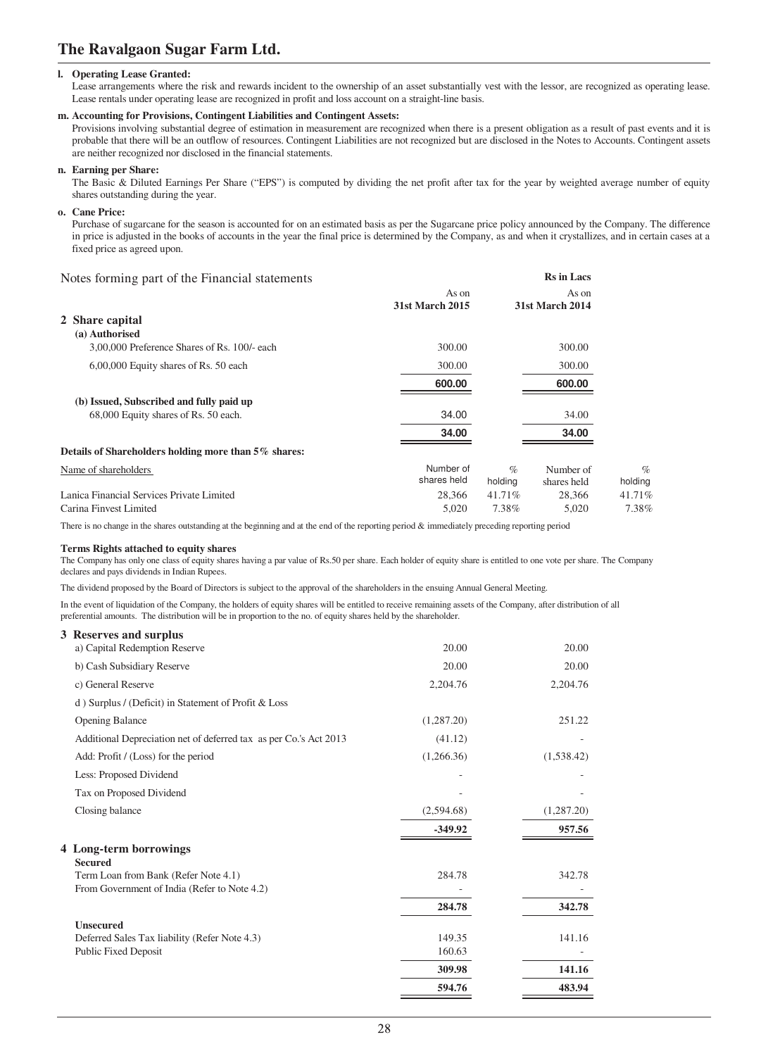**l. Operating Lease Granted:**

Lease arrangements where the risk and rewards incident to the ownership of an asset substantially vest with the lessor, are recognized as operating lease. Lease rentals under operating lease are recognized in profit and loss account on a straight-line basis.

**m. Accounting for Provisions, Contingent Liabilities and Contingent Assets:**

Provisions involving substantial degree of estimation in measurement are recognized when there is a present obligation as a result of past events and it is probable that there will be an outflow of resources. Contingent Liabilities are not recognized but are disclosed in the Notes to Accounts. Contingent assets are neither recognized nor disclosed in the financial statements.

**n. Earning per Share:**

The Basic & Diluted Earnings Per Share ("EPS") is computed by dividing the net profit after tax for the year by weighted average number of equity shares outstanding during the year.

**o. Cane Price:**

Purchase of sugarcane for the season is accounted for on an estimated basis as per the Sugarcane price policy announced by the Company. The difference in price is adjusted in the books of accounts in the year the final price is determined by the Company, as and when it crystallizes, and in certain cases at a fixed price as agreed upon.

## Notes forming part of the Financial statements

**Rs in Lacs**

| | As on 31st March 2015 | As on 31st March 2014 |
|---|---|---|
| **2 Share capital** | | |
| **(a) Authorised** | | |
| 3,00,000 Preference Shares of Rs. 100/- each | 300.00 | 300.00 |
| 6,00,000 Equity shares of Rs. 50 each | 300.00 | 300.00 |
| | **600.00** | **600.00** |
| **(b) Issued, Subscribed and fully paid up** | | |
| 68,000 Equity shares of Rs. 50 each. | 34.00 | 34.00 |
| | **34.00** | **34.00** |

**Details of Shareholders holding more than 5% shares:**

| Name of shareholders | Number of shares held | % holding | Number of shares held | % holding |
|---|---|---|---|---|
| Lanica Financial Services Private Limited | 28,366 | 41.71% | 28,366 | 41.71% |
| Carina Finvest Limited | 5,020 | 7.38% | 5,020 | 7.38% |

There is no change in the shares outstanding at the beginning and at the end of the reporting period & immediately preceding reporting period

**Terms Rights attached to equity shares**

The Company has only one class of equity shares having a par value of Rs.50 per share. Each holder of equity share is entitled to one vote per share. The Company declares and pays dividends in Indian Rupees.

The dividend proposed by the Board of Directors is subject to the approval of the shareholders in the ensuing Annual General Meeting.

In the event of liquidation of the Company, the holders of equity shares will be entitled to receive remaining assets of the Company, after distribution of all preferential amounts. The distribution will be in proportion to the no. of equity shares held by the shareholder.

| | As on 31st March 2015 | As on 31st March 2014 |
|---|---|---|
| **3 Reserves and surplus** | | |
| a) Capital Redemption Reserve | 20.00 | 20.00 |
| b) Cash Subsidiary Reserve | 20.00 | 20.00 |
| c) General Reserve | 2,204.76 | 2,204.76 |
| d ) Surplus / (Deficit) in Statement of Profit & Loss | | |
| Opening Balance | (1,287.20) | 251.22 |
| Additional Depreciation net of deferred tax as per Co.'s Act 2013 | (41.12) | - |
| Add: Profit / (Loss) for the period | (1,266.36) | (1,538.42) |
| Less: Proposed Dividend | - | - |
| Tax on Proposed Dividend | - | - |
| Closing balance | (2,594.68) | (1,287.20) |
| | **-349.92** | **957.56** |
| **4 Long-term borrowings** | | |
| **Secured** | | |
| Term Loan from Bank (Refer Note 4.1) | 284.78 | 342.78 |
| From Government of India (Refer to Note 4.2) | - | - |
| | **284.78** | **342.78** |
| **Unsecured** | | |
| Deferred Sales Tax liability (Refer Note 4.3) | 149.35 | 141.16 |
| Public Fixed Deposit | 160.63 | - |
| | **309.98** | **141.16** |
| | **594.76** | **483.94** |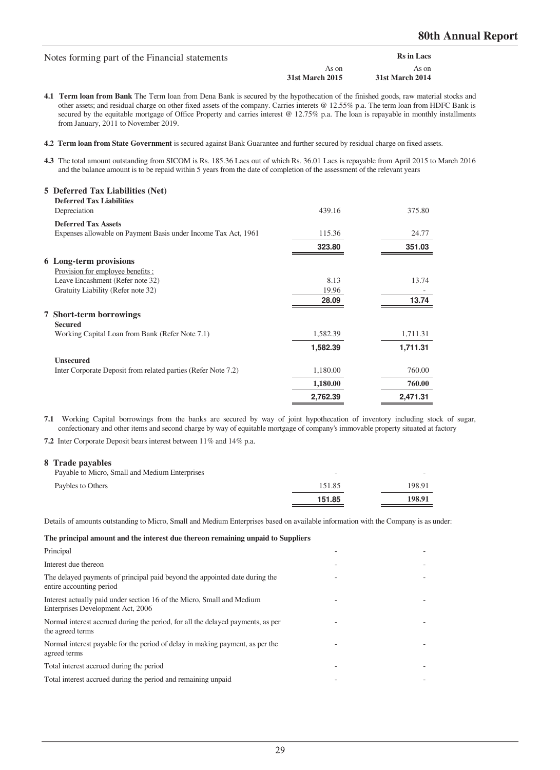Notes forming part of the Financial statements

| | As on 31st March 2015 | As on 31st March 2014 |
|---|---|---|
| | **Rs in Lacs** | |

**4.1 Term loan from Bank** The Term loan from Dena Bank is secured by the hypothecation of the finished goods, raw material stocks and other assets; and residual charge on other fixed assets of the company. Carries interets @ 12.55% p.a. The term loan from HDFC Bank is secured by the equitable mortgage of Office Property and carries interest @ 12.75% p.a. The loan is repayable in monthly installments from January, 2011 to November 2019.

**4.2 Term loan from State Government** is secured against Bank Guarantee and further secured by residual charge on fixed assets.

**4.3** The total amount outstanding from SICOM is Rs. 185.36 Lacs out of which Rs. 36.01 Lacs is repayable from April 2015 to March 2016 and the balance amount is to be repaid within 5 years from the date of completion of the assessment of the relevant years

| | As on 31st March 2015 | As on 31st March 2014 |
|---|---|---|
| **5 Deferred Tax Liabilities (Net)** | | |
| **Deferred Tax Liabilities** | | |
| Depreciation | 439.16 | 375.80 |
| **Deferred Tax Assets** | | |
| Expenses allowable on Payment Basis under Income Tax Act, 1961 | 115.36 | 24.77 |
| | **323.80** | **351.03** |
| **6 Long-term provisions** | | |
| Provision for employee benefits : | | |
| Leave Encashment (Refer note 32) | 8.13 | 13.74 |
| Gratuity Liability (Refer note 32) | 19.96 | - |
| | **28.09** | **13.74** |
| **7 Short-term borrowings** | | |
| **Secured** | | |
| Working Capital Loan from Bank (Refer Note 7.1) | 1,582.39 | 1,711.31 |
| | **1,582.39** | **1,711.31** |
| **Unsecured** | | |
| Inter Corporate Deposit from related parties (Refer Note 7.2) | 1,180.00 | 760.00 |
| | **1,180.00** | **760.00** |
| | **2,762.39** | **2,471.31** |

**7.1** Working Capital borrowings from the banks are secured by way of joint hypothecation of inventory including stock of sugar, confectionary and other items and second charge by way of equitable mortgage of company's immovable property situated at factory

**7.2** Inter Corporate Deposit bears interest between 11% and 14% p.a.

| | As on 31st March 2015 | As on 31st March 2014 |
|---|---|---|
| **8 Trade payables** | | |
| Payable to Micro, Small and Medium Enterprises | - | - |
| Paybles to Others | 151.85 | 198.91 |
| | **151.85** | **198.91** |

Details of amounts outstanding to Micro, Small and Medium Enterprises based on available information with the Company is as under:

| **The principal amount and the interest due thereon remaining unpaid to Suppliers** | | |
|---|---|---|
| Principal | - | - |
| Interest due thereon | - | - |
| The delayed payments of principal paid beyond the appointed date during the entire accounting period | - | - |
| Interest actually paid under section 16 of the Micro, Small and Medium Enterprises Development Act, 2006 | - | - |
| Normal interest accrued during the period, for all the delayed payments, as per the agreed terms | - | - |
| Normal interest payable for the period of delay in making payment, as per the agreed terms | - | - |
| Total interest accrued during the period | - | - |
| Total interest accrued during the period and remaining unpaid | - | - |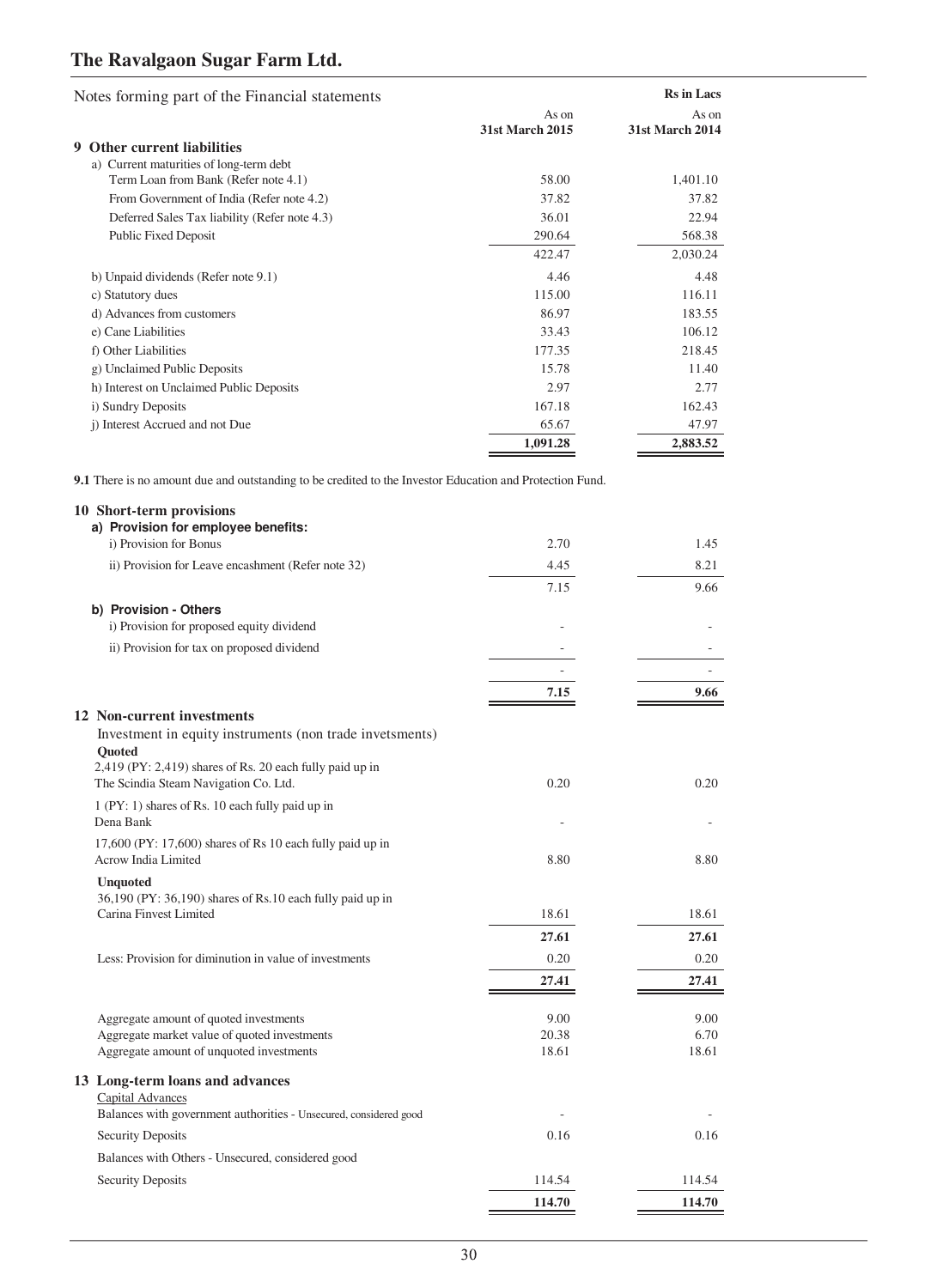# The Ravalgaon Sugar Farm Ltd.

Notes forming part of the Financial statements

| | As on 31st March 2015 | As on 31st March 2014 |
|---|---|---|
| | **Rs in Lacs** | |
| **9 Other current liabilities** | | |
| a) Current maturities of long-term debt | | |
| Term Loan from Bank (Refer note 4.1) | 58.00 | 1,401.10 |
| From Government of India (Refer note 4.2) | 37.82 | 37.82 |
| Deferred Sales Tax liability (Refer note 4.3) | 36.01 | 22.94 |
| Public Fixed Deposit | 290.64 | 568.38 |
| | 422.47 | 2,030.24 |
| b) Unpaid dividends (Refer note 9.1) | 4.46 | 4.48 |
| c) Statutory dues | 115.00 | 116.11 |
| d) Advances from customers | 86.97 | 183.55 |
| e) Cane Liabilities | 33.43 | 106.12 |
| f) Other Liabilities | 177.35 | 218.45 |
| g) Unclaimed Public Deposits | 15.78 | 11.40 |
| h) Interest on Unclaimed Public Deposits | 2.97 | 2.77 |
| i) Sundry Deposits | 167.18 | 162.43 |
| j) Interest Accrued and not Due | 65.67 | 47.97 |
| | **1,091.28** | **2,883.52** |

**9.1** There is no amount due and outstanding to be credited to the Investor Education and Protection Fund.

| | As on 31st March 2015 | As on 31st March 2014 |
|---|---|---|
| **10 Short-term provisions** | | |
| **a) Provision for employee benefits:** | | |
| i) Provision for Bonus | 2.70 | 1.45 |
| ii) Provision for Leave encashment (Refer note 32) | 4.45 | 8.21 |
| | 7.15 | 9.66 |
| **b) Provision - Others** | | |
| i) Provision for proposed equity dividend | - | - |
| ii) Provision for tax on proposed dividend | - | - |
| | - | - |
| | **7.15** | **9.66** |
| **12 Non-current investments** | | |
| Investment in equity instruments (non trade invetsments) | | |
| **Quoted** | | |
| 2,419 (PY: 2,419) shares of Rs. 20 each fully paid up in The Scindia Steam Navigation Co. Ltd. | 0.20 | 0.20 |
| 1 (PY: 1) shares of Rs. 10 each fully paid up in Dena Bank | - | - |
| 17,600 (PY: 17,600) shares of Rs 10 each fully paid up in Acrow India Limited | 8.80 | 8.80 |
| **Unquoted** | | |
| 36,190 (PY: 36,190) shares of Rs.10 each fully paid up in Carina Finvest Limited | 18.61 | 18.61 |
| | **27.61** | **27.61** |
| Less: Provision for diminution in value of investments | 0.20 | 0.20 |
| | **27.41** | **27.41** |
| Aggregate amount of quoted investments | 9.00 | 9.00 |
| Aggregate market value of quoted investments | 20.38 | 6.70 |
| Aggregate amount of unquoted investments | 18.61 | 18.61 |
| **13 Long-term loans and advances** | | |
| Capital Advances | | |
| Balances with government authorities - Unsecured, considered good | - | - |
| Security Deposits | 0.16 | 0.16 |
| Balances with Others - Unsecured, considered good | | |
| Security Deposits | 114.54 | 114.54 |
| | **114.70** | **114.70** |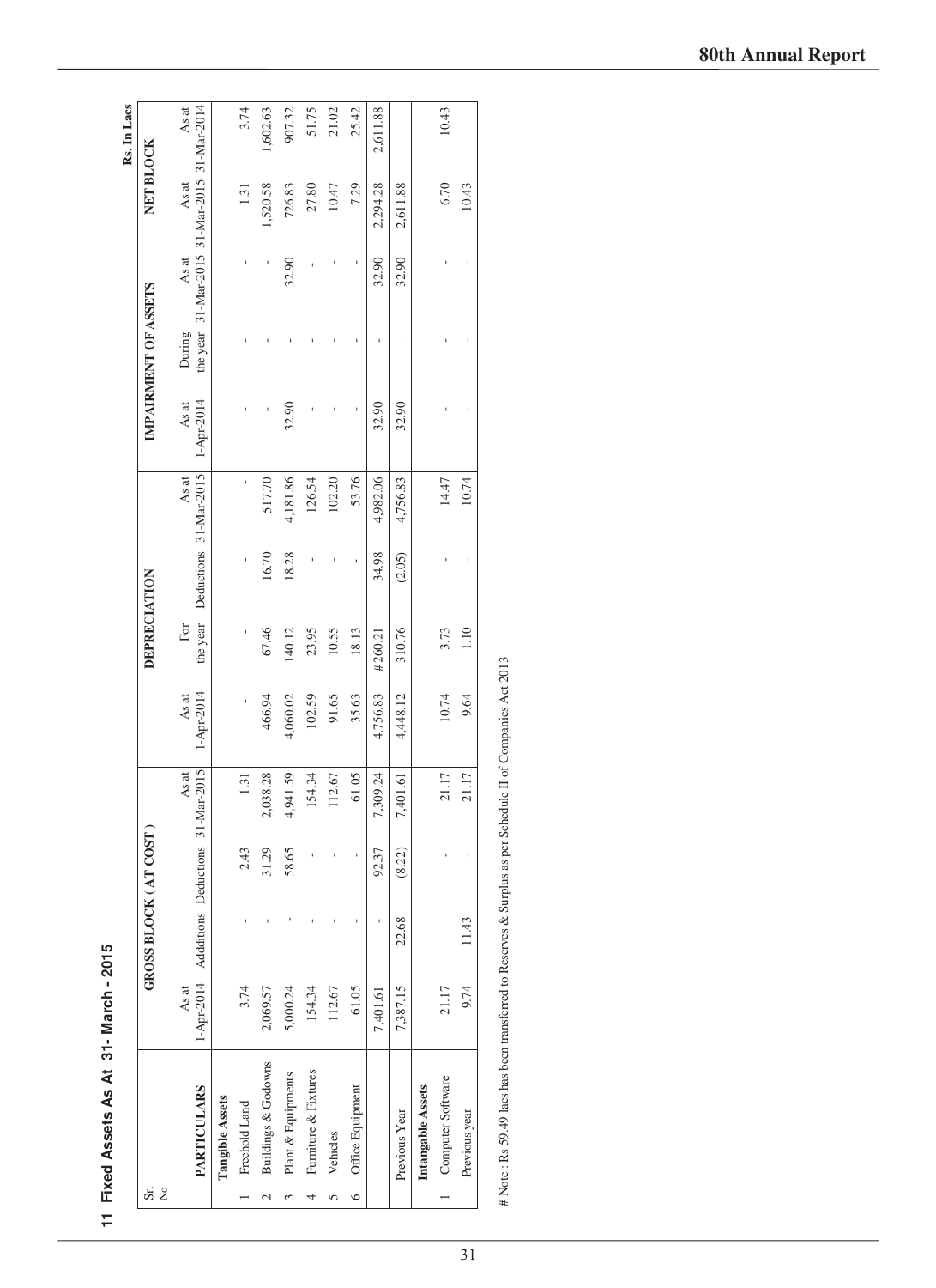## 11 Fixed Assets As At 31- March - 2015

Rs. In Lacs

| Sr. No | PARTICULARS | GROSS BLOCK ( AT COST ) | | | | DEPRECIATION | | | | IMPAIRMENT OF ASSETS | | | NET BLOCK | |
|---|---|---|---|---|---|---|---|---|---|---|---|---|---|---|
| | | As at 1-Apr-2014 | Addditions | Deductions | As at 31-Mar-2015 | As at 1-Apr-2014 | For the year | Deductions | As at 31-Mar-2015 | As at 1-Apr-2014 | During the year | As at 31-Mar-2015 | As at 31-Mar-2015 | As at 31-Mar-2014 |
| | **Tangible Assets** | | | | | | | | | | | | | |
| 1 | Freehold Land | 3.74 | - | 2.43 | 1.31 | - | - | - | - | - | - | - | 1.31 | 3.74 |
| 2 | Buildings & Godowns | 2,069.57 | - | 31.29 | 2,038.28 | 466.94 | 67.46 | 16.70 | 517.70 | - | - | - | 1,520.58 | 1,602.63 |
| 3 | Plant & Equipments | 5,000.24 | - | 58.65 | 4,941.59 | 4,060.02 | 140.12 | 18.28 | 4,181.86 | 32.90 | - | 32.90 | 726.83 | 907.32 |
| 4 | Furniture & Fixtures | 154.34 | - | - | 154.34 | 102.59 | 23.95 | - | 126.54 | - | - | - | 27.80 | 51.75 |
| 5 | Vehicles | 112.67 | - | - | 112.67 | 91.65 | 10.55 | - | 102.20 | - | - | - | 10.47 | 21.02 |
| 6 | Office Equipment | 61.05 | - | - | 61.05 | 35.63 | 18.13 | - | 53.76 | - | - | - | 7.29 | 25.42 |
| | | 7,401.61 | - | 92.37 | 7,309.24 | 4,756.83 | # 260.21 | 34.98 | 4,982.06 | 32.90 | - | 32.90 | 2,294.28 | 2,611.88 |
| | Previous Year | 7,387.15 | 22.68 | (8.22) | 7,401.61 | 4,448.12 | 310.76 | (2.05) | 4,756.83 | 32.90 | - | 32.90 | 2,611.88 | |
| | **Intangable Assets** | | | | | | | | | | | | | |
| 1 | Computer Software | 21.17 | | - | 21.17 | 10.74 | 3.73 | - | 14.47 | - | - | - | 6.70 | 10.43 |
| | Previous year | 9.74 | 11.43 | - | 21.17 | 9.64 | 1.10 | - | 10.74 | - | - | - | 10.43 | |

# Note : Rs 59.49 lacs has been transferred to Reserves & Surplus as per Schedule II of Companies Act 2013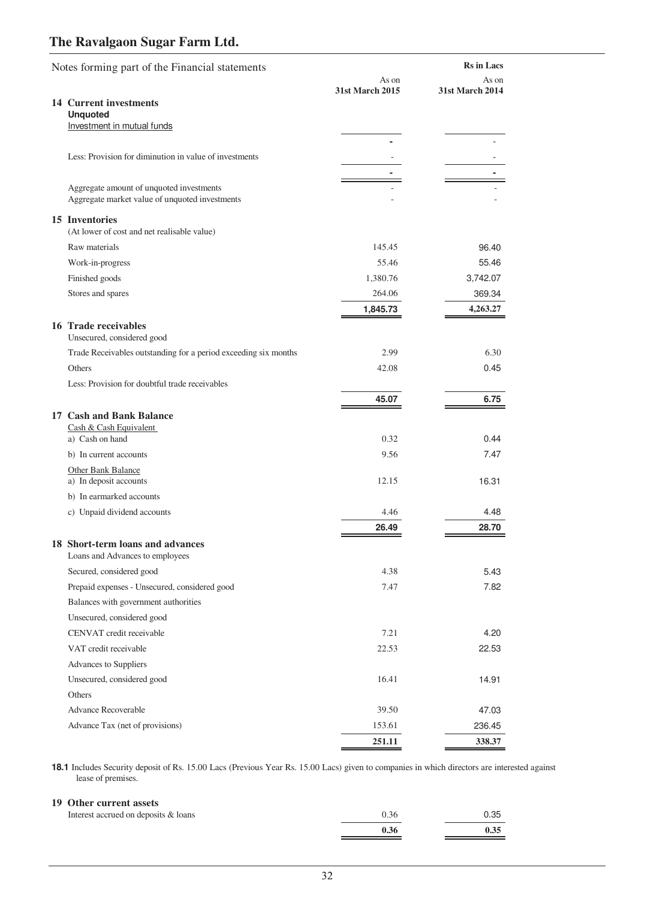# The Ravalgaon Sugar Farm Ltd.

Notes forming part of the Financial statements

| | As on 31st March 2015 | As on 31st March 2014 |
|---|---|---|
| | | **Rs in Lacs** |
| **14 Current investments** | | |
| **Unquoted** | | |
| Investment in mutual funds | | |
| | - | - |
| Less: Provision for diminution in value of investments | - | - |
| | - | - |
| Aggregate amount of unquoted investments | - | - |
| Aggregate market value of unquoted investments | - | - |
| **15 Inventories** | | |
| (At lower of cost and net realisable value) | | |
| Raw materials | 145.45 | 96.40 |
| Work-in-progress | 55.46 | 55.46 |
| Finished goods | 1,380.76 | 3,742.07 |
| Stores and spares | 264.06 | 369.34 |
| | **1,845.73** | **4,263.27** |
| **16 Trade receivables** | | |
| Unsecured, considered good | | |
| Trade Receivables outstanding for a period exceeding six months | 2.99 | 6.30 |
| Others | 42.08 | 0.45 |
| Less: Provision for doubtful trade receivables | | |
| | **45.07** | **6.75** |
| **17 Cash and Bank Balance** | | |
| Cash & Cash Equivalent | | |
| a) Cash on hand | 0.32 | 0.44 |
| b) In current accounts | 9.56 | 7.47 |
| Other Bank Balance | | |
| a) In deposit accounts | 12.15 | 16.31 |
| b) In earmarked accounts | | |
| c) Unpaid dividend accounts | 4.46 | 4.48 |
| | **26.49** | **28.70** |
| **18 Short-term loans and advances** | | |
| Loans and Advances to employees | | |
| Secured, considered good | 4.38 | 5.43 |
| Prepaid expenses - Unsecured, considered good | 7.47 | 7.82 |
| Balances with government authorities | | |
| Unsecured, considered good | | |
| CENVAT credit receivable | 7.21 | 4.20 |
| VAT credit receivable | 22.53 | 22.53 |
| Advances to Suppliers | | |
| Unsecured, considered good | 16.41 | 14.91 |
| Others | | |
| Advance Recoverable | 39.50 | 47.03 |
| Advance Tax (net of provisions) | 153.61 | 236.45 |
| | **251.11** | **338.37** |

**18.1** Includes Security deposit of Rs. 15.00 Lacs (Previous Year Rs. 15.00 Lacs) given to companies in which directors are interested against lease of premises.

| | As on 31st March 2015 | As on 31st March 2014 |
|---|---|---|
| **19 Other current assets** | | |
| Interest accrued on deposits & loans | 0.36 | 0.35 |
| | **0.36** | **0.35** |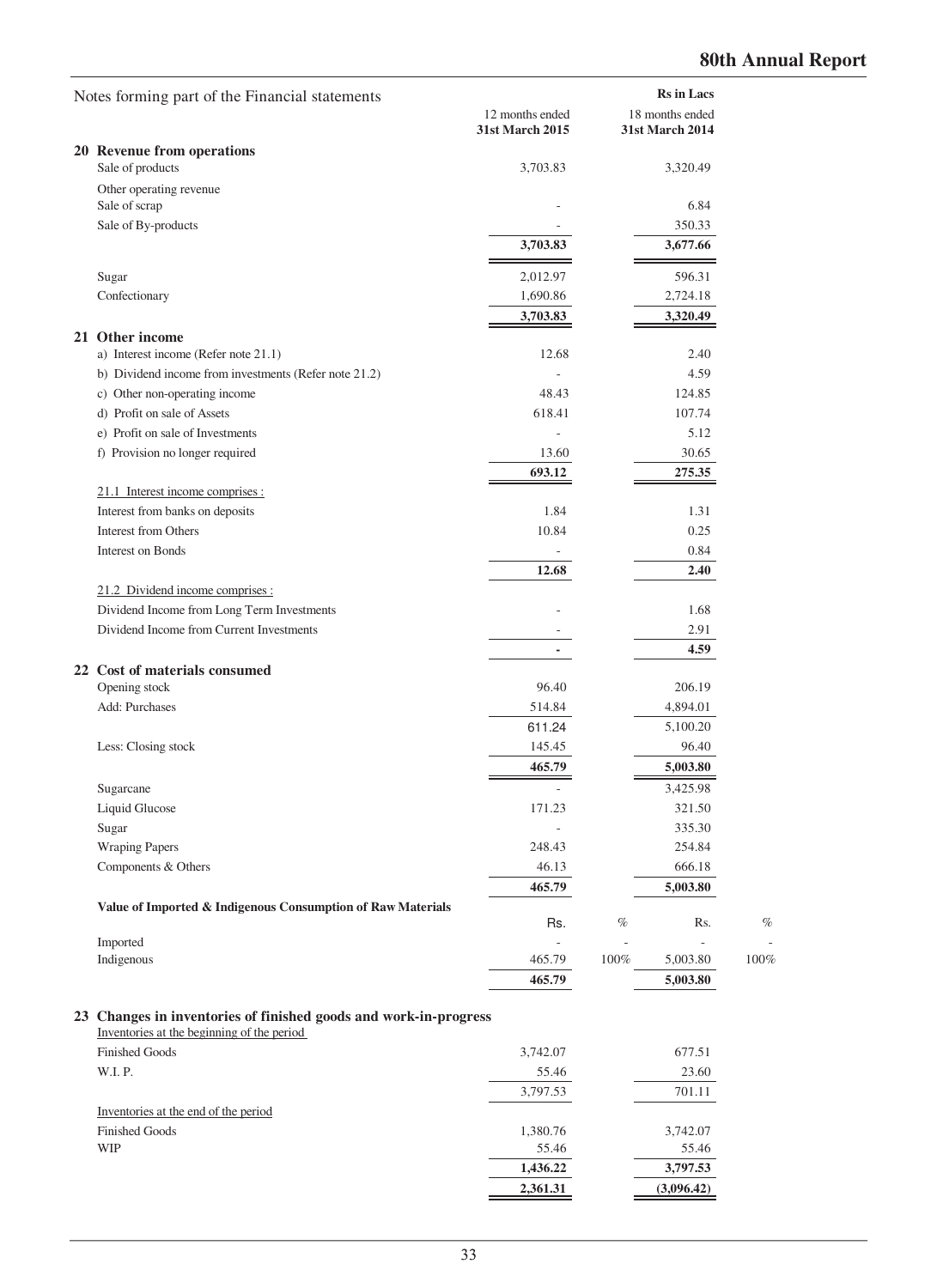Notes forming part of the Financial statements

| | 12 months ended 31st March 2015 | | 18 months ended 31st March 2014 | |
|---|---|---|---|---|
| | **Rs in Lacs** | | | |
| **20 Revenue from operations** | | | | |
| Sale of products | 3,703.83 | | 3,320.49 | |
| Other operating revenue | | | | |
| Sale of scrap | - | | 6.84 | |
| Sale of By-products | - | | 350.33 | |
| | **3,703.83** | | **3,677.66** | |
| Sugar | 2,012.97 | | 596.31 | |
| Confectionary | 1,690.86 | | 2,724.18 | |
| | **3,703.83** | | **3,320.49** | |
| **21 Other income** | | | | |
| a) Interest income (Refer note 21.1) | 12.68 | | 2.40 | |
| b) Dividend income from investments (Refer note 21.2) | - | | 4.59 | |
| c) Other non-operating income | 48.43 | | 124.85 | |
| d) Profit on sale of Assets | 618.41 | | 107.74 | |
| e) Profit on sale of Investments | - | | 5.12 | |
| f) Provision no longer required | 13.60 | | 30.65 | |
| | **693.12** | | **275.35** | |
| 21.1 Interest income comprises : | | | | |
| Interest from banks on deposits | 1.84 | | 1.31 | |
| Interest from Others | 10.84 | | 0.25 | |
| Interest on Bonds | - | | 0.84 | |
| | **12.68** | | **2.40** | |
| 21.2 Dividend income comprises : | | | | |
| Dividend Income from Long Term Investments | - | | 1.68 | |
| Dividend Income from Current Investments | - | | 2.91 | |
| | **-** | | **4.59** | |
| **22 Cost of materials consumed** | | | | |
| Opening stock | 96.40 | | 206.19 | |
| Add: Purchases | 514.84 | | 4,894.01 | |
| | 611.24 | | 5,100.20 | |
| Less: Closing stock | 145.45 | | 96.40 | |
| | **465.79** | | **5,003.80** | |
| Sugarcane | - | | 3,425.98 | |
| Liquid Glucose | 171.23 | | 321.50 | |
| Sugar | - | | 335.30 | |
| Wraping Papers | 248.43 | | 254.84 | |
| Components & Others | 46.13 | | 666.18 | |
| | **465.79** | | **5,003.80** | |
| **Value of Imported & Indigenous Consumption of Raw Materials** | Rs. | % | Rs. | % |
| Imported | - | - | - | - |
| Indigenous | 465.79 | 100% | 5,003.80 | 100% |
| | **465.79** | | **5,003.80** | |
| **23 Changes in inventories of finished goods and work-in-progress** | | | | |
| Inventories at the beginning of the period | | | | |
| Finished Goods | 3,742.07 | | 677.51 | |
| W.I. P. | 55.46 | | 23.60 | |
| | 3,797.53 | | 701.11 | |
| Inventories at the end of the period | | | | |
| Finished Goods | 1,380.76 | | 3,742.07 | |
| WIP | 55.46 | | 55.46 | |
| | **1,436.22** | | **3,797.53** | |
| | **2,361.31** | | **(3,096.42)** | |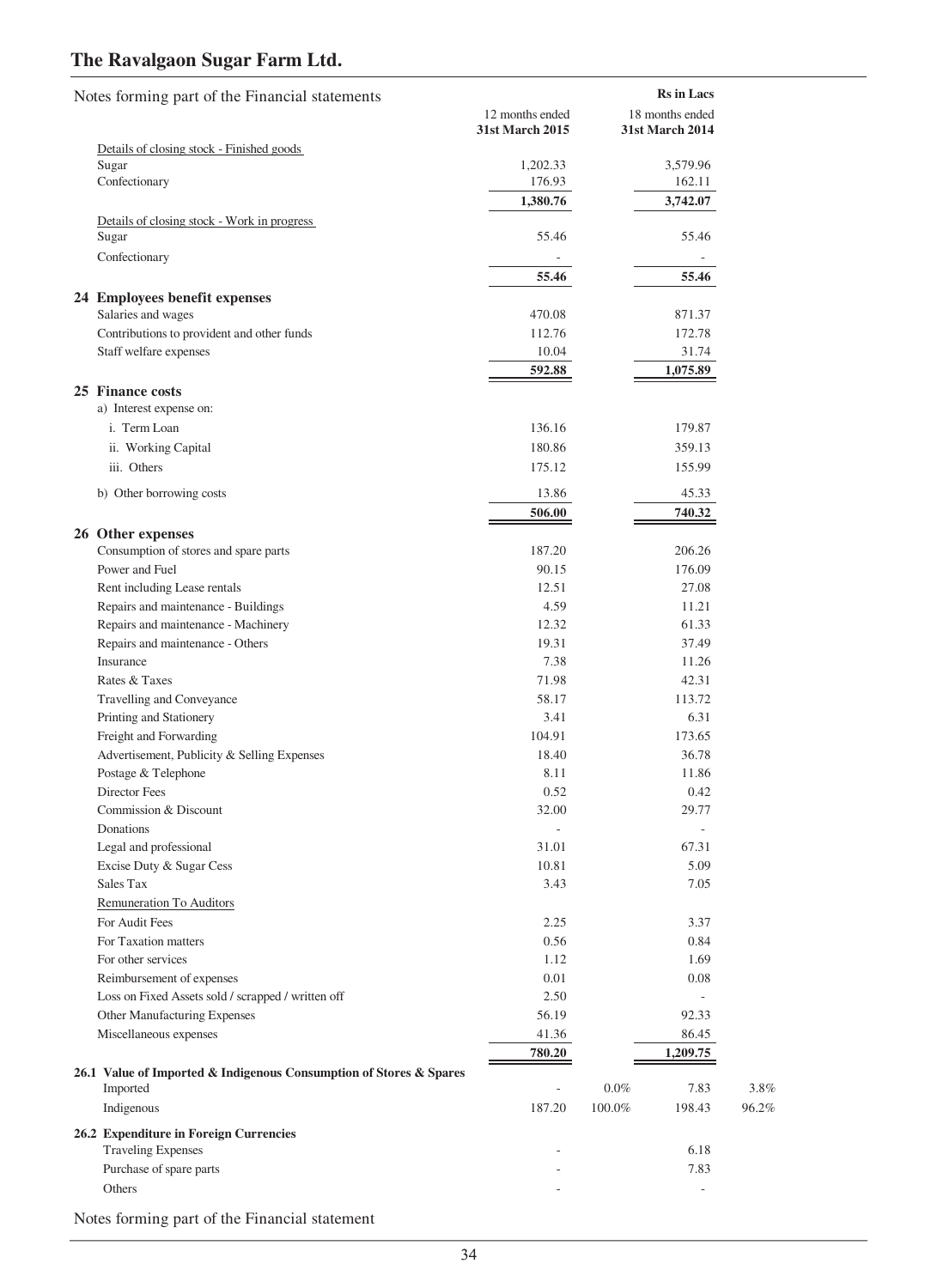Notes forming part of the Financial statements

| | 12 months ended 31st March 2015 | | 18 months ended 31st March 2014 | |
|---|---|---|---|---|
| | | | **Rs in Lacs** | |
| Details of closing stock - Finished goods | | | | |
| Sugar | 1,202.33 | | 3,579.96 | |
| Confectionary | 176.93 | | 162.11 | |
| | **1,380.76** | | **3,742.07** | |
| Details of closing stock - Work in progress | | | | |
| Sugar | 55.46 | | 55.46 | |
| Confectionary | - | | - | |
| | **55.46** | | **55.46** | |
| **24 Employees benefit expenses** | | | | |
| Salaries and wages | 470.08 | | 871.37 | |
| Contributions to provident and other funds | 112.76 | | 172.78 | |
| Staff welfare expenses | 10.04 | | 31.74 | |
| | **592.88** | | **1,075.89** | |
| **25 Finance costs** | | | | |
| a) Interest expense on: | | | | |
| i. Term Loan | 136.16 | | 179.87 | |
| ii. Working Capital | 180.86 | | 359.13 | |
| iii. Others | 175.12 | | 155.99 | |
| b) Other borrowing costs | 13.86 | | 45.33 | |
| | **506.00** | | **740.32** | |
| **26 Other expenses** | | | | |
| Consumption of stores and spare parts | 187.20 | | 206.26 | |
| Power and Fuel | 90.15 | | 176.09 | |
| Rent including Lease rentals | 12.51 | | 27.08 | |
| Repairs and maintenance - Buildings | 4.59 | | 11.21 | |
| Repairs and maintenance - Machinery | 12.32 | | 61.33 | |
| Repairs and maintenance - Others | 19.31 | | 37.49 | |
| Insurance | 7.38 | | 11.26 | |
| Rates & Taxes | 71.98 | | 42.31 | |
| Travelling and Conveyance | 58.17 | | 113.72 | |
| Printing and Stationery | 3.41 | | 6.31 | |
| Freight and Forwarding | 104.91 | | 173.65 | |
| Advertisement, Publicity & Selling Expenses | 18.40 | | 36.78 | |
| Postage & Telephone | 8.11 | | 11.86 | |
| Director Fees | 0.52 | | 0.42 | |
| Commission & Discount | 32.00 | | 29.77 | |
| Donations | - | | - | |
| Legal and professional | 31.01 | | 67.31 | |
| Excise Duty & Sugar Cess | 10.81 | | 5.09 | |
| Sales Tax | 3.43 | | 7.05 | |
| Remuneration To Auditors | | | | |
| For Audit Fees | 2.25 | | 3.37 | |
| For Taxation matters | 0.56 | | 0.84 | |
| For other services | 1.12 | | 1.69 | |
| Reimbursement of expenses | 0.01 | | 0.08 | |
| Loss on Fixed Assets sold / scrapped / written off | 2.50 | | - | |
| Other Manufacturing Expenses | 56.19 | | 92.33 | |
| Miscellaneous expenses | 41.36 | | 86.45 | |
| | **780.20** | | **1,209.75** | |
| **26.1 Value of Imported & Indigenous Consumption of Stores & Spares** | | | | |
| Imported | - | 0.0% | 7.83 | 3.8% |
| Indigenous | 187.20 | 100.0% | 198.43 | 96.2% |
| **26.2 Expenditure in Foreign Currencies** | | | | |
| Traveling Expenses | - | | 6.18 | |
| Purchase of spare parts | - | | 7.83 | |
| Others | - | | - | |

Notes forming part of the Financial statement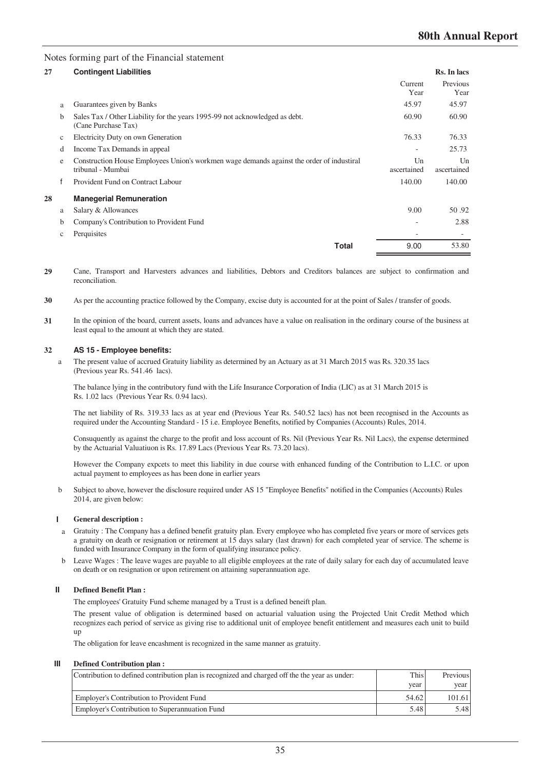Notes forming part of the Financial statement

| 27 | | **Contingent Liabilities** | | **Rs. In lacs** |
|---|---|---|---|---|
| | | | Current Year | Previous Year |
| | a | Guarantees given by Banks | 45.97 | 45.97 |
| | b | Sales Tax / Other Liability for the years 1995-99 not acknowledged as debt. (Cane Purchase Tax) | 60.90 | 60.90 |
| | c | Electricity Duty on own Generation | 76.33 | 76.33 |
| | d | Income Tax Demands in appeal | - | 25.73 |
| | e | Construction House Employees Union's workmen wage demands against the order of industiral tribunal - Mumbai | Un ascertained | Un ascertained |
| | f | Provident Fund on Contract Labour | 140.00 | 140.00 |
| **28** | | **Manegerial Remuneration** | | |
| | a | Salary & Allowances | 9.00 | 50 .92 |
| | b | Company's Contribution to Provident Fund | - | 2.88 |
| | c | Perquisites | - | - |
| | | **Total** | 9.00 | 53.80 |

**29** Cane, Transport and Harvesters advances and liabilities, Debtors and Creditors balances are subject to confirmation and reconciliation.

**30** As per the accounting practice followed by the Company, excise duty is accounted for at the point of Sales / transfer of goods.

**31** In the opinion of the board, current assets, loans and advances have a value on realisation in the ordinary course of the business at least equal to the amount at which they are stated.

**32 AS 15 - Employee benefits:**

a The present value of accrued Gratuity liability as determined by an Actuary as at 31 March 2015 was Rs. 320.35 lacs (Previous year Rs. 541.46 lacs).

The balance lying in the contributory fund with the Life Insurance Corporation of India (LIC) as at 31 March 2015 is Rs. 1.02 lacs (Previous Year Rs. 0.94 lacs).

The net liability of Rs. 319.33 lacs as at year end (Previous Year Rs. 540.52 lacs) has not been recognised in the Accounts as required under the Accounting Standard - 15 i.e. Employee Benefits, notified by Companies (Accounts) Rules, 2014.

Consuquently as against the charge to the profit and loss account of Rs. Nil (Previous Year Rs. Nil Lacs), the expense determined by the Actuarial Valuatiuon is Rs. 17.89 Lacs (Previous Year Rs. 73.20 lacs).

However the Company expcets to meet this liability in due course with enhanced funding of the Contribution to L.I.C. or upon actual payment to employees as has been done in earlier years

b Subject to above, however the disclosure required under AS 15 "Employee Benefits" notified in the Companies (Accounts) Rules 2014, are given below:

**I General description :**

a Gratuity : The Company has a defined benefit gratuity plan. Every employee who has completed five years or more of services gets a gratuity on death or resignation or retirement at 15 days salary (last drawn) for each completed year of service. The scheme is funded with Insurance Company in the form of qualifying insurance policy.

b Leave Wages : The leave wages are payable to all eligible employees at the rate of daily salary for each day of accumulated leave on death or on resignation or upon retirement on attaining superannuation age.

**II Defined Benefit Plan :**

The employees' Gratuity Fund scheme managed by a Trust is a defined beneift plan.

The present value of obligation is determined based on actuarial valuation using the Projected Unit Credit Method which recognizes each period of service as giving rise to additional unit of employee benefit entitlement and measures each unit to build up

The obligation for leave encashment is recognized in the same manner as gratuity.

**III Defined Contribution plan :**

| Contribution to defined contribution plan is recognized and charged off the the year as under: | This year | Previous year |
|---|---|---|
| Employer's Contribution to Provident Fund | 54.62 | 101.61 |
| Employer's Contribution to Superannuation Fund | 5.48 | 5.48 |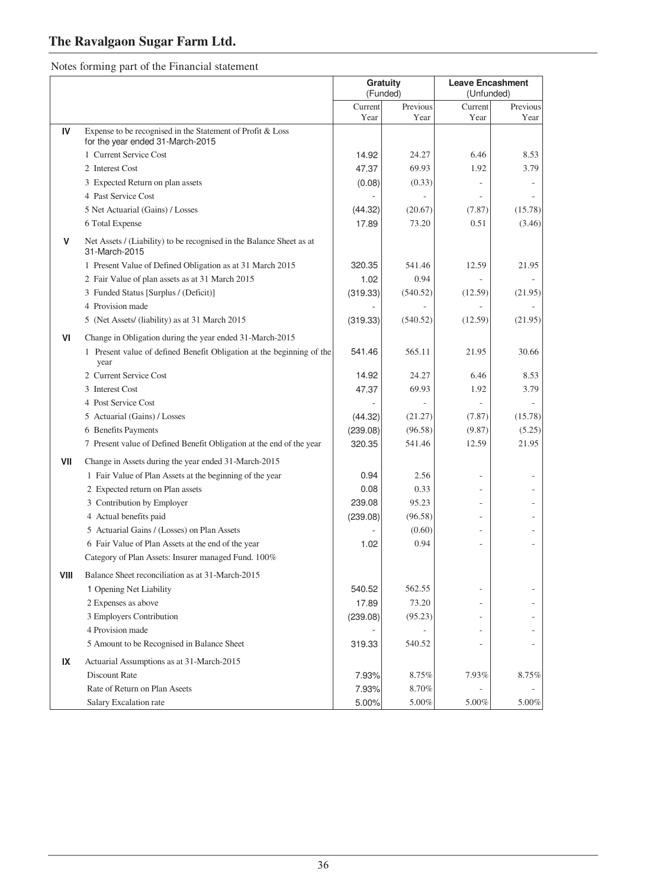# The Ravalgaon Sugar Farm Ltd.

Notes forming part of the Financial statement

| | | Gratuity (Funded) | | Leave Encashment (Unfunded) | |
|---|---|---|---|---|---|
| | | Current Year | Previous Year | Current Year | Previous Year |
| **IV** | Expense to be recognised in the Statement of Profit & Loss for the year ended 31-March-2015 | | | | |
| | 1 Current Service Cost | 14.92 | 24.27 | 6.46 | 8.53 |
| | 2 Interest Cost | 47.37 | 69.93 | 1.92 | 3.79 |
| | 3 Expected Return on plan assets | (0.08) | (0.33) | - | - |
| | 4 Past Service Cost | - | - | - | - |
| | 5 Net Actuarial (Gains) / Losses | (44.32) | (20.67) | (7.87) | (15.78) |
| | 6 Total Expense | 17.89 | 73.20 | 0.51 | (3.46) |
| **V** | Net Assets / (Liability) to be recognised in the Balance Sheet as at 31-March-2015 | | | | |
| | 1 Present Value of Defined Obligation as at 31 March 2015 | 320.35 | 541.46 | 12.59 | 21.95 |
| | 2 Fair Value of plan assets as at 31 March 2015 | 1.02 | 0.94 | - | - |
| | 3 Funded Status [Surplus / (Deficit)] | (319.33) | (540.52) | (12.59) | (21.95) |
| | 4 Provision made | - | - | - | - |
| | 5 (Net Assets/ (liability) as at 31 March 2015 | (319.33) | (540.52) | (12.59) | (21.95) |
| **VI** | Change in Obligation during the year ended 31-March-2015 | | | | |
| | 1 Present value of defined Benefit Obligation at the beginning of the year | 541.46 | 565.11 | 21.95 | 30.66 |
| | 2 Current Service Cost | 14.92 | 24.27 | 6.46 | 8.53 |
| | 3 Interest Cost | 47.37 | 69.93 | 1.92 | 3.79 |
| | 4 Post Service Cost | - | - | - | - |
| | 5 Actuarial (Gains) / Losses | (44.32) | (21.27) | (7.87) | (15.78) |
| | 6 Benefits Payments | (239.08) | (96.58) | (9.87) | (5.25) |
| | 7 Present value of Defined Benefit Obligation at the end of the year | 320.35 | 541.46 | 12.59 | 21.95 |
| **VII** | Change in Assets during the year ended 31-March-2015 | | | | |
| | 1 Fair Value of Plan Assets at the beginning of the year | 0.94 | 2.56 | - | - |
| | 2 Expected return on Plan assets | 0.08 | 0.33 | - | - |
| | 3 Contribution by Employer | 239.08 | 95.23 | - | - |
| | 4 Actual benefits paid | (239.08) | (96.58) | - | - |
| | 5 Actuarial Gains / (Losses) on Plan Assets | - | (0.60) | - | - |
| | 6 Fair Value of Plan Assets at the end of the year | 1.02 | 0.94 | - | - |
| | Category of Plan Assets: Insurer managed Fund. 100% | | | | |
| **VIII** | Balance Sheet reconciliation as at 31-March-2015 | | | | |
| | 1 Opening Net Liability | 540.52 | 562.55 | - | - |
| | 2 Expenses as above | 17.89 | 73.20 | - | - |
| | 3 Employers Contribution | (239.08) | (95.23) | - | - |
| | 4 Provision made | - | - | - | - |
| | 5 Amount to be Recognised in Balance Sheet | 319.33 | 540.52 | - | - |
| **IX** | Actuarial Assumptions as at 31-March-2015 | | | | |
| | Discount Rate | 7.93% | 8.75% | 7.93% | 8.75% |
| | Rate of Return on Plan Aseets | 7.93% | 8.70% | - | - |
| | Salary Excalation rate | 5.00% | 5.00% | 5.00% | 5.00% |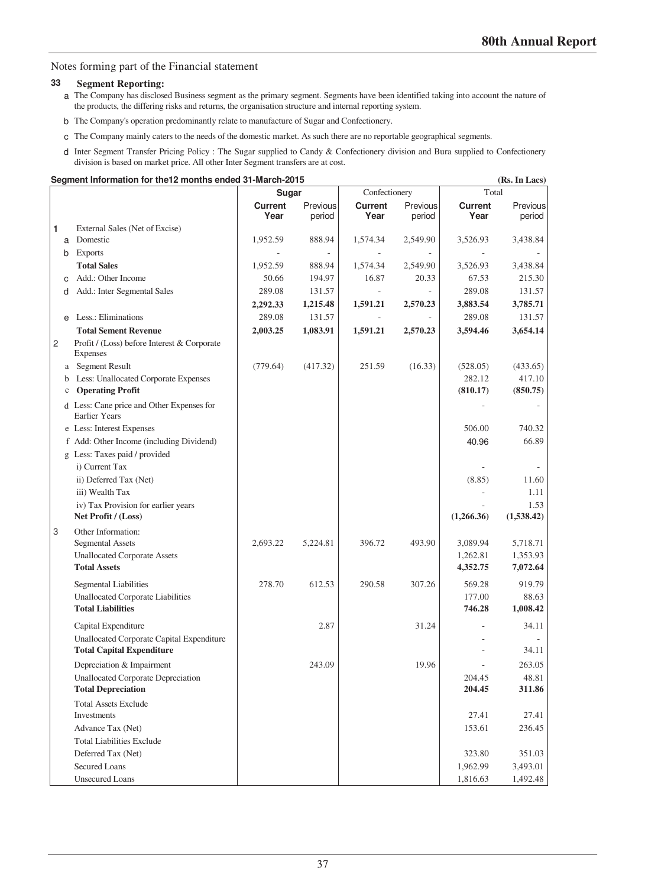Notes forming part of the Financial statement

## 33 Segment Reporting:

a The Company has disclosed Business segment as the primary segment. Segments have been identified taking into account the nature of the products, the differing risks and returns, the organisation structure and internal reporting system.

b The Company's operation predominantly relate to manufacture of Sugar and Confectionery.

c The Company mainly caters to the needs of the domestic market. As such there are no reportable geographical segments.

d Inter Segment Transfer Pricing Policy : The Sugar supplied to Candy & Confectionery division and Bura supplied to Confectionery division is based on market price. All other Inter Segment transfers are at cost.

**Segment Information for the12 months ended 31-March-2015** (Rs. In Lacs)

| | | Sugar | | Confectionery | | Total | |
|---|---|---|---|---|---|---|---|
| | | **Current Year** | Previous period | **Current Year** | Previous period | **Current Year** | Previous period |
| **1** | External Sales (Net of Excise) | | | | | | |
| a | Domestic | 1,952.59 | 888.94 | 1,574.34 | 2,549.90 | 3,526.93 | 3,438.84 |
| b | Exports | - | - | - | - | - | - |
| | **Total Sales** | 1,952.59 | 888.94 | 1,574.34 | 2,549.90 | 3,526.93 | 3,438.84 |
| c | Add.: Other Income | 50.66 | 194.97 | 16.87 | 20.33 | 67.53 | 215.30 |
| d | Add.: Inter Segmental Sales | 289.08 | 131.57 | - | - | 289.08 | 131.57 |
| | | **2,292.33** | **1,215.48** | **1,591.21** | **2,570.23** | **3,883.54** | **3,785.71** |
| e | Less.: Eliminations | 289.08 | 131.57 | - | - | 289.08 | 131.57 |
| | **Total Sement Revenue** | **2,003.25** | **1,083.91** | **1,591.21** | **2,570.23** | **3,594.46** | **3,654.14** |
| **2** | Profit / (Loss) before Interest & Corporate Expenses | | | | | | |
| a | Segment Result | (779.64) | (417.32) | 251.59 | (16.33) | (528.05) | (433.65) |
| b | Less: Unallocated Corporate Expenses | | | | | 282.12 | 417.10 |
| c | **Operating Profit** | | | | | **(810.17)** | **(850.75)** |
| d | Less: Cane price and Other Expenses for Earlier Years | | | | | - | - |
| e | Less: Interest Expenses | | | | | 506.00 | 740.32 |
| f | Add: Other Income (including Dividend) | | | | | 40.96 | 66.89 |
| g | Less: Taxes paid / provided | | | | | | |
| | i) Current Tax | | | | | - | - |
| | ii) Deferred Tax (Net) | | | | | (8.85) | 11.60 |
| | iii) Wealth Tax | | | | | - | 1.11 |
| | iv) Tax Provision for earlier years | | | | | - | 1.53 |
| | **Net Profit / (Loss)** | | | | | **(1,266.36)** | **(1,538.42)** |
| **3** | Other Information: | | | | | | |
| | Segmental Assets | 2,693.22 | 5,224.81 | 396.72 | 493.90 | 3,089.94 | 5,718.71 |
| | Unallocated Corporate Assets | | | | | 1,262.81 | 1,353.93 |
| | **Total Assets** | | | | | **4,352.75** | **7,072.64** |
| | Segmental Liabilities | 278.70 | 612.53 | 290.58 | 307.26 | 569.28 | 919.79 |
| | Unallocated Corporate Liabilities | | | | | 177.00 | 88.63 |
| | **Total Liabilities** | | | | | **746.28** | **1,008.42** |
| | Capital Expenditure | | 2.87 | | 31.24 | - | 34.11 |
| | Unallocated Corporate Capital Expenditure | | | | | - | - |
| | **Total Capital Expenditure** | | | | | - | 34.11 |
| | Depreciation & Impairment | | 243.09 | | 19.96 | - | 263.05 |
| | Unallocated Corporate Depreciation | | | | | 204.45 | 48.81 |
| | **Total Depreciation** | | | | | **204.45** | **311.86** |
| | Total Assets Exclude | | | | | | |
| | Investments | | | | | 27.41 | 27.41 |
| | Advance Tax (Net) | | | | | 153.61 | 236.45 |
| | Total Liabilities Exclude | | | | | | |
| | Deferred Tax (Net) | | | | | 323.80 | 351.03 |
| | Secured Loans | | | | | 1,962.99 | 3,493.01 |
| | Unsecured Loans | | | | | 1,816.63 | 1,492.48 |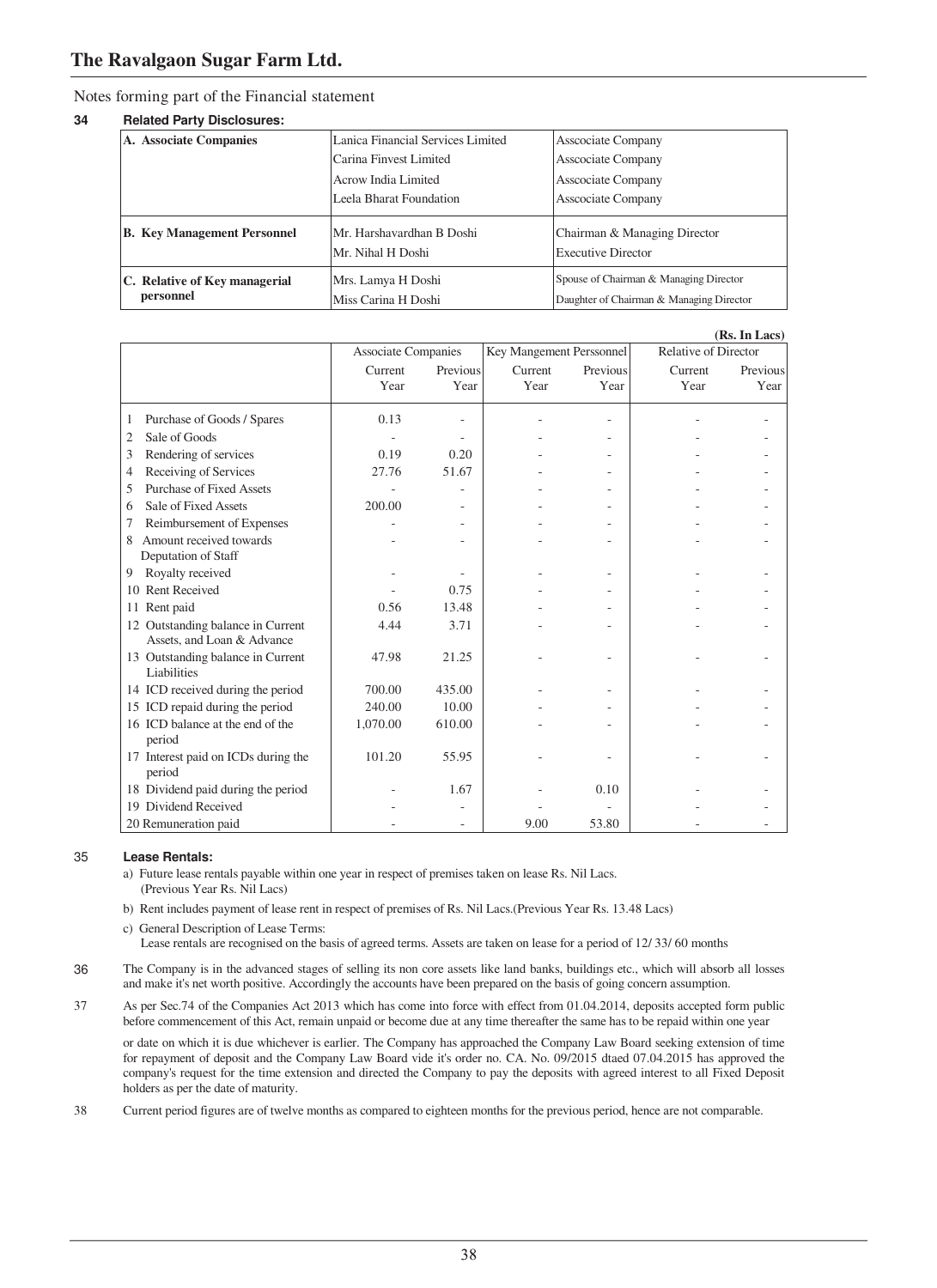Notes forming part of the Financial statement

**34 Related Party Disclosures:**

| | | |
|---|---|---|
| **A. Associate Companies** | Lanica Financial Services Limited | Asscociate Company |
| | Carina Finvest Limited | Asscociate Company |
| | Acrow India Limited | Asscociate Company |
| | Leela Bharat Foundation | Asscociate Company |
| **B. Key Management Personnel** | Mr. Harshavardhan B Doshi | Chairman & Managing Director |
| | Mr. Nihal H Doshi | Executive Director |
| **C. Relative of Key managerial personnel** | Mrs. Lamya H Doshi | Spouse of Chairman & Managing Director |
| | Miss Carina H Doshi | Daughter of Chairman & Managing Director |

**(Rs. In Lacs)**

| | Associate Companies | | Key Mangement Perssonnel | | Relative of Director | |
|---|---|---|---|---|---|---|
| | Current Year | Previous Year | Current Year | Previous Year | Current Year | Previous Year |
| 1 Purchase of Goods / Spares | 0.13 | - | - | - | - | - |
| 2 Sale of Goods | - | - | - | - | - | - |
| 3 Rendering of services | 0.19 | 0.20 | - | - | - | - |
| 4 Receiving of Services | 27.76 | 51.67 | - | - | - | - |
| 5 Purchase of Fixed Assets | - | - | - | - | - | - |
| 6 Sale of Fixed Assets | 200.00 | - | - | - | - | - |
| 7 Reimbursement of Expenses | - | - | - | - | - | - |
| 8 Amount received towards Deputation of Staff | - | - | - | - | - | - |
| 9 Royalty received | - | - | - | - | - | - |
| 10 Rent Received | - | 0.75 | - | - | - | - |
| 11 Rent paid | 0.56 | 13.48 | - | - | - | - |
| 12 Outstanding balance in Current Assets, and Loan & Advance | 4.44 | 3.71 | - | - | - | - |
| 13 Outstanding balance in Current Liabilities | 47.98 | 21.25 | - | - | - | - |
| 14 ICD received during the period | 700.00 | 435.00 | - | - | - | - |
| 15 ICD repaid during the period | 240.00 | 10.00 | - | - | - | - |
| 16 ICD balance at the end of the period | 1,070.00 | 610.00 | - | - | - | - |
| 17 Interest paid on ICDs during the period | 101.20 | 55.95 | - | - | - | - |
| 18 Dividend paid during the period | - | 1.67 | - | 0.10 | - | - |
| 19 Dividend Received | - | - | - | - | - | - |
| 20 Remuneration paid | - | - | 9.00 | 53.80 | - | - |

**35 Lease Rentals:**

a) Future lease rentals payable within one year in respect of premises taken on lease Rs. Nil Lacs. (Previous Year Rs. Nil Lacs)

b) Rent includes payment of lease rent in respect of premises of Rs. Nil Lacs.(Previous Year Rs. 13.48 Lacs)

c) General Description of Lease Terms:
Lease rentals are recognised on the basis of agreed terms. Assets are taken on lease for a period of 12/ 33/ 60 months

36 The Company is in the advanced stages of selling its non core assets like land banks, buildings etc., which will absorb all losses and make it's net worth positive. Accordingly the accounts have been prepared on the basis of going concern assumption.

37 As per Sec.74 of the Companies Act 2013 which has come into force with effect from 01.04.2014, deposits accepted form public before commencement of this Act, remain unpaid or become due at any time thereafter the same has to be repaid within one year or date on which it is due whichever is earlier. The Company has approached the Company Law Board seeking extension of time for repayment of deposit and the Company Law Board vide it's order no. CA. No. 09/2015 dtaed 07.04.2015 has approved the company's request for the time extension and directed the Company to pay the deposits with agreed interest to all Fixed Deposit holders as per the date of maturity.

38 Current period figures are of twelve months as compared to eighteen months for the previous period, hence are not comparable.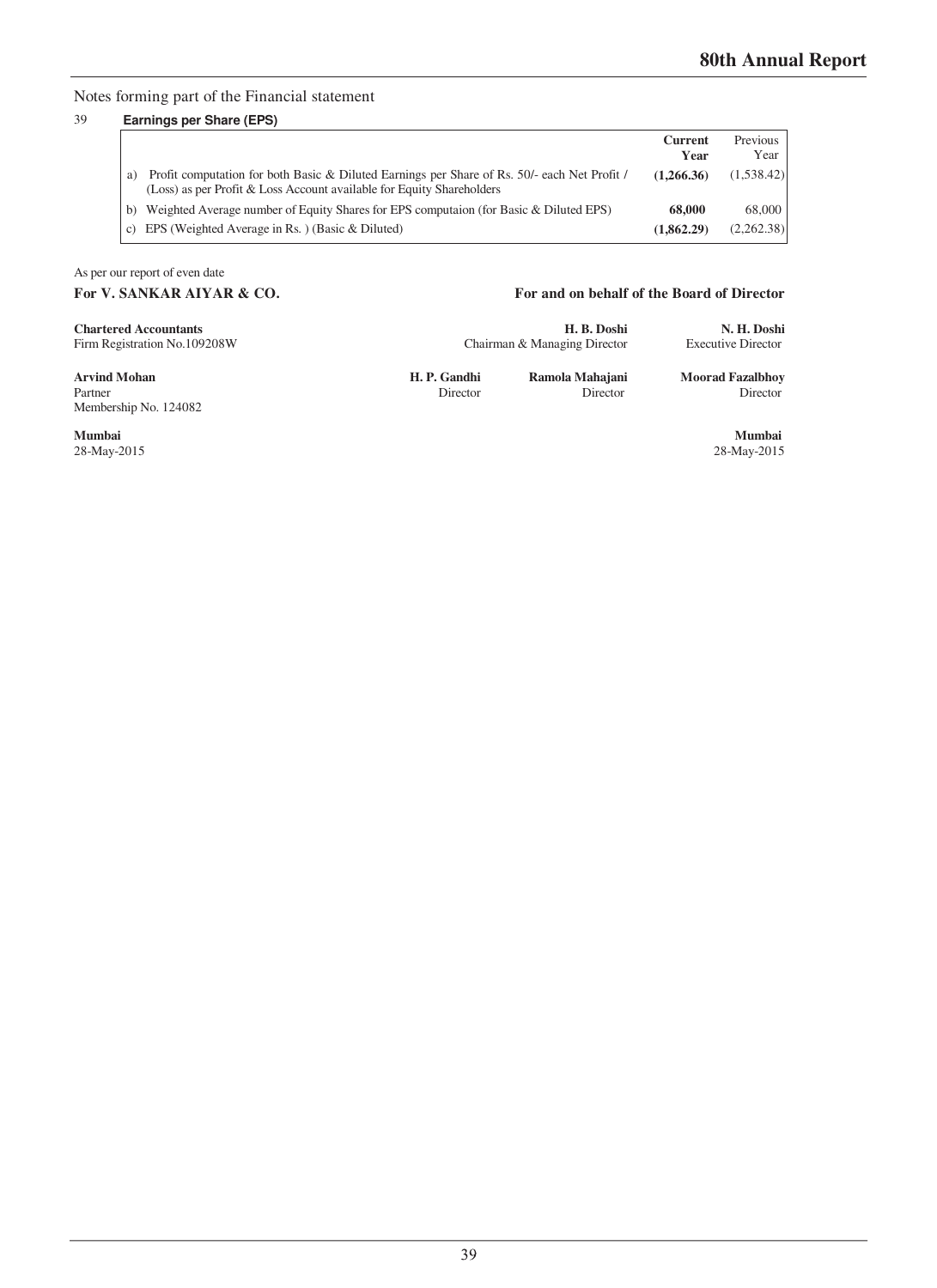Notes forming part of the Financial statement

39 **Earnings per Share (EPS)**

| | | **Current Year** | Previous Year |
|---|---|---|---|
| a) | Profit computation for both Basic & Diluted Earnings per Share of Rs. 50/- each Net Profit / (Loss) as per Profit & Loss Account available for Equity Shareholders | **(1,266.36)** | (1,538.42) |
| b) | Weighted Average number of Equity Shares for EPS computaion (for Basic & Diluted EPS) | **68,000** | 68,000 |
| c) | EPS (Weighted Average in Rs. ) (Basic & Diluted) | **(1,862.29)** | (2,262.38) |

As per our report of even date

**For V. SANKAR AIYAR & CO.**

**Chartered Accountants**
Firm Registration No.109208W

**Arvind Mohan**
Partner
Membership No. 124082

**Mumbai**
28-May-2015

**For and on behalf of the Board of Director**

**H. B. Doshi**
Chairman & Managing Director

**N. H. Doshi**
Executive Director

**H. P. Gandhi**
Director

**Ramola Mahajani**
Director

**Moorad Fazalbhoy**
Director

**Mumbai**
28-May-2015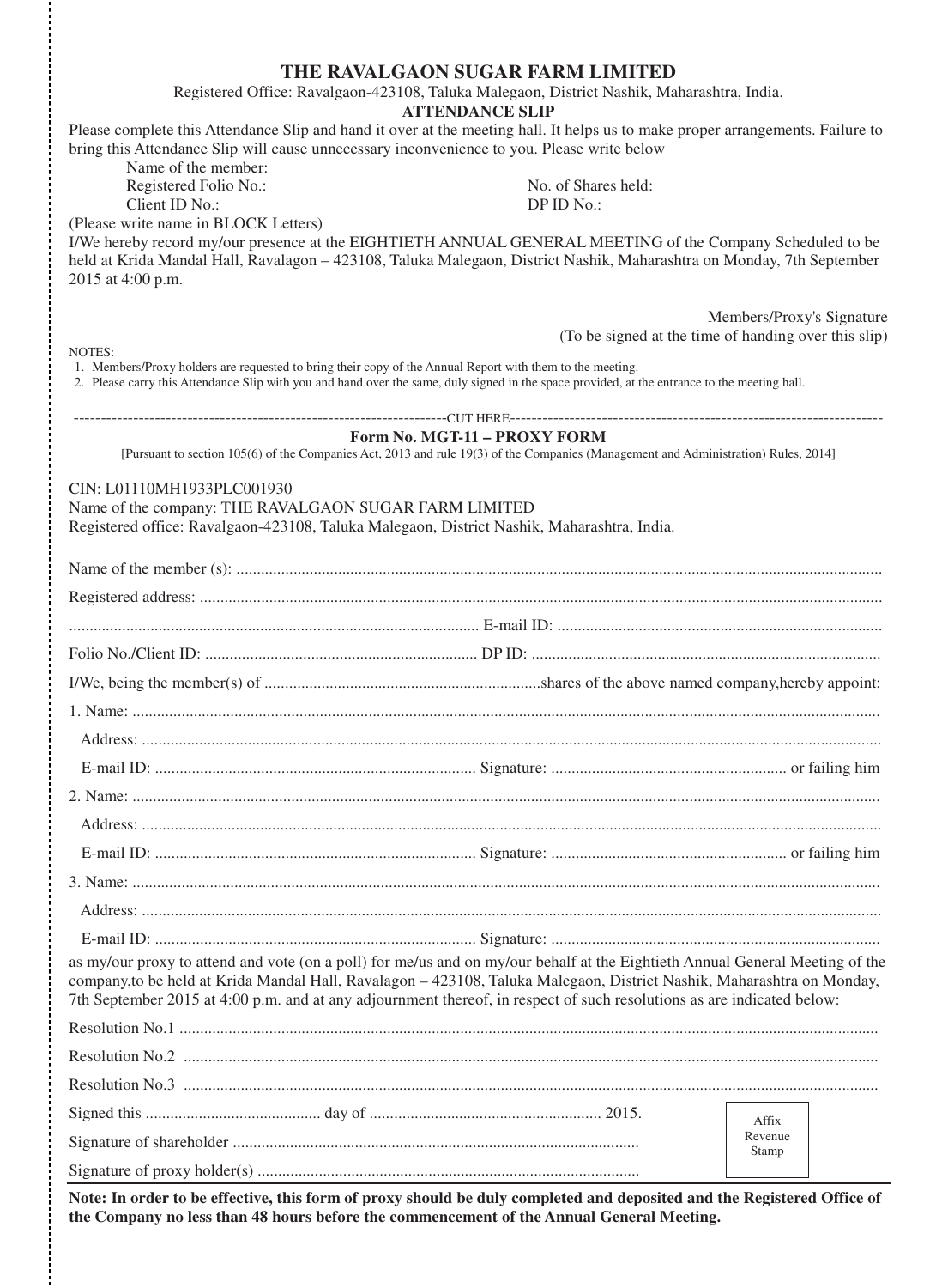# THE RAVALGAON SUGAR FARM LIMITED

Registered Office: Ravalgaon-423108, Taluka Malegaon, District Nashik, Maharashtra, India.

## ATTENDANCE SLIP

Please complete this Attendance Slip and hand it over at the meeting hall. It helps us to make proper arrangements. Failure to bring this Attendance Slip will cause unnecessary inconvenience to you. Please write below

Name of the member:

Registered Folio No.: No. of Shares held:

Client ID No.: DP ID No.:

(Please write name in BLOCK Letters)

I/We hereby record my/our presence at the EIGHTIETH ANNUAL GENERAL MEETING of the Company Scheduled to be held at Krida Mandal Hall, Ravalagon – 423108, Taluka Malegaon, District Nashik, Maharashtra on Monday, 7th September 2015 at 4:00 p.m.

Members/Proxy's Signature
(To be signed at the time of handing over this slip)

NOTES:

1. Members/Proxy holders are requested to bring their copy of the Annual Report with them to the meeting.
2. Please carry this Attendance Slip with you and hand over the same, duly signed in the space provided, at the entrance to the meeting hall.

--------------------------------CUT HERE--------------------------------

## Form No. MGT-11 – PROXY FORM

[Pursuant to section 105(6) of the Companies Act, 2013 and rule 19(3) of the Companies (Management and Administration) Rules, 2014]

CIN: L01110MH1933PLC001930

Name of the company: THE RAVALGAON SUGAR FARM LIMITED

Registered office: Ravalgaon-423108, Taluka Malegaon, District Nashik, Maharashtra, India.

Name of the member (s): ..........................................................................

Registered address: ..........................................................................

.......................................................... E-mail ID: ..........................................................

Folio No./Client ID: .......................................................... DP ID: ..........................................................

I/We, being the member(s) of ..........................................................shares of the above named company,hereby appoint:

1. Name: ..........................................................................
   Address: ..........................................................................
   E-mail ID: .......................................................... Signature: .......................................................... or failing him
2. Name: ..........................................................................
   Address: ..........................................................................
   E-mail ID: .......................................................... Signature: .......................................................... or failing him
3. Name: ..........................................................................
   Address: ..........................................................................
   E-mail ID: .......................................................... Signature: ..........................................................

as my/our proxy to attend and vote (on a poll) for me/us and on my/our behalf at the Eightieth Annual General Meeting of the company,to be held at Krida Mandal Hall, Ravalagon – 423108, Taluka Malegaon, District Nashik, Maharashtra on Monday, 7th September 2015 at 4:00 p.m. and at any adjournment thereof, in respect of such resolutions as are indicated below:

Resolution No.1 ..........................................................................

Resolution No.2 ..........................................................................

Resolution No.3 ..........................................................................

Signed this .......................................... day of .......................................................... 2015.

Signature of shareholder ..........................................................................

Signature of proxy holder(s) ..........................................................................

Affix Revenue Stamp

**Note: In order to be effective, this form of proxy should be duly completed and deposited and the Registered Office of the Company no less than 48 hours before the commencement of the Annual General Meeting.**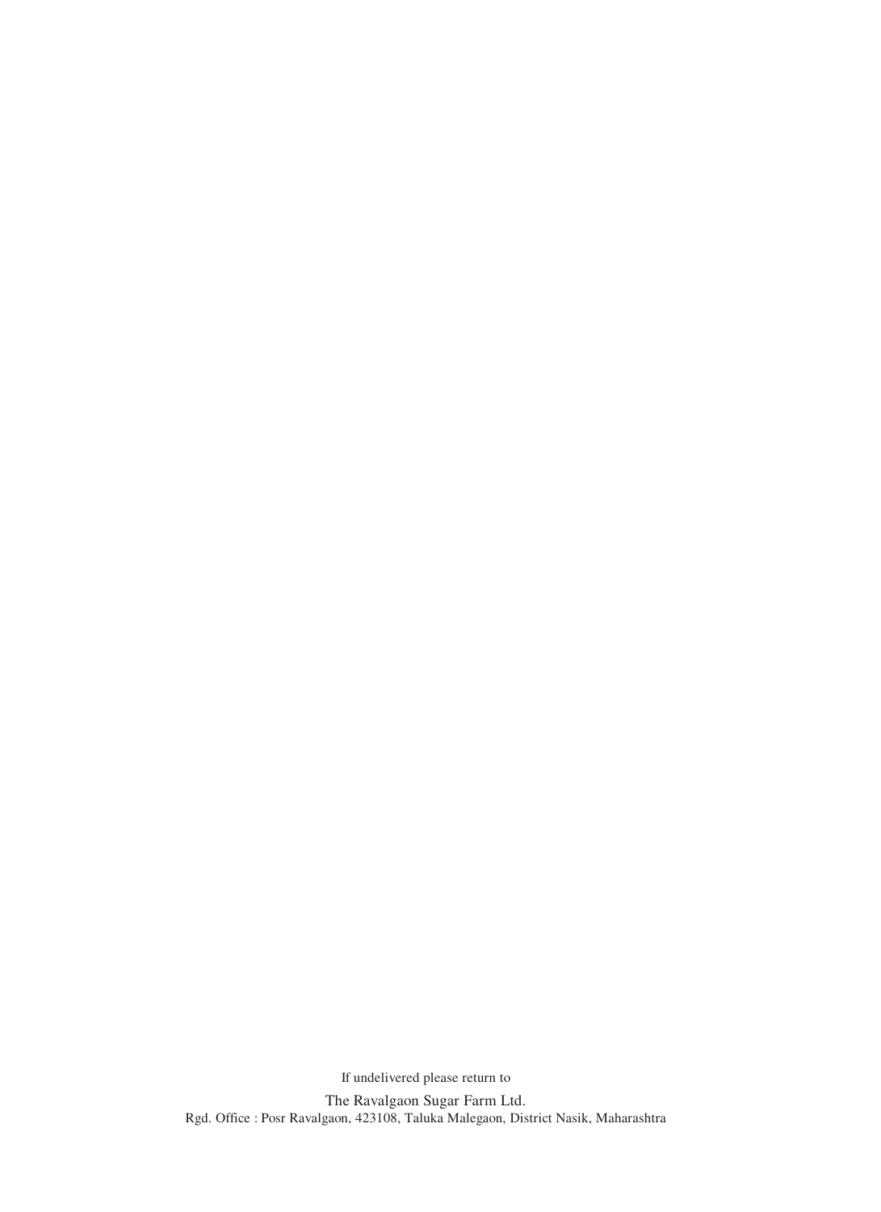If undelivered please return to

The Ravalgaon Sugar Farm Ltd.

Rgd. Office : Posr Ravalgaon, 423108, Taluka Malegaon, District Nasik, Maharashtra